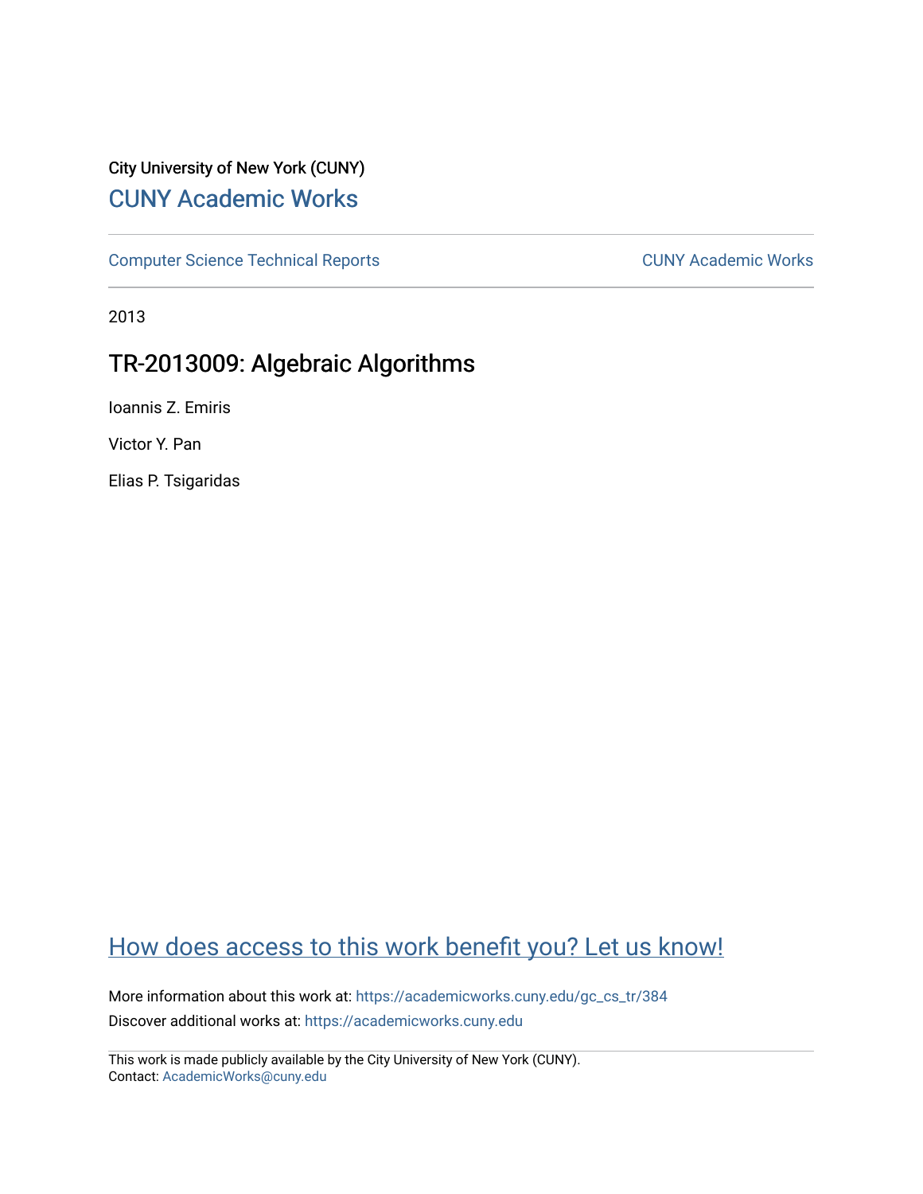City University of New York (CUNY)

CUNY Academic Works

Computer Science Technical Reports

CUNY Academic Works

2013

# TR-2013009: Algebraic Algorithms

Ioannis Z. Emiris

Victor Y. Pan

Elias P. Tsigaridas

How does access to this work benefit you? Let us know!

More information about this work at: https://academicworks.cuny.edu/gc_cs_tr/384

Discover additional works at: https://academicworks.cuny.edu

This work is made publicly available by the City University of New York (CUNY).
Contact: AcademicWorks@cuny.edu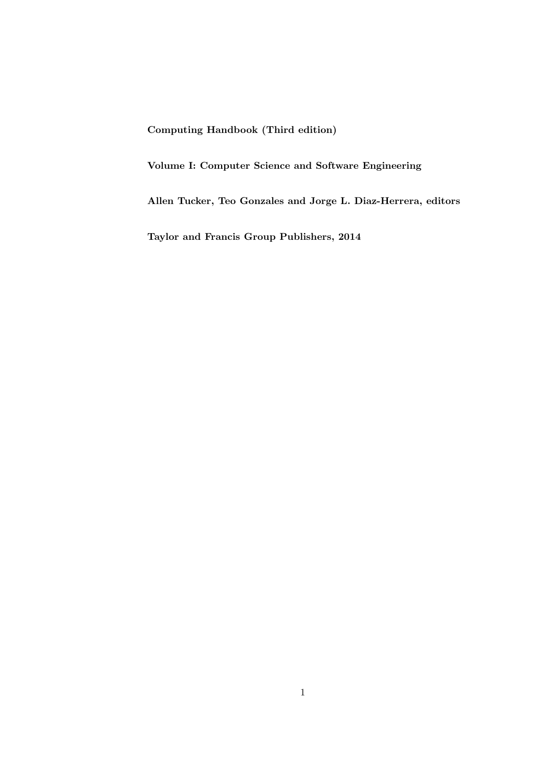**Computing Handbook (Third edition)**

**Volume I: Computer Science and Software Engineering**

**Allen Tucker, Teo Gonzales and Jorge L. Diaz-Herrera, editors**

**Taylor and Francis Group Publishers, 2014**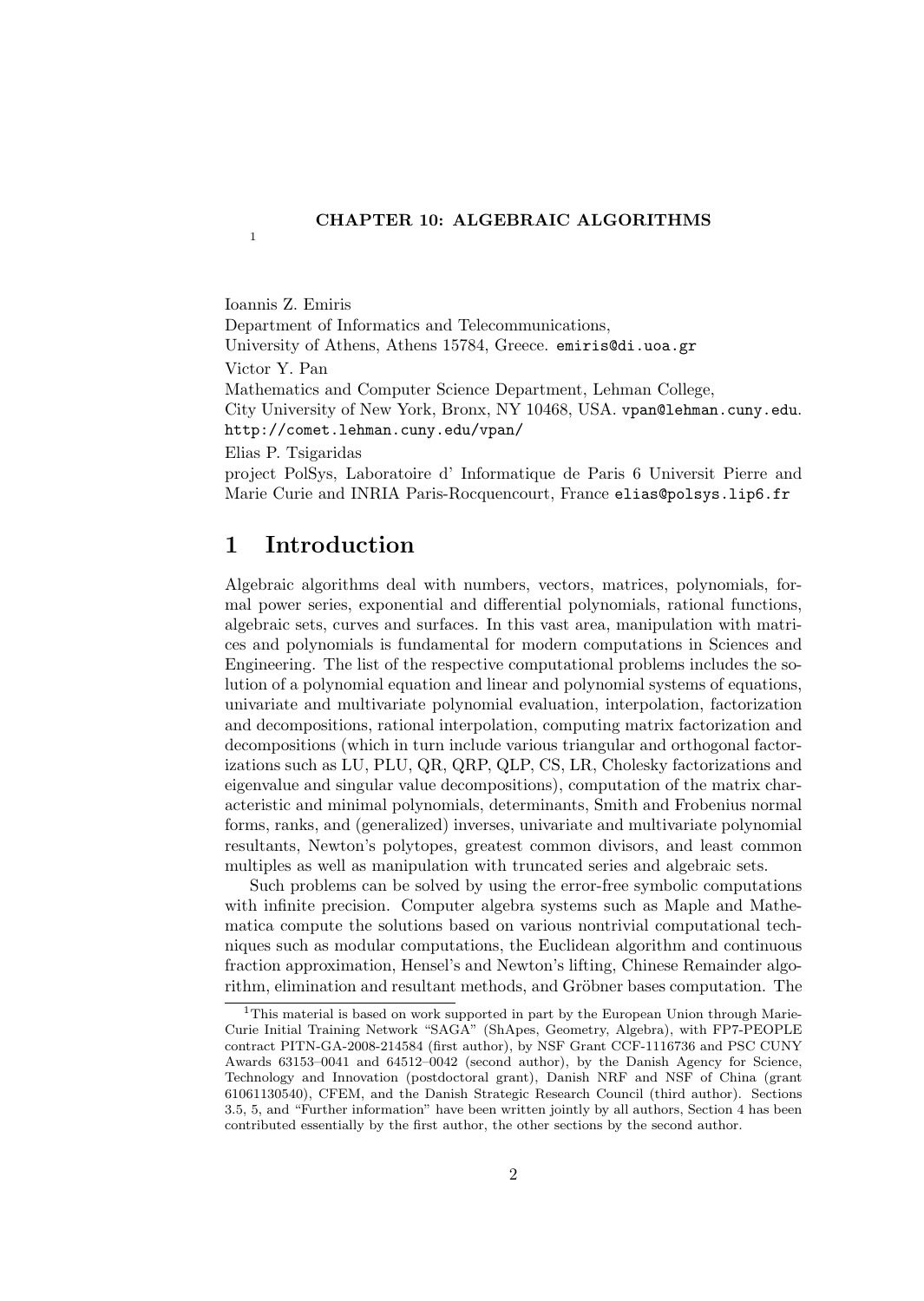**CHAPTER 10: ALGEBRAIC ALGORITHMS**

[1]

Ioannis Z. Emiris
Department of Informatics and Telecommunications,
University of Athens, Athens 15784, Greece. emiris@di.uoa.gr
Victor Y. Pan
Mathematics and Computer Science Department, Lehman College,
City University of New York, Bronx, NY 10468, USA. vpan@lehman.cuny.edu.
http://comet.lehman.cuny.edu/vpan/
Elias P. Tsigaridas
project PolSys, Laboratoire d' Informatique de Paris 6 Universit Pierre and Marie Curie and INRIA Paris-Rocquencourt, France elias@polsys.lip6.fr

# 1 Introduction

Algebraic algorithms deal with numbers, vectors, matrices, polynomials, formal power series, exponential and differential polynomials, rational functions, algebraic sets, curves and surfaces. In this vast area, manipulation with matrices and polynomials is fundamental for modern computations in Sciences and Engineering. The list of the respective computational problems includes the solution of a polynomial equation and linear and polynomial systems of equations, univariate and multivariate polynomial evaluation, interpolation, factorization and decompositions, rational interpolation, computing matrix factorization and decompositions (which in turn include various triangular and orthogonal factorizations such as LU, PLU, QR, QRP, QLP, CS, LR, Cholesky factorizations and eigenvalue and singular value decompositions), computation of the matrix characteristic and minimal polynomials, determinants, Smith and Frobenius normal forms, ranks, and (generalized) inverses, univariate and multivariate polynomial resultants, Newton's polytopes, greatest common divisors, and least common multiples as well as manipulation with truncated series and algebraic sets.

Such problems can be solved by using the error-free symbolic computations with infinite precision. Computer algebra systems such as Maple and Mathematica compute the solutions based on various nontrivial computational techniques such as modular computations, the Euclidean algorithm and continuous fraction approximation, Hensel's and Newton's lifting, Chinese Remainder algorithm, elimination and resultant methods, and Gröbner bases computation. The

[1]This material is based on work supported in part by the European Union through Marie-Curie Initial Training Network "SAGA" (ShApes, Geometry, Algebra), with FP7-PEOPLE contract PITN-GA-2008-214584 (first author), by NSF Grant CCF-1116736 and PSC CUNY Awards 63153–0041 and 64512–0042 (second author), by the Danish Agency for Science, Technology and Innovation (postdoctoral grant), Danish NRF and NSF of China (grant 61061130540), CFEM, and the Danish Strategic Research Council (third author). Sections 3.5, 5, and "Further information" have been written jointly by all authors, Section 4 has been contributed essentially by the first author, the other sections by the second author.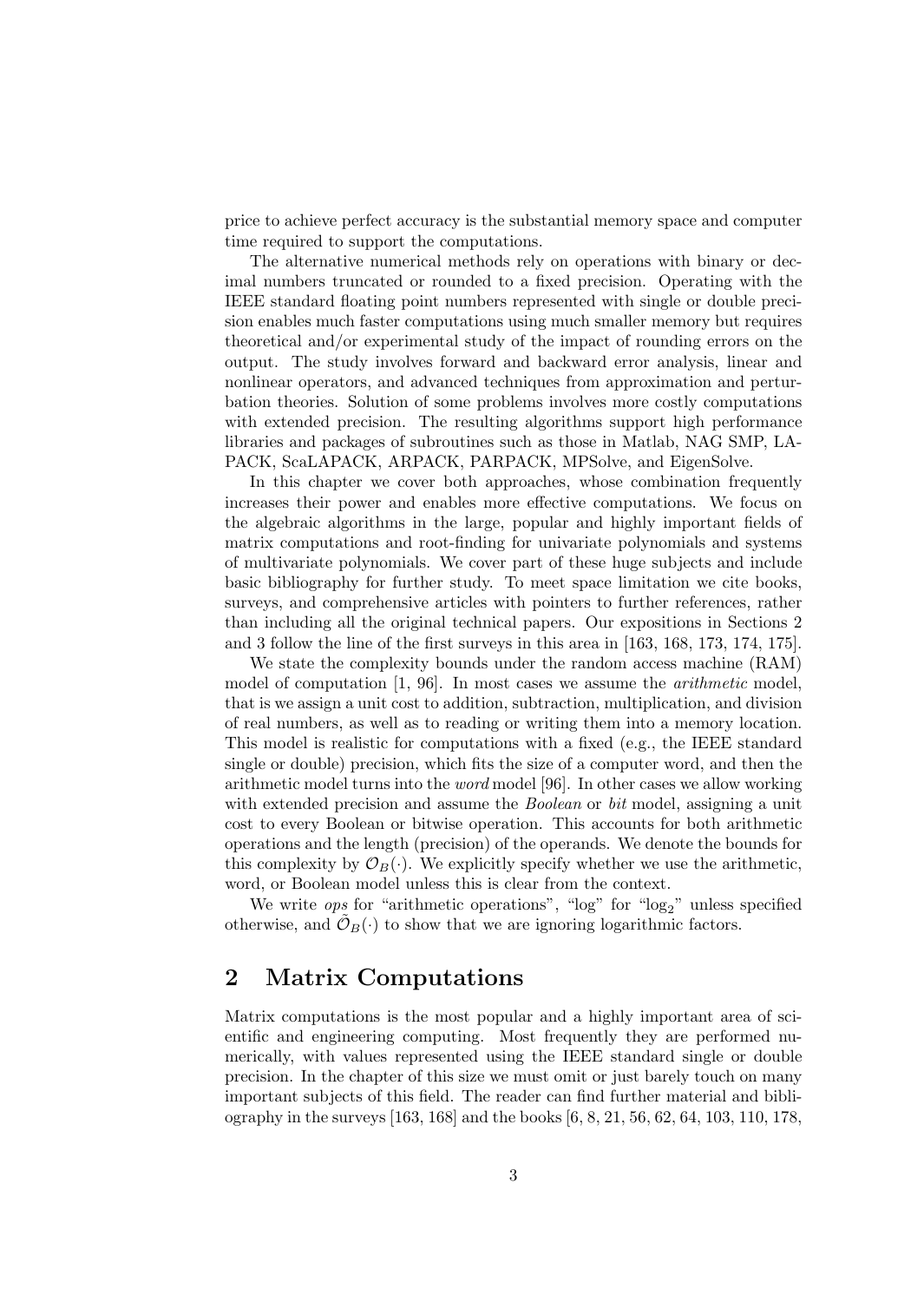price to achieve perfect accuracy is the substantial memory space and computer time required to support the computations.

The alternative numerical methods rely on operations with binary or decimal numbers truncated or rounded to a fixed precision. Operating with the IEEE standard floating point numbers represented with single or double precision enables much faster computations using much smaller memory but requires theoretical and/or experimental study of the impact of rounding errors on the output. The study involves forward and backward error analysis, linear and nonlinear operators, and advanced techniques from approximation and perturbation theories. Solution of some problems involves more costly computations with extended precision. The resulting algorithms support high performance libraries and packages of subroutines such as those in Matlab, NAG SMP, LAPACK, ScaLAPACK, ARPACK, PARPACK, MPSolve, and EigenSolve.

In this chapter we cover both approaches, whose combination frequently increases their power and enables more effective computations. We focus on the algebraic algorithms in the large, popular and highly important fields of matrix computations and root-finding for univariate polynomials and systems of multivariate polynomials. We cover part of these huge subjects and include basic bibliography for further study. To meet space limitation we cite books, surveys, and comprehensive articles with pointers to further references, rather than including all the original technical papers. Our expositions in Sections 2 and 3 follow the line of the first surveys in this area in [163, 168, 173, 174, 175].

We state the complexity bounds under the random access machine (RAM) model of computation [1, 96]. In most cases we assume the *arithmetic* model, that is we assign a unit cost to addition, subtraction, multiplication, and division of real numbers, as well as to reading or writing them into a memory location. This model is realistic for computations with a fixed (e.g., the IEEE standard single or double) precision, which fits the size of a computer word, and then the arithmetic model turns into the *word* model [96]. In other cases we allow working with extended precision and assume the *Boolean* or *bit* model, assigning a unit cost to every Boolean or bitwise operation. This accounts for both arithmetic operations and the length (precision) of the operands. We denote the bounds for this complexity by $\mathcal{O}_B(\cdot)$. We explicitly specify whether we use the arithmetic, word, or Boolean model unless this is clear from the context.

We write *ops* for "arithmetic operations", "log" for "$\log_2$" unless specified otherwise, and $\tilde{\mathcal{O}}_B(\cdot)$ to show that we are ignoring logarithmic factors.

## 2 Matrix Computations

Matrix computations is the most popular and a highly important area of scientific and engineering computing. Most frequently they are performed numerically, with values represented using the IEEE standard single or double precision. In the chapter of this size we must omit or just barely touch on many important subjects of this field. The reader can find further material and bibliography in the surveys [163, 168] and the books [6, 8, 21, 56, 62, 64, 103, 110, 178,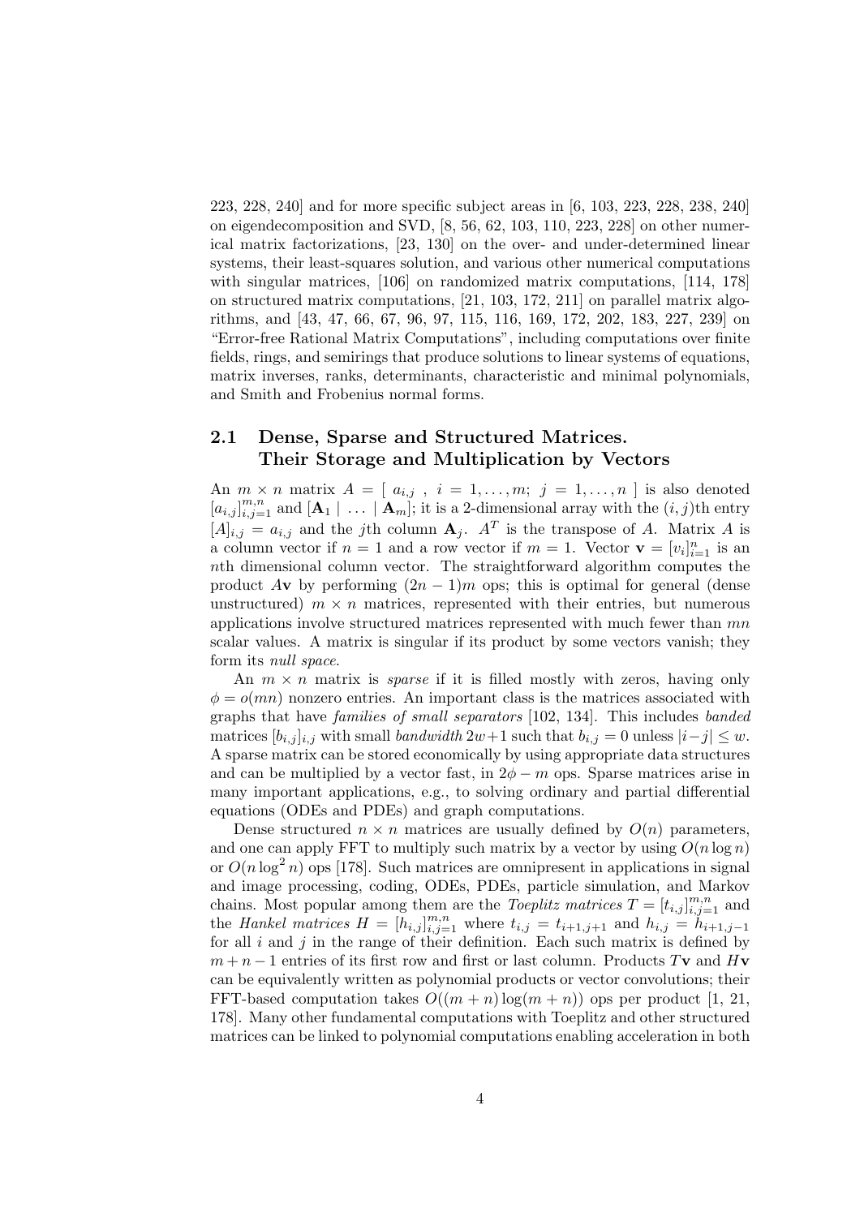223, 228, 240] and for more specific subject areas in [6, 103, 223, 228, 238, 240] on eigendecomposition and SVD, [8, 56, 62, 103, 110, 223, 228] on other numerical matrix factorizations, [23, 130] on the over- and under-determined linear systems, their least-squares solution, and various other numerical computations with singular matrices, [106] on randomized matrix computations, [114, 178] on structured matrix computations, [21, 103, 172, 211] on parallel matrix algorithms, and [43, 47, 66, 67, 96, 97, 115, 116, 169, 172, 202, 183, 227, 239] on "Error-free Rational Matrix Computations", including computations over finite fields, rings, and semirings that produce solutions to linear systems of equations, matrix inverses, ranks, determinants, characteristic and minimal polynomials, and Smith and Frobenius normal forms.

## 2.1 Dense, Sparse and Structured Matrices. Their Storage and Multiplication by Vectors

An $m \times n$ matrix $A = [\ a_{i,j}\ ,\ i = 1, \dots, m;\ j = 1, \dots, n\ ]$ is also denoted $[a_{i,j}]_{i,j=1}^{m,n}$ and $[\mathbf{A}_1 \mid \dots \mid \mathbf{A}_m]$; it is a 2-dimensional array with the $(i,j)$th entry $[A]_{i,j} = a_{i,j}$ and the $j$th column $\mathbf{A}_j$. $A^T$ is the transpose of $A$. Matrix $A$ is a column vector if $n = 1$ and a row vector if $m = 1$. Vector $\mathbf{v} = [v_i]_{i=1}^n$ is an $n$th dimensional column vector. The straightforward algorithm computes the product $A\mathbf{v}$ by performing $(2n-1)m$ ops; this is optimal for general (dense unstructured) $m \times n$ matrices, represented with their entries, but numerous applications involve structured matrices represented with much fewer than $mn$ scalar values. A matrix is singular if its product by some vectors vanish; they form its *null space*.

An $m \times n$ matrix is *sparse* if it is filled mostly with zeros, having only $\phi = o(mn)$ nonzero entries. An important class is the matrices associated with graphs that have *families of small separators* [102, 134]. This includes *banded* matrices $[b_{i,j}]_{i,j}$ with small *bandwidth* $2w+1$ such that $b_{i,j} = 0$ unless $|i-j| \le w$. A sparse matrix can be stored economically by using appropriate data structures and can be multiplied by a vector fast, in $2\phi - m$ ops. Sparse matrices arise in many important applications, e.g., to solving ordinary and partial differential equations (ODEs and PDEs) and graph computations.

Dense structured $n \times n$ matrices are usually defined by $O(n)$ parameters, and one can apply FFT to multiply such matrix by a vector by using $O(n \log n)$ or $O(n \log^2 n)$ ops [178]. Such matrices are omnipresent in applications in signal and image processing, coding, ODEs, PDEs, particle simulation, and Markov chains. Most popular among them are the *Toeplitz matrices* $T = [t_{i,j}]_{i,j=1}^{m,n}$ and the *Hankel matrices* $H = [h_{i,j}]_{i,j=1}^{m,n}$ where $t_{i,j} = t_{i+1,j+1}$ and $h_{i,j} = h_{i+1,j-1}$ for all $i$ and $j$ in the range of their definition. Each such matrix is defined by $m + n - 1$ entries of its first row and first or last column. Products $T\mathbf{v}$ and $H\mathbf{v}$ can be equivalently written as polynomial products or vector convolutions; their FFT-based computation takes $O((m+n)\log(m+n))$ ops per product [1, 21, 178]. Many other fundamental computations with Toeplitz and other structured matrices can be linked to polynomial computations enabling acceleration in both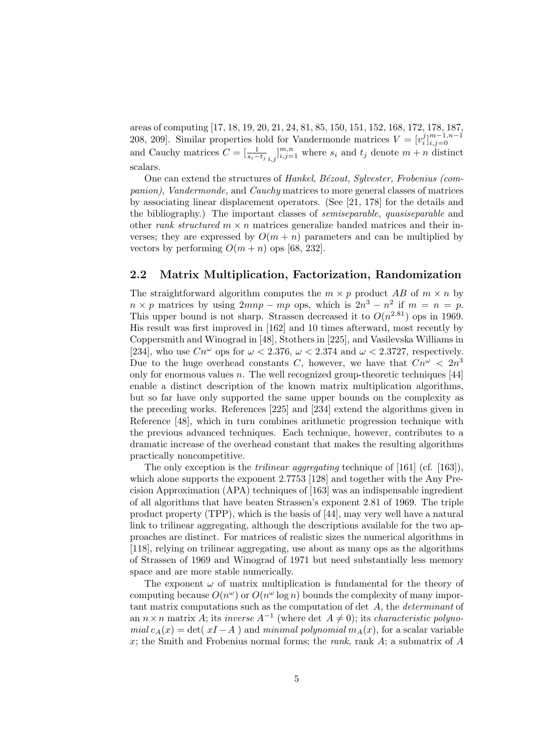areas of computing [17, 18, 19, 20, 21, 24, 81, 85, 150, 151, 152, 168, 172, 178, 187, 208, 209]. Similar properties hold for Vandermonde matrices $V = [v_i^j]_{i,j=0}^{m-1,n-1}$ and Cauchy matrices $C = [\frac{1}{s_i - t_j}{}_{i,j}]_{i,j=1}^{m,n}$ where $s_i$ and $t_j$ denote $m+n$ distinct scalars.

One can extend the structures of *Hankel*, *Bézout, Sylvester, Frobenius (companion)*, *Vandermonde,* and *Cauchy* matrices to more general classes of matrices by associating linear displacement operators. (See [21, 178] for the details and the bibliography.) The important classes of *semiseparable*, *quasiseparable* and other *rank structured* $m \times n$ matrices generalize banded matrices and their inverses; they are expressed by $O(m+n)$ parameters and can be multiplied by vectors by performing $O(m+n)$ ops [68, 232].

## 2.2 Matrix Multiplication, Factorization, Randomization

The straightforward algorithm computes the $m \times p$ product $AB$ of $m \times n$ by $n \times p$ matrices by using $2mnp - mp$ ops, which is $2n^3 - n^2$ if $m = n = p$. This upper bound is not sharp. Strassen decreased it to $O(n^{2.81})$ ops in 1969. His result was first improved in [162] and 10 times afterward, most recently by Coppersmith and Winograd in [48], Stothers in [225], and Vasilevska Williams in [234], who use $Cn^\omega$ ops for $\omega < 2.376$, $\omega < 2.374$ and $\omega < 2.3727$, respectively. Due to the huge overhead constants $C$, however, we have that $Cn^\omega < 2n^3$ only for enormous values $n$. The well recognized group-theoretic techniques [44] enable a distinct description of the known matrix multiplication algorithms, but so far have only supported the same upper bounds on the complexity as the preceding works. References [225] and [234] extend the algorithms given in Reference [48], which in turn combines arithmetic progression technique with the previous advanced techniques. Each technique, however, contributes to a dramatic increase of the overhead constant that makes the resulting algorithms practically noncompetitive.

The only exception is the *trilinear aggregating* technique of [161] (cf. [163]), which alone supports the exponent 2.7753 [128] and together with the Any Precision Approximation (APA) techniques of [163] was an indispensable ingredient of all algorithms that have beaten Strassen's exponent 2.81 of 1969. The triple product property (TPP), which is the basis of [44], may very well have a natural link to trilinear aggregating, although the descriptions available for the two approaches are distinct. For matrices of realistic sizes the numerical algorithms in [118], relying on trilinear aggregating, use about as many ops as the algorithms of Strassen of 1969 and Winograd of 1971 but need substantially less memory space and are more stable numerically.

The exponent $\omega$ of matrix multiplication is fundamental for the theory of computing because $O(n^\omega)$ or $O(n^\omega \log n)$ bounds the complexity of many important matrix computations such as the computation of det $A$, the *determinant* of an $n \times n$ matrix $A$; its *inverse* $A^{-1}$ (where det $A \neq 0$); its *characteristic polynomial* $c_A(x) = \det(\,xI - A\,)$ and *minimal polynomial* $m_A(x)$, for a scalar variable $x$; the Smith and Frobenius normal forms; the *rank,* rank $A$; a submatrix of $A$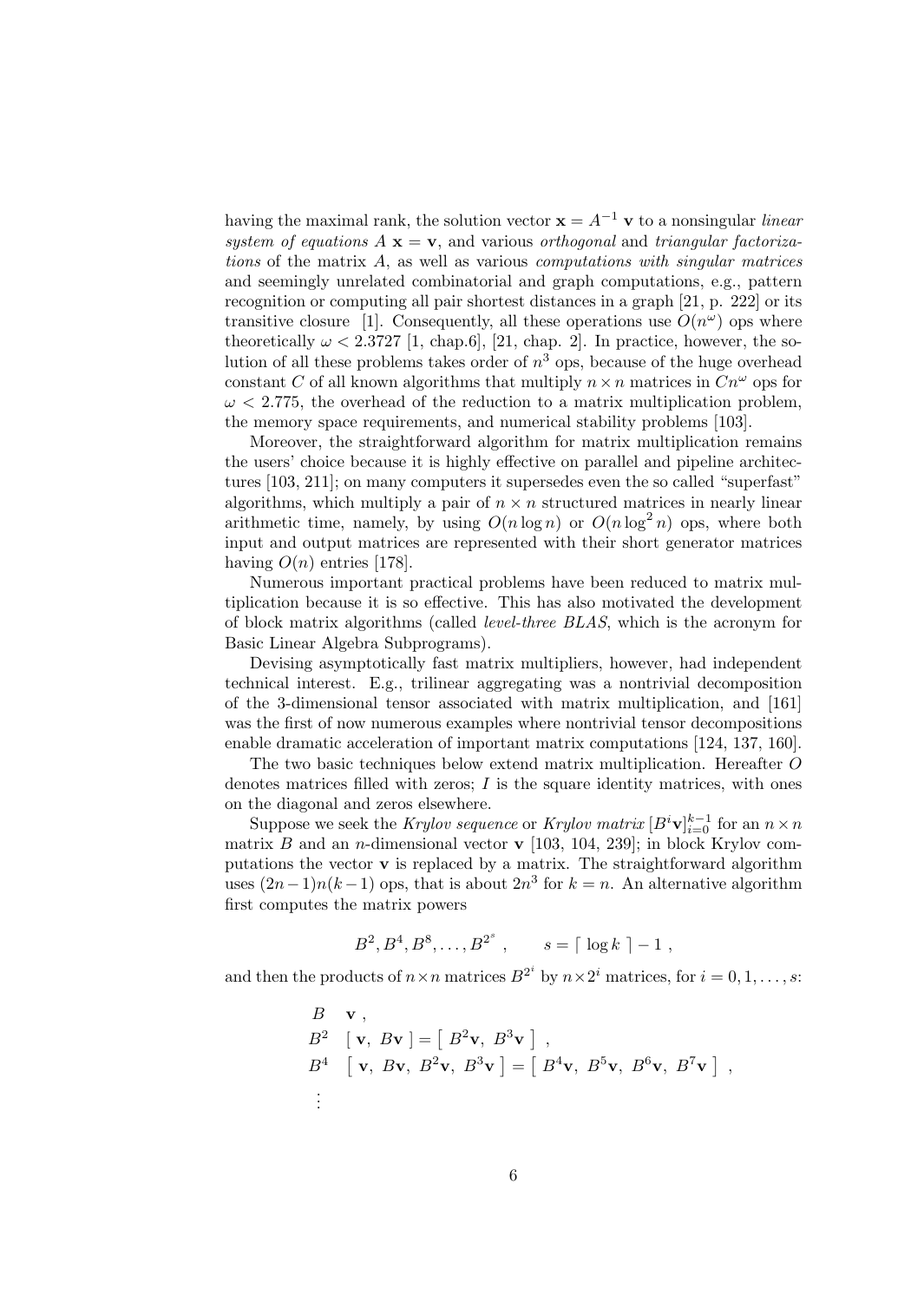having the maximal rank, the solution vector $\mathbf{x} = A^{-1}\,\mathbf{v}$ to a nonsingular *linear system of equations* $A\,\mathbf{x} = \mathbf{v}$, and various *orthogonal* and *triangular factorizations* of the matrix $A$, as well as various *computations with singular matrices* and seemingly unrelated combinatorial and graph computations, e.g., pattern recognition or computing all pair shortest distances in a graph [21, p. 222] or its transitive closure [1]. Consequently, all these operations use $O(n^\omega)$ ops where theoretically $\omega < 2.3727$ [1, chap.6], [21, chap. 2]. In practice, however, the solution of all these problems takes order of $n^3$ ops, because of the huge overhead constant $C$ of all known algorithms that multiply $n \times n$ matrices in $Cn^\omega$ ops for $\omega < 2.775$, the overhead of the reduction to a matrix multiplication problem, the memory space requirements, and numerical stability problems [103].

Moreover, the straightforward algorithm for matrix multiplication remains the users' choice because it is highly effective on parallel and pipeline architectures [103, 211]; on many computers it supersedes even the so called "superfast" algorithms, which multiply a pair of $n \times n$ structured matrices in nearly linear arithmetic time, namely, by using $O(n \log n)$ or $O(n \log^2 n)$ ops, where both input and output matrices are represented with their short generator matrices having $O(n)$ entries [178].

Numerous important practical problems have been reduced to matrix multiplication because it is so effective. This has also motivated the development of block matrix algorithms (called *level-three BLAS*, which is the acronym for Basic Linear Algebra Subprograms).

Devising asymptotically fast matrix multipliers, however, had independent technical interest. E.g., trilinear aggregating was a nontrivial decomposition of the 3-dimensional tensor associated with matrix multiplication, and [161] was the first of now numerous examples where nontrivial tensor decompositions enable dramatic acceleration of important matrix computations [124, 137, 160].

The two basic techniques below extend matrix multiplication. Hereafter $O$ denotes matrices filled with zeros; $I$ is the square identity matrices, with ones on the diagonal and zeros elsewhere.

Suppose we seek the *Krylov sequence* or *Krylov matrix* $[B^i\mathbf{v}]_{i=0}^{k-1}$ for an $n \times n$ matrix $B$ and an $n$-dimensional vector $\mathbf{v}$ [103, 104, 239]; in block Krylov computations the vector $\mathbf{v}$ is replaced by a matrix. The straightforward algorithm uses $(2n-1)n(k-1)$ ops, that is about $2n^3$ for $k = n$. An alternative algorithm first computes the matrix powers

$$B^2, B^4, B^8, \ldots, B^{2^s}\,, \qquad s = \lceil\, \log k\, \rceil - 1\,,$$

and then the products of $n \times n$ matrices $B^{2^i}$ by $n \times 2^i$ matrices, for $i = 0, 1, \ldots, s$:

$$\begin{array}{ll}
B & \mathbf{v}\,, \\
B^2 & [\,\mathbf{v},\ B\mathbf{v}\,] = [\,B^2\mathbf{v},\ B^3\mathbf{v}\,]\ , \\
B^4 & [\,\mathbf{v},\ B\mathbf{v},\ B^2\mathbf{v},\ B^3\mathbf{v}\,] = [\,B^4\mathbf{v},\ B^5\mathbf{v},\ B^6\mathbf{v},\ B^7\mathbf{v}\,]\ , \\
\vdots & 
\end{array}$$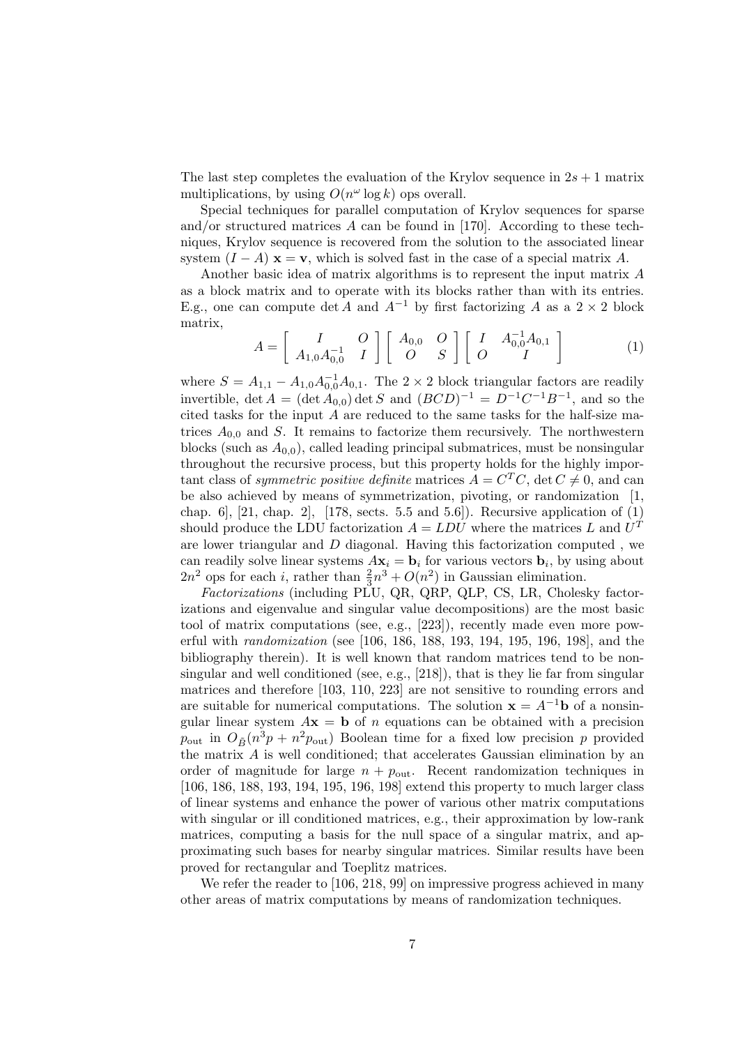The last step completes the evaluation of the Krylov sequence in $2s+1$ matrix multiplications, by using $O(n^{\omega} \log k)$ ops overall.

Special techniques for parallel computation of Krylov sequences for sparse and/or structured matrices $A$ can be found in [170]. According to these techniques, Krylov sequence is recovered from the solution to the associated linear system $(I - A)\,\mathbf{x} = \mathbf{v}$, which is solved fast in the case of a special matrix $A$.

Another basic idea of matrix algorithms is to represent the input matrix $A$ as a block matrix and to operate with its blocks rather than with its entries. E.g., one can compute $\det A$ and $A^{-1}$ by first factorizing $A$ as a $2 \times 2$ block matrix,

$$A = \begin{bmatrix} I & O \\ A_{1,0}A_{0,0}^{-1} & I \end{bmatrix} \begin{bmatrix} A_{0,0} & O \\ O & S \end{bmatrix} \begin{bmatrix} I & A_{0,0}^{-1}A_{0,1} \\ O & I \end{bmatrix} \tag{1}$$

where $S = A_{1,1} - A_{1,0}A_{0,0}^{-1}A_{0,1}$. The $2 \times 2$ block triangular factors are readily invertible, $\det A = (\det A_{0,0}) \det S$ and $(BCD)^{-1} = D^{-1}C^{-1}B^{-1}$, and so the cited tasks for the input $A$ are reduced to the same tasks for the half-size matrices $A_{0,0}$ and $S$. It remains to factorize them recursively. The northwestern blocks (such as $A_{0,0}$), called leading principal submatrices, must be nonsingular throughout the recursive process, but this property holds for the highly important class of *symmetric positive definite* matrices $A = C^T C$, $\det C \neq 0$, and can be also achieved by means of symmetrization, pivoting, or randomization [1, chap. 6], [21, chap. 2], [178, sects. 5.5 and 5.6]). Recursive application of (1) should produce the LDU factorization $A = LDU$ where the matrices $L$ and $U^T$ are lower triangular and $D$ diagonal. Having this factorization computed , we can readily solve linear systems $A\mathbf{x}_i = \mathbf{b}_i$ for various vectors $\mathbf{b}_i$, by using about $2n^2$ ops for each $i$, rather than $\frac{2}{3}n^3 + O(n^2)$ in Gaussian elimination.

*Factorizations* (including PLU, QR, QRP, QLP, CS, LR, Cholesky factorizations and eigenvalue and singular value decompositions) are the most basic tool of matrix computations (see, e.g., [223]), recently made even more powerful with *randomization* (see [106, 186, 188, 193, 194, 195, 196, 198], and the bibliography therein). It is well known that random matrices tend to be nonsingular and well conditioned (see, e.g., [218]), that is they lie far from singular matrices and therefore [103, 110, 223] are not sensitive to rounding errors and are suitable for numerical computations. The solution $\mathbf{x} = A^{-1}\mathbf{b}$ of a nonsingular linear system $A\mathbf{x} = \mathbf{b}$ of $n$ equations can be obtained with a precision $p_{\text{out}}$ in $O_{\tilde{B}}(n^3 p + n^2 p_{\text{out}})$ Boolean time for a fixed low precision $p$ provided the matrix $A$ is well conditioned; that accelerates Gaussian elimination by an order of magnitude for large $n + p_{\text{out}}$. Recent randomization techniques in [106, 186, 188, 193, 194, 195, 196, 198] extend this property to much larger class of linear systems and enhance the power of various other matrix computations with singular or ill conditioned matrices, e.g., their approximation by low-rank matrices, computing a basis for the null space of a singular matrix, and approximating such bases for nearby singular matrices. Similar results have been proved for rectangular and Toeplitz matrices.

We refer the reader to [106, 218, 99] on impressive progress achieved in many other areas of matrix computations by means of randomization techniques.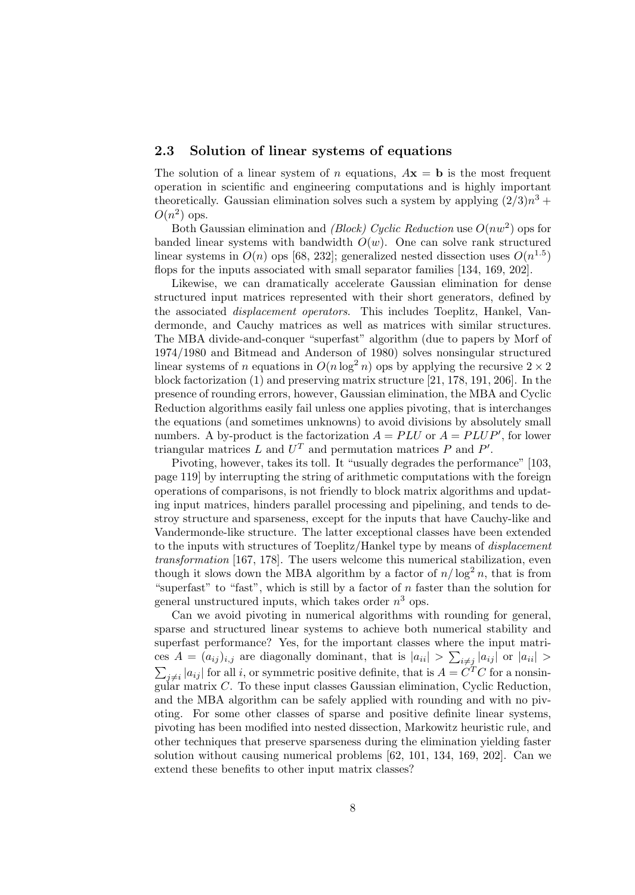## 2.3 Solution of linear systems of equations

The solution of a linear system of $n$ equations, $A\mathbf{x} = \mathbf{b}$ is the most frequent operation in scientific and engineering computations and is highly important theoretically. Gaussian elimination solves such a system by applying $(2/3)n^3 + O(n^2)$ ops.

Both Gaussian elimination and *(Block) Cyclic Reduction* use $O(nw^2)$ ops for banded linear systems with bandwidth $O(w)$. One can solve rank structured linear systems in $O(n)$ ops [68, 232]; generalized nested dissection uses $O(n^{1.5})$ flops for the inputs associated with small separator families [134, 169, 202].

Likewise, we can dramatically accelerate Gaussian elimination for dense structured input matrices represented with their short generators, defined by the associated *displacement operators*. This includes Toeplitz, Hankel, Vandermonde, and Cauchy matrices as well as matrices with similar structures. The MBA divide-and-conquer "superfast" algorithm (due to papers by Morf of 1974/1980 and Bitmead and Anderson of 1980) solves nonsingular structured linear systems of $n$ equations in $O(n \log^2 n)$ ops by applying the recursive $2 \times 2$ block factorization (1) and preserving matrix structure [21, 178, 191, 206]. In the presence of rounding errors, however, Gaussian elimination, the MBA and Cyclic Reduction algorithms easily fail unless one applies pivoting, that is interchanges the equations (and sometimes unknowns) to avoid divisions by absolutely small numbers. A by-product is the factorization $A = PLU$ or $A = PLUP'$, for lower triangular matrices $L$ and $U^T$ and permutation matrices $P$ and $P'$.

Pivoting, however, takes its toll. It "usually degrades the performance" [103, page 119] by interrupting the string of arithmetic computations with the foreign operations of comparisons, is not friendly to block matrix algorithms and updating input matrices, hinders parallel processing and pipelining, and tends to destroy structure and sparseness, except for the inputs that have Cauchy-like and Vandermonde-like structure. The latter exceptional classes have been extended to the inputs with structures of Toeplitz/Hankel type by means of *displacement transformation* [167, 178]. The users welcome this numerical stabilization, even though it slows down the MBA algorithm by a factor of $n/\log^2 n$, that is from "superfast" to "fast", which is still by a factor of $n$ faster than the solution for general unstructured inputs, which takes order $n^3$ ops.

Can we avoid pivoting in numerical algorithms with rounding for general, sparse and structured linear systems to achieve both numerical stability and superfast performance? Yes, for the important classes where the input matrices $A = (a_{ij})_{i,j}$ are diagonally dominant, that is $|a_{ii}| > \sum_{i \neq j} |a_{ij}|$ or $|a_{ii}| > \sum_{j \neq i} |a_{ij}|$ for all $i$, or symmetric positive definite, that is $A = C^T C$ for a nonsingular matrix $C$. To these input classes Gaussian elimination, Cyclic Reduction, and the MBA algorithm can be safely applied with rounding and with no pivoting. For some other classes of sparse and positive definite linear systems, pivoting has been modified into nested dissection, Markowitz heuristic rule, and other techniques that preserve sparseness during the elimination yielding faster solution without causing numerical problems [62, 101, 134, 169, 202]. Can we extend these benefits to other input matrix classes?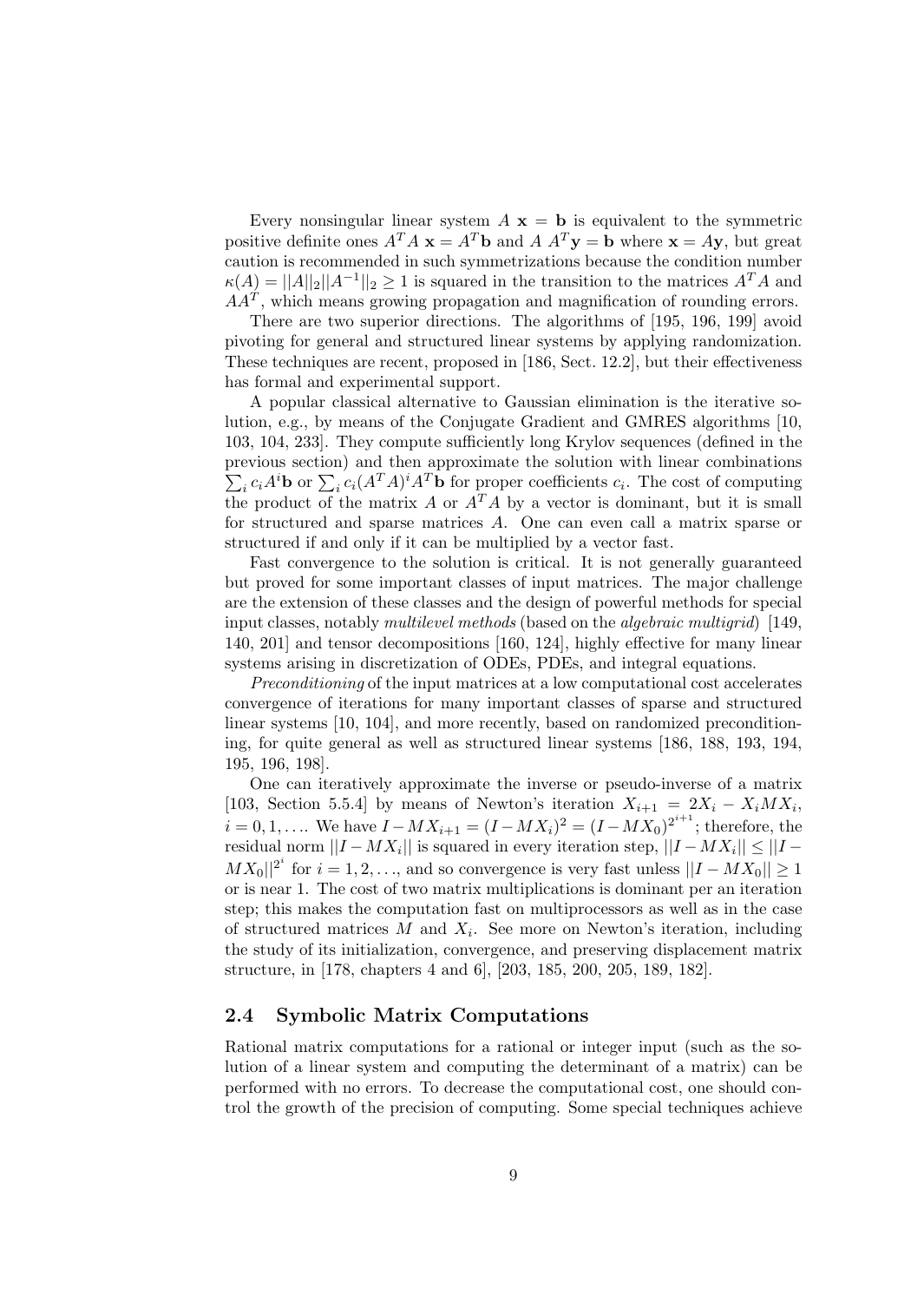Every nonsingular linear system $A\ \mathbf{x} = \mathbf{b}$ is equivalent to the symmetric positive definite ones $A^T A\ \mathbf{x} = A^T \mathbf{b}$ and $A\ A^T \mathbf{y} = \mathbf{b}$ where $\mathbf{x} = A\mathbf{y}$, but great caution is recommended in such symmetrizations because the condition number $\kappa(A) = ||A||_2 ||A^{-1}||_2 \geq 1$ is squared in the transition to the matrices $A^T A$ and $AA^T$, which means growing propagation and magnification of rounding errors.

There are two superior directions. The algorithms of [195, 196, 199] avoid pivoting for general and structured linear systems by applying randomization. These techniques are recent, proposed in [186, Sect. 12.2], but their effectiveness has formal and experimental support.

A popular classical alternative to Gaussian elimination is the iterative solution, e.g., by means of the Conjugate Gradient and GMRES algorithms [10, 103, 104, 233]. They compute sufficiently long Krylov sequences (defined in the previous section) and then approximate the solution with linear combinations $\sum_i c_i A^i \mathbf{b}$ or $\sum_i c_i (A^T A)^i A^T \mathbf{b}$ for proper coefficients $c_i$. The cost of computing the product of the matrix $A$ or $A^T A$ by a vector is dominant, but it is small for structured and sparse matrices $A$. One can even call a matrix sparse or structured if and only if it can be multiplied by a vector fast.

Fast convergence to the solution is critical. It is not generally guaranteed but proved for some important classes of input matrices. The major challenge are the extension of these classes and the design of powerful methods for special input classes, notably *multilevel methods* (based on the *algebraic multigrid*) [149, 140, 201] and tensor decompositions [160, 124], highly effective for many linear systems arising in discretization of ODEs, PDEs, and integral equations.

*Preconditioning* of the input matrices at a low computational cost accelerates convergence of iterations for many important classes of sparse and structured linear systems [10, 104], and more recently, based on randomized preconditioning, for quite general as well as structured linear systems [186, 188, 193, 194, 195, 196, 198].

One can iteratively approximate the inverse or pseudo-inverse of a matrix [103, Section 5.5.4] by means of Newton's iteration $X_{i+1} = 2X_i - X_i M X_i$, $i = 0, 1, \ldots$. We have $I - MX_{i+1} = (I - MX_i)^2 = (I - MX_0)^{2^{i+1}}$; therefore, the residual norm $||I - MX_i||$ is squared in every iteration step, $||I - MX_i|| \leq ||I - MX_0||^{2^i}$ for $i = 1, 2, \ldots$, and so convergence is very fast unless $||I - MX_0|| \geq 1$ or is near 1. The cost of two matrix multiplications is dominant per an iteration step; this makes the computation fast on multiprocessors as well as in the case of structured matrices $M$ and $X_i$. See more on Newton's iteration, including the study of its initialization, convergence, and preserving displacement matrix structure, in [178, chapters 4 and 6], [203, 185, 200, 205, 189, 182].

## 2.4 Symbolic Matrix Computations

Rational matrix computations for a rational or integer input (such as the solution of a linear system and computing the determinant of a matrix) can be performed with no errors. To decrease the computational cost, one should control the growth of the precision of computing. Some special techniques achieve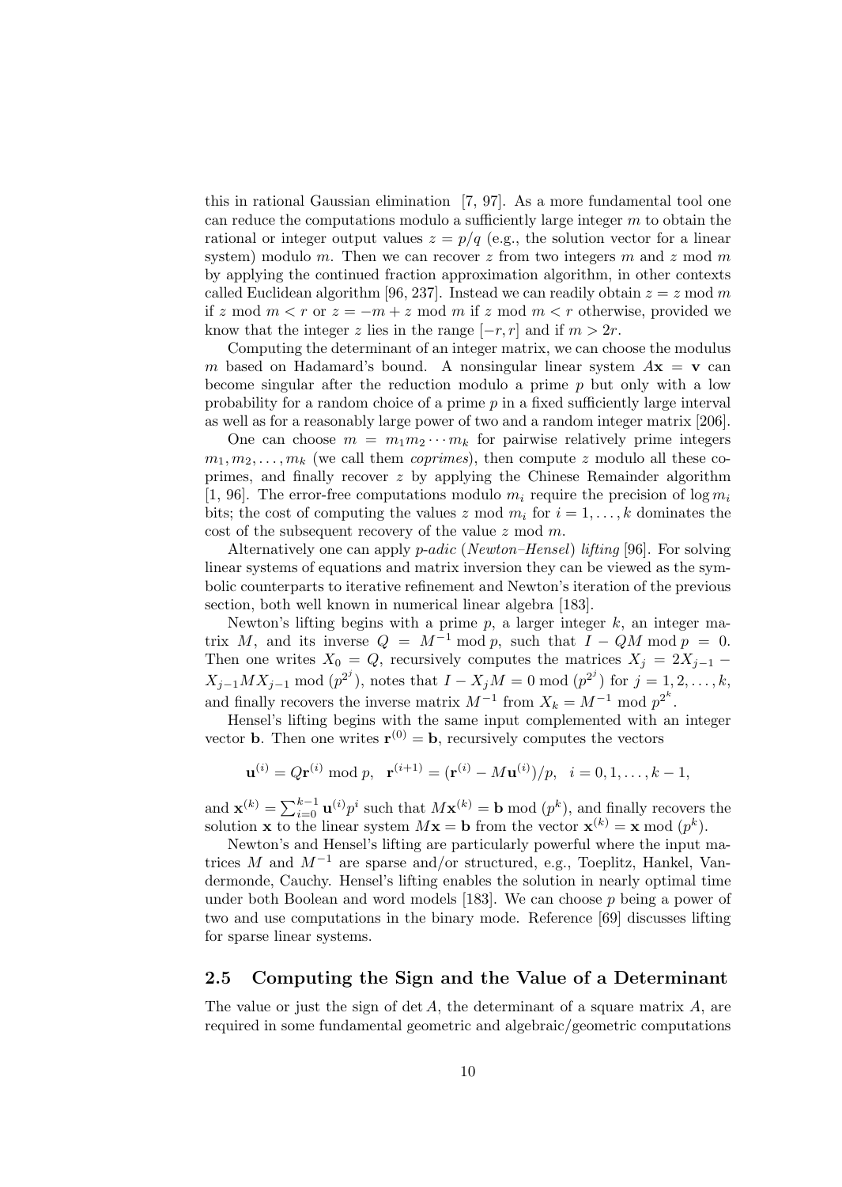this in rational Gaussian elimination [7, 97]. As a more fundamental tool one can reduce the computations modulo a sufficiently large integer $m$ to obtain the rational or integer output values $z = p/q$ (e.g., the solution vector for a linear system) modulo $m$. Then we can recover $z$ from two integers $m$ and $z \bmod m$ by applying the continued fraction approximation algorithm, in other contexts called Euclidean algorithm [96, 237]. Instead we can readily obtain $z = z \bmod m$ if $z \bmod m < r$ or $z = -m + z \bmod m$ if $z \bmod m < r$ otherwise, provided we know that the integer $z$ lies in the range $[-r, r]$ and if $m > 2r$.

Computing the determinant of an integer matrix, we can choose the modulus $m$ based on Hadamard's bound. A nonsingular linear system $A\mathbf{x} = \mathbf{v}$ can become singular after the reduction modulo a prime $p$ but only with a low probability for a random choice of a prime $p$ in a fixed sufficiently large interval as well as for a reasonably large power of two and a random integer matrix [206].

One can choose $m = m_1 m_2 \cdots m_k$ for pairwise relatively prime integers $m_1, m_2, \ldots, m_k$ (we call them *coprimes*), then compute $z$ modulo all these coprimes, and finally recover $z$ by applying the Chinese Remainder algorithm [1, 96]. The error-free computations modulo $m_i$ require the precision of $\log m_i$ bits; the cost of computing the values $z \bmod m_i$ for $i = 1, \ldots, k$ dominates the cost of the subsequent recovery of the value $z \bmod m$.

Alternatively one can apply *p-adic* (*Newton–Hensel*) *lifting* [96]. For solving linear systems of equations and matrix inversion they can be viewed as the symbolic counterparts to iterative refinement and Newton's iteration of the previous section, both well known in numerical linear algebra [183].

Newton's lifting begins with a prime $p$, a larger integer $k$, an integer matrix $M$, and its inverse $Q = M^{-1} \bmod p$, such that $I - QM \bmod p = 0$. Then one writes $X_0 = Q$, recursively computes the matrices $X_j = 2X_{j-1} - X_{j-1}MX_{j-1} \bmod (p^{2^j})$, notes that $I - X_jM = 0 \bmod (p^{2^j})$ for $j = 1, 2, \ldots, k$, and finally recovers the inverse matrix $M^{-1}$ from $X_k = M^{-1} \bmod p^{2^k}$.

Hensel's lifting begins with the same input complemented with an integer vector $\mathbf{b}$. Then one writes $\mathbf{r}^{(0)} = \mathbf{b}$, recursively computes the vectors

$$\mathbf{u}^{(i)} = Q\mathbf{r}^{(i)} \bmod p, \quad \mathbf{r}^{(i+1)} = (\mathbf{r}^{(i)} - M\mathbf{u}^{(i)})/p, \quad i = 0, 1, \ldots, k-1,$$

and $\mathbf{x}^{(k)} = \sum_{i=0}^{k-1} \mathbf{u}^{(i)} p^i$ such that $M\mathbf{x}^{(k)} = \mathbf{b} \bmod (p^k)$, and finally recovers the solution $\mathbf{x}$ to the linear system $M\mathbf{x} = \mathbf{b}$ from the vector $\mathbf{x}^{(k)} = \mathbf{x} \bmod (p^k)$.

Newton's and Hensel's lifting are particularly powerful where the input matrices $M$ and $M^{-1}$ are sparse and/or structured, e.g., Toeplitz, Hankel, Vandermonde, Cauchy. Hensel's lifting enables the solution in nearly optimal time under both Boolean and word models [183]. We can choose $p$ being a power of two and use computations in the binary mode. Reference [69] discusses lifting for sparse linear systems.

## 2.5 Computing the Sign and the Value of a Determinant

The value or just the sign of $\det A$, the determinant of a square matrix $A$, are required in some fundamental geometric and algebraic/geometric computations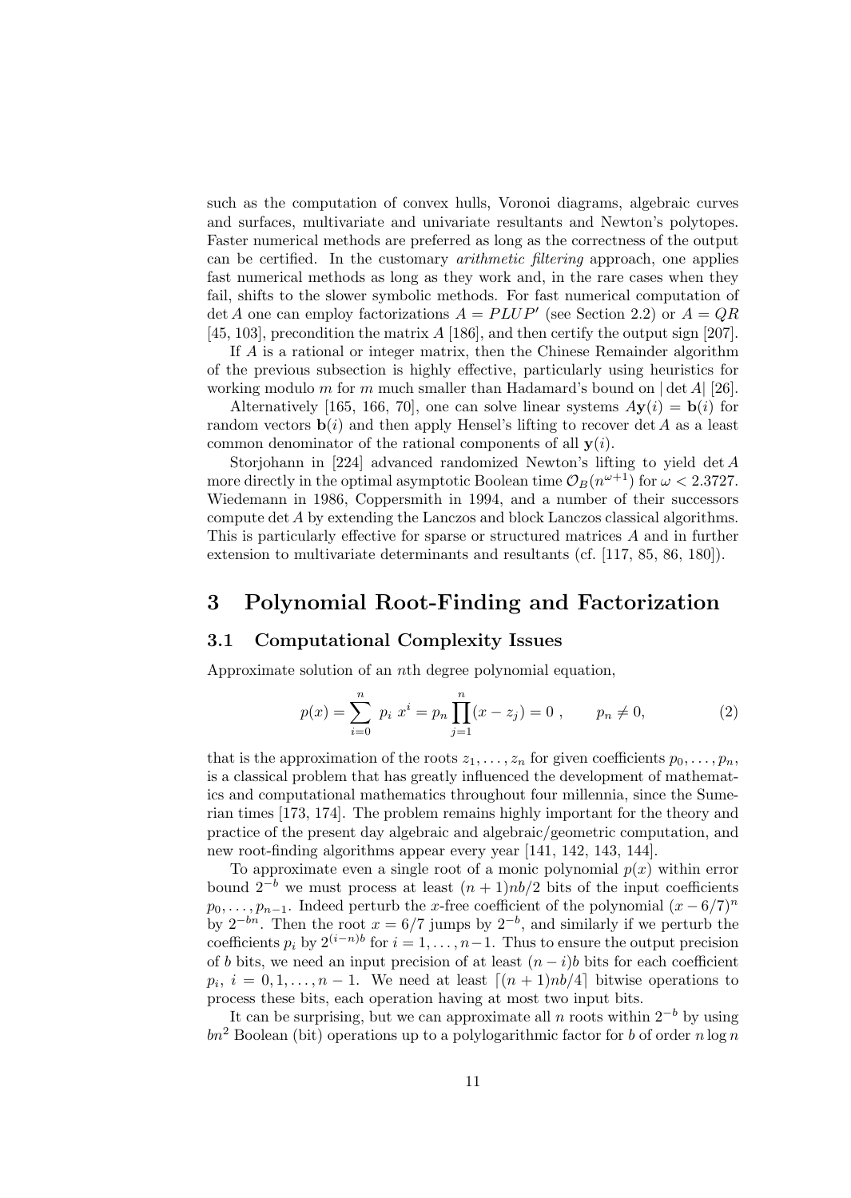such as the computation of convex hulls, Voronoi diagrams, algebraic curves and surfaces, multivariate and univariate resultants and Newton's polytopes. Faster numerical methods are preferred as long as the correctness of the output can be certified. In the customary *arithmetic filtering* approach, one applies fast numerical methods as long as they work and, in the rare cases when they fail, shifts to the slower symbolic methods. For fast numerical computation of $\det A$ one can employ factorizations $A = PLUP'$ (see Section 2.2) or $A = QR$ [45, 103], precondition the matrix $A$ [186], and then certify the output sign [207].

If $A$ is a rational or integer matrix, then the Chinese Remainder algorithm of the previous subsection is highly effective, particularly using heuristics for working modulo $m$ for $m$ much smaller than Hadamard's bound on $|\det A|$ [26].

Alternatively [165, 166, 70], one can solve linear systems $A\mathbf{y}(i) = \mathbf{b}(i)$ for random vectors $\mathbf{b}(i)$ and then apply Hensel's lifting to recover $\det A$ as a least common denominator of the rational components of all $\mathbf{y}(i)$.

Storjohann in [224] advanced randomized Newton's lifting to yield $\det A$ more directly in the optimal asymptotic Boolean time $\mathcal{O}_B(n^{\omega+1})$ for $\omega < 2.3727$. Wiedemann in 1986, Coppersmith in 1994, and a number of their successors compute $\det A$ by extending the Lanczos and block Lanczos classical algorithms. This is particularly effective for sparse or structured matrices $A$ and in further extension to multivariate determinants and resultants (cf. [117, 85, 86, 180]).

# 3 Polynomial Root-Finding and Factorization

## 3.1 Computational Complexity Issues

Approximate solution of an $n$th degree polynomial equation,

$$p(x) = \sum_{i=0}^{n} p_i \, x^i = p_n \prod_{j=1}^{n} (x - z_j) = 0 \, , \qquad p_n \neq 0, \tag{2}$$

that is the approximation of the roots $z_1, \ldots, z_n$ for given coefficients $p_0, \ldots, p_n$, is a classical problem that has greatly influenced the development of mathematics and computational mathematics throughout four millennia, since the Sumerian times [173, 174]. The problem remains highly important for the theory and practice of the present day algebraic and algebraic/geometric computation, and new root-finding algorithms appear every year [141, 142, 143, 144].

To approximate even a single root of a monic polynomial $p(x)$ within error bound $2^{-b}$ we must process at least $(n+1)nb/2$ bits of the input coefficients $p_0, \ldots, p_{n-1}$. Indeed perturb the $x$-free coefficient of the polynomial $(x - 6/7)^n$ by $2^{-bn}$. Then the root $x = 6/7$ jumps by $2^{-b}$, and similarly if we perturb the coefficients $p_i$ by $2^{(i-n)b}$ for $i = 1, \ldots, n-1$. Thus to ensure the output precision of $b$ bits, we need an input precision of at least $(n-i)b$ bits for each coefficient $p_i$, $i = 0, 1, \ldots, n-1$. We need at least $\lceil (n+1)nb/4 \rceil$ bitwise operations to process these bits, each operation having at most two input bits.

It can be surprising, but we can approximate all $n$ roots within $2^{-b}$ by using $bn^2$ Boolean (bit) operations up to a polylogarithmic factor for $b$ of order $n \log n$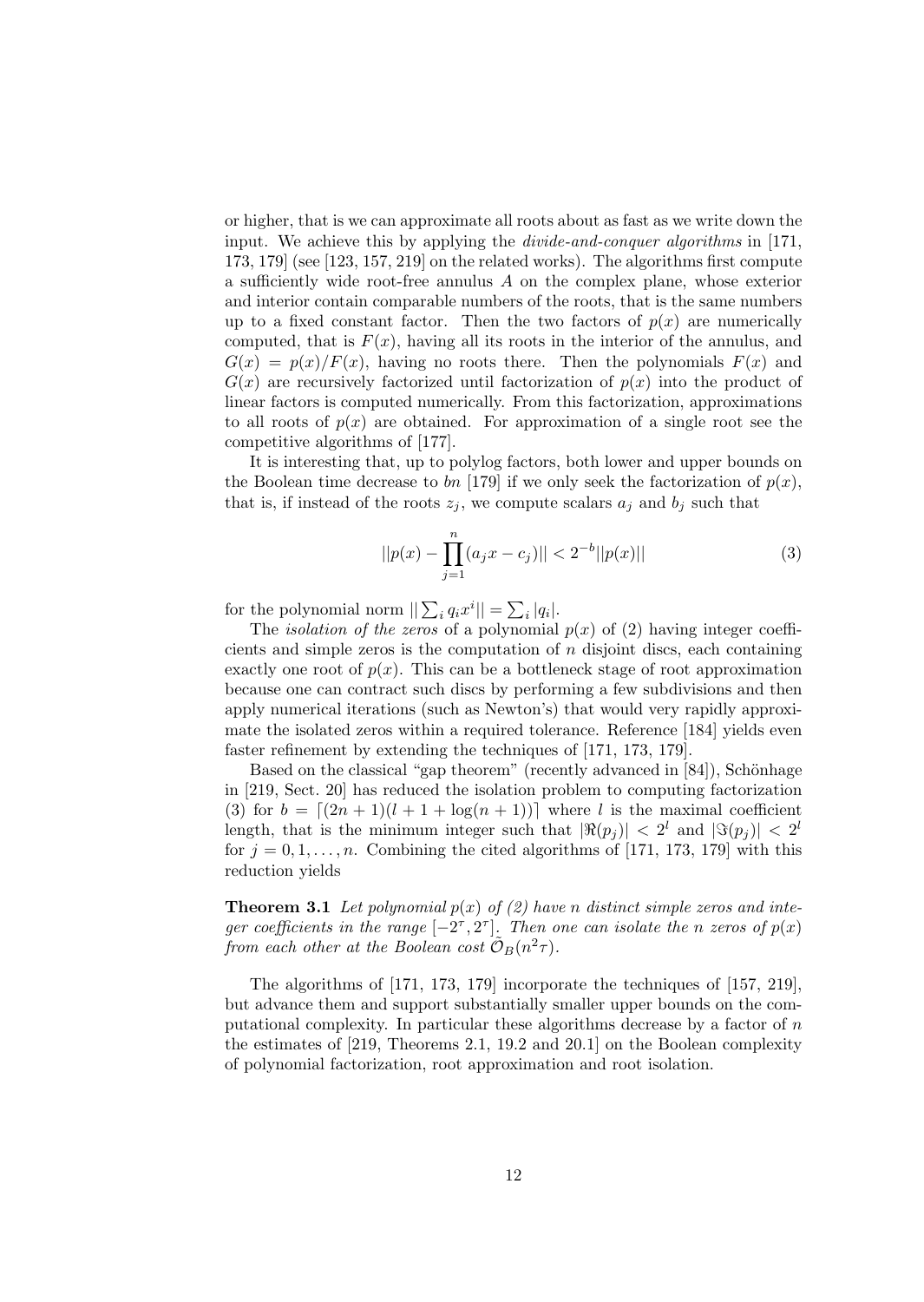or higher, that is we can approximate all roots about as fast as we write down the input. We achieve this by applying the *divide-and-conquer algorithms* in [171, 173, 179] (see [123, 157, 219] on the related works). The algorithms first compute a sufficiently wide root-free annulus $A$ on the complex plane, whose exterior and interior contain comparable numbers of the roots, that is the same numbers up to a fixed constant factor. Then the two factors of $p(x)$ are numerically computed, that is $F(x)$, having all its roots in the interior of the annulus, and $G(x) = p(x)/F(x)$, having no roots there. Then the polynomials $F(x)$ and $G(x)$ are recursively factorized until factorization of $p(x)$ into the product of linear factors is computed numerically. From this factorization, approximations to all roots of $p(x)$ are obtained. For approximation of a single root see the competitive algorithms of [177].

It is interesting that, up to polylog factors, both lower and upper bounds on the Boolean time decrease to $bn$ [179] if we only seek the factorization of $p(x)$, that is, if instead of the roots $z_j$, we compute scalars $a_j$ and $b_j$ such that

$$||p(x) - \prod_{j=1}^{n}(a_j x - c_j)|| < 2^{-b}||p(x)|| \tag{3}$$

for the polynomial norm $||\sum_i q_i x^i|| = \sum_i |q_i|$.

The *isolation of the zeros* of a polynomial $p(x)$ of (2) having integer coefficients and simple zeros is the computation of $n$ disjoint discs, each containing exactly one root of $p(x)$. This can be a bottleneck stage of root approximation because one can contract such discs by performing a few subdivisions and then apply numerical iterations (such as Newton's) that would very rapidly approximate the isolated zeros within a required tolerance. Reference [184] yields even faster refinement by extending the techniques of [171, 173, 179].

Based on the classical "gap theorem" (recently advanced in [84]), Schönhage in [219, Sect. 20] has reduced the isolation problem to computing factorization (3) for $b = \lceil (2n+1)(l+1+\log(n+1)) \rceil$ where $l$ is the maximal coefficient length, that is the minimum integer such that $|\Re(p_j)| < 2^l$ and $|\Im(p_j)| < 2^l$ for $j = 0, 1, \ldots, n$. Combining the cited algorithms of [171, 173, 179] with this reduction yields

**Theorem 3.1** *Let polynomial $p(x)$ of (2) have $n$ distinct simple zeros and integer coefficients in the range $[-2^\tau, 2^\tau]$. Then one can isolate the $n$ zeros of $p(x)$ from each other at the Boolean cost $\tilde{O}_B(n^2\tau)$.*

The algorithms of [171, 173, 179] incorporate the techniques of [157, 219], but advance them and support substantially smaller upper bounds on the computational complexity. In particular these algorithms decrease by a factor of $n$ the estimates of [219, Theorems 2.1, 19.2 and 20.1] on the Boolean complexity of polynomial factorization, root approximation and root isolation.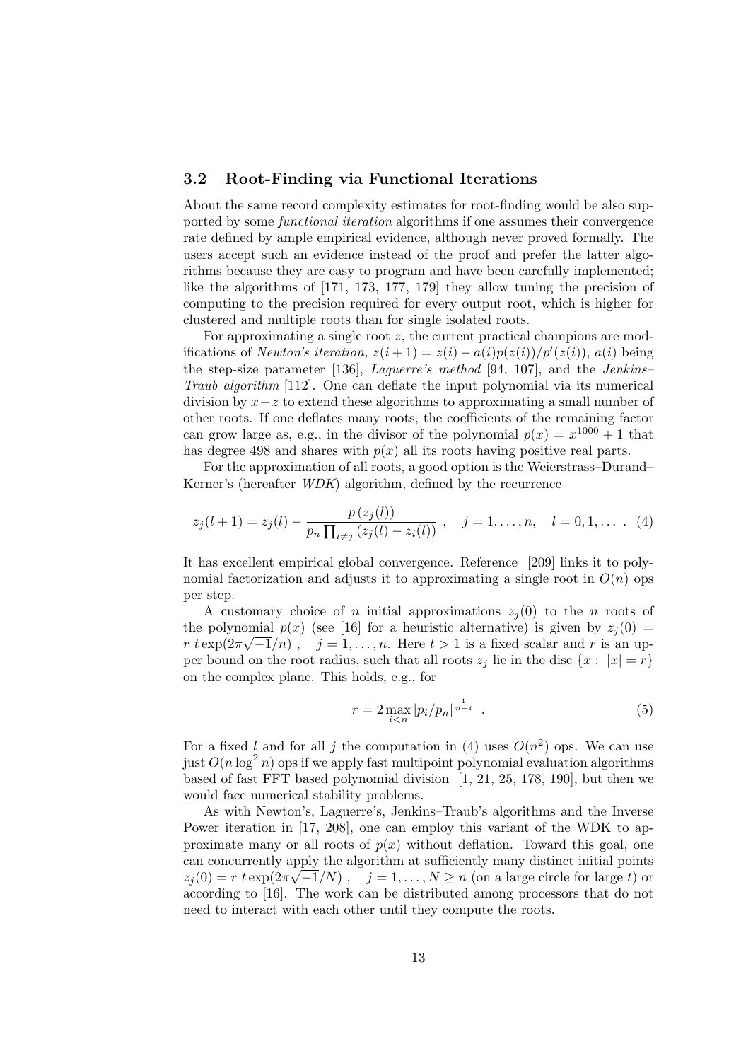### 3.2 Root-Finding via Functional Iterations

About the same record complexity estimates for root-finding would be also supported by some *functional iteration* algorithms if one assumes their convergence rate defined by ample empirical evidence, although never proved formally. The users accept such an evidence instead of the proof and prefer the latter algorithms because they are easy to program and have been carefully implemented; like the algorithms of [171, 173, 177, 179] they allow tuning the precision of computing to the precision required for every output root, which is higher for clustered and multiple roots than for single isolated roots.

For approximating a single root $z$, the current practical champions are modifications of *Newton's iteration*, $z(i+1) = z(i) - a(i)p(z(i))/p'(z(i))$, $a(i)$ being the step-size parameter [136], *Laguerre's method* [94, 107], and the *Jenkins–Traub algorithm* [112]. One can deflate the input polynomial via its numerical division by $x - z$ to extend these algorithms to approximating a small number of other roots. If one deflates many roots, the coefficients of the remaining factor can grow large as, e.g., in the divisor of the polynomial $p(x) = x^{1000} + 1$ that has degree 498 and shares with $p(x)$ all its roots having positive real parts.

For the approximation of all roots, a good option is the Weierstrass–Durand–Kerner's (hereafter *WDK*) algorithm, defined by the recurrence

$$z_j(l+1) = z_j(l) - \frac{p\left(z_j(l)\right)}{p_n \prod_{i \neq j}\left(z_j(l) - z_i(l)\right)}\ , \quad j = 1, \ldots, n, \quad l = 0, 1, \ldots\ . \tag{4}$$

It has excellent empirical global convergence. Reference [209] links it to polynomial factorization and adjusts it to approximating a single root in $O(n)$ ops per step.

A customary choice of $n$ initial approximations $z_j(0)$ to the $n$ roots of the polynomial $p(x)$ (see [16] for a heuristic alternative) is given by $z_j(0) = r\ t \exp(2\pi\sqrt{-1}/n)\ , \quad j = 1, \ldots, n$. Here $t > 1$ is a fixed scalar and $r$ is an upper bound on the root radius, such that all roots $z_j$ lie in the disc $\{x :\ |x| = r\}$ on the complex plane. This holds, e.g., for

$$r = 2 \max_{i<n} |p_i/p_n|^{\frac{1}{n-i}}\ . \tag{5}$$

For a fixed $l$ and for all $j$ the computation in (4) uses $O(n^2)$ ops. We can use just $O(n \log^2 n)$ ops if we apply fast multipoint polynomial evaluation algorithms based of fast FFT based polynomial division [1, 21, 25, 178, 190], but then we would face numerical stability problems.

As with Newton's, Laguerre's, Jenkins–Traub's algorithms and the Inverse Power iteration in [17, 208], one can employ this variant of the WDK to approximate many or all roots of $p(x)$ without deflation. Toward this goal, one can concurrently apply the algorithm at sufficiently many distinct initial points $z_j(0) = r\ t \exp(2\pi\sqrt{-1}/N)\ , \quad j = 1, \ldots, N \geq n$ (on a large circle for large $t$) or according to [16]. The work can be distributed among processors that do not need to interact with each other until they compute the roots.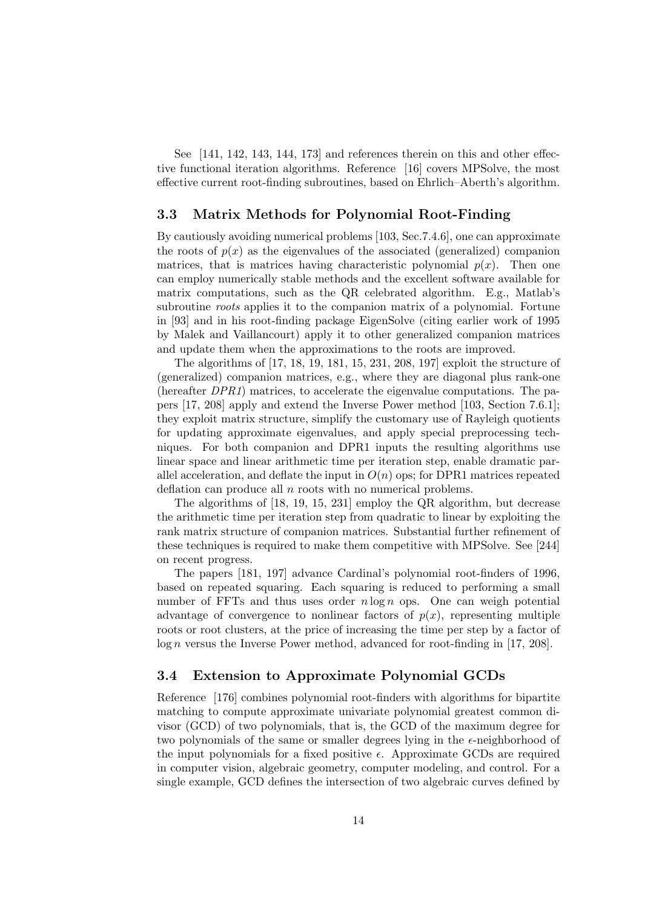See [141, 142, 143, 144, 173] and references therein on this and other effective functional iteration algorithms. Reference [16] covers MPSolve, the most effective current root-finding subroutines, based on Ehrlich–Aberth's algorithm.

### 3.3 Matrix Methods for Polynomial Root-Finding

By cautiously avoiding numerical problems [103, Sec.7.4.6], one can approximate the roots of $p(x)$ as the eigenvalues of the associated (generalized) companion matrices, that is matrices having characteristic polynomial $p(x)$. Then one can employ numerically stable methods and the excellent software available for matrix computations, such as the QR celebrated algorithm. E.g., Matlab's subroutine *roots* applies it to the companion matrix of a polynomial. Fortune in [93] and in his root-finding package EigenSolve (citing earlier work of 1995 by Malek and Vaillancourt) apply it to other generalized companion matrices and update them when the approximations to the roots are improved.

The algorithms of [17, 18, 19, 181, 15, 231, 208, 197] exploit the structure of (generalized) companion matrices, e.g., where they are diagonal plus rank-one (hereafter *DPR1*) matrices, to accelerate the eigenvalue computations. The papers [17, 208] apply and extend the Inverse Power method [103, Section 7.6.1]; they exploit matrix structure, simplify the customary use of Rayleigh quotients for updating approximate eigenvalues, and apply special preprocessing techniques. For both companion and DPR1 inputs the resulting algorithms use linear space and linear arithmetic time per iteration step, enable dramatic parallel acceleration, and deflate the input in $O(n)$ ops; for DPR1 matrices repeated deflation can produce all $n$ roots with no numerical problems.

The algorithms of [18, 19, 15, 231] employ the QR algorithm, but decrease the arithmetic time per iteration step from quadratic to linear by exploiting the rank matrix structure of companion matrices. Substantial further refinement of these techniques is required to make them competitive with MPSolve. See [244] on recent progress.

The papers [181, 197] advance Cardinal's polynomial root-finders of 1996, based on repeated squaring. Each squaring is reduced to performing a small number of FFTs and thus uses order $n \log n$ ops. One can weigh potential advantage of convergence to nonlinear factors of $p(x)$, representing multiple roots or root clusters, at the price of increasing the time per step by a factor of $\log n$ versus the Inverse Power method, advanced for root-finding in [17, 208].

### 3.4 Extension to Approximate Polynomial GCDs

Reference [176] combines polynomial root-finders with algorithms for bipartite matching to compute approximate univariate polynomial greatest common divisor (GCD) of two polynomials, that is, the GCD of the maximum degree for two polynomials of the same or smaller degrees lying in the $\epsilon$-neighborhood of the input polynomials for a fixed positive $\epsilon$. Approximate GCDs are required in computer vision, algebraic geometry, computer modeling, and control. For a single example, GCD defines the intersection of two algebraic curves defined by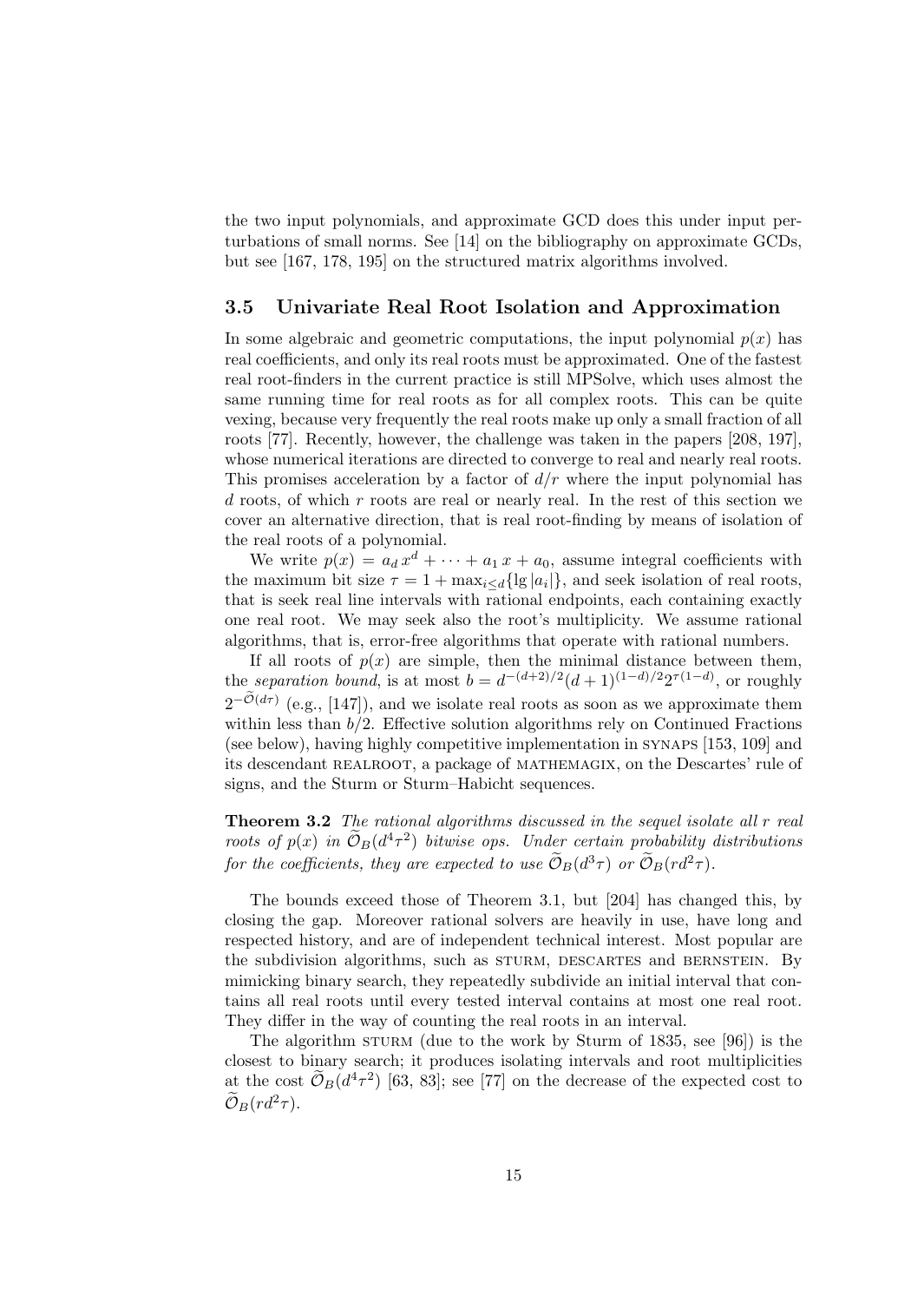the two input polynomials, and approximate GCD does this under input perturbations of small norms. See [14] on the bibliography on approximate GCDs, but see [167, 178, 195] on the structured matrix algorithms involved.

### 3.5 Univariate Real Root Isolation and Approximation

In some algebraic and geometric computations, the input polynomial $p(x)$ has real coefficients, and only its real roots must be approximated. One of the fastest real root-finders in the current practice is still MPSolve, which uses almost the same running time for real roots as for all complex roots. This can be quite vexing, because very frequently the real roots make up only a small fraction of all roots [77]. Recently, however, the challenge was taken in the papers [208, 197], whose numerical iterations are directed to converge to real and nearly real roots. This promises acceleration by a factor of $d/r$ where the input polynomial has $d$ roots, of which $r$ roots are real or nearly real. In the rest of this section we cover an alternative direction, that is real root-finding by means of isolation of the real roots of a polynomial.

We write $p(x) = a_d x^d + \cdots + a_1 x + a_0$, assume integral coefficients with the maximum bit size $\tau = 1 + \max_{i \le d}\{\lg |a_i|\}$, and seek isolation of real roots, that is seek real line intervals with rational endpoints, each containing exactly one real root. We may seek also the root's multiplicity. We assume rational algorithms, that is, error-free algorithms that operate with rational numbers.

If all roots of $p(x)$ are simple, then the minimal distance between them, the *separation bound*, is at most $b = d^{-(d+2)/2}(d+1)^{(1-d)/2}2^{\tau(1-d)}$, or roughly $2^{-\widetilde{\mathcal{O}}(d\tau)}$ (e.g., [147]), and we isolate real roots as soon as we approximate them within less than $b/2$. Effective solution algorithms rely on Continued Fractions (see below), having highly competitive implementation in SYNAPS [153, 109] and its descendant REALROOT, a package of MATHEMAGIX, on the Descartes' rule of signs, and the Sturm or Sturm–Habicht sequences.

**Theorem 3.2** *The rational algorithms discussed in the sequel isolate all $r$ real roots of $p(x)$ in $\widetilde{\mathcal{O}}_B(d^4\tau^2)$ bitwise ops. Under certain probability distributions for the coefficients, they are expected to use $\widetilde{\mathcal{O}}_B(d^3\tau)$ or $\widetilde{\mathcal{O}}_B(rd^2\tau)$.*

The bounds exceed those of Theorem 3.1, but [204] has changed this, by closing the gap. Moreover rational solvers are heavily in use, have long and respected history, and are of independent technical interest. Most popular are the subdivision algorithms, such as STURM, DESCARTES and BERNSTEIN. By mimicking binary search, they repeatedly subdivide an initial interval that contains all real roots until every tested interval contains at most one real root. They differ in the way of counting the real roots in an interval.

The algorithm STURM (due to the work by Sturm of 1835, see [96]) is the closest to binary search; it produces isolating intervals and root multiplicities at the cost $\widetilde{\mathcal{O}}_B(d^4\tau^2)$ [63, 83]; see [77] on the decrease of the expected cost to $\widetilde{\mathcal{O}}_B(rd^2\tau)$.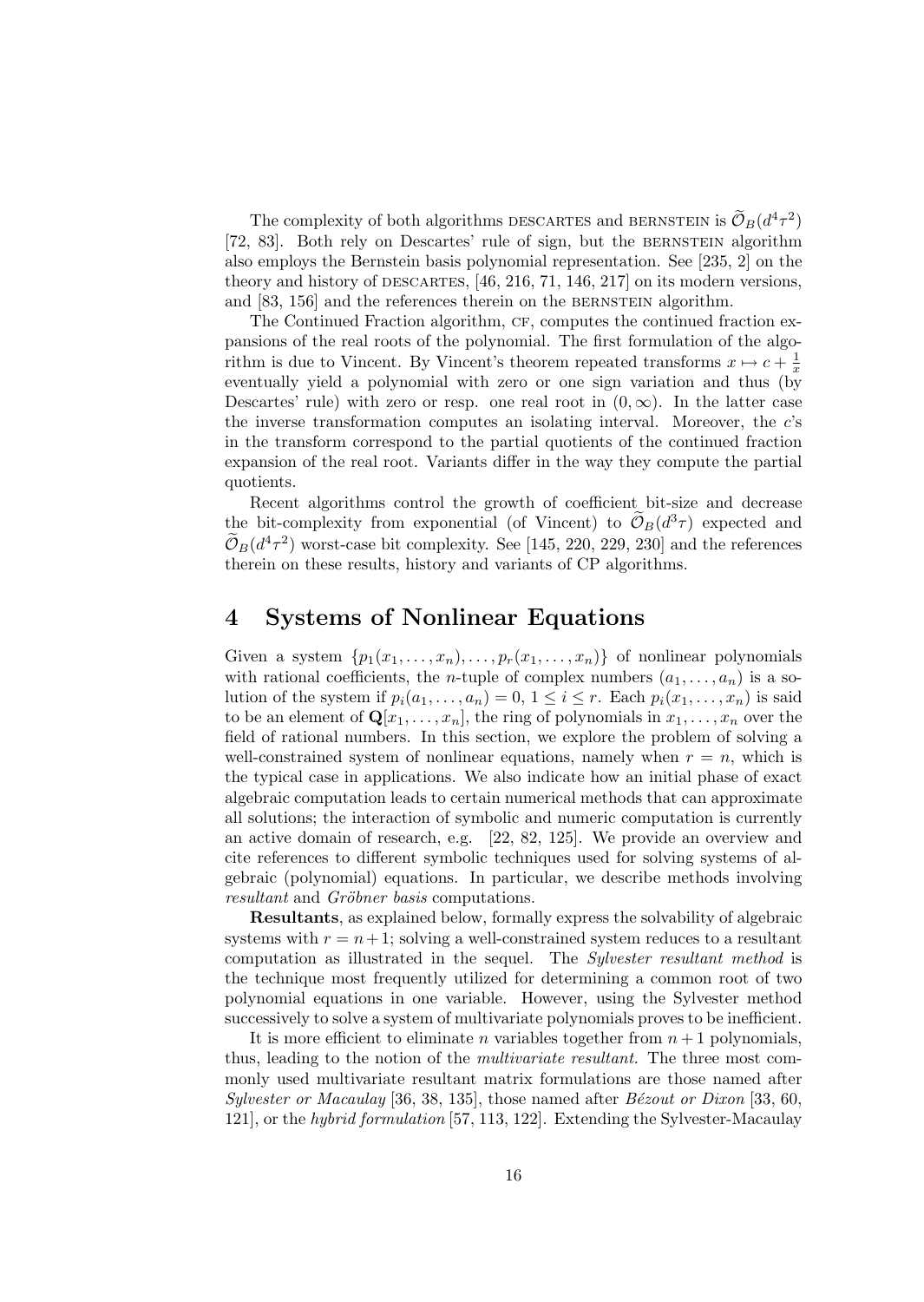The complexity of both algorithms DESCARTES and BERNSTEIN is $\widetilde{\mathcal{O}}_B(d^4\tau^2)$ [72, 83]. Both rely on Descartes' rule of sign, but the BERNSTEIN algorithm also employs the Bernstein basis polynomial representation. See [235, 2] on the theory and history of DESCARTES, [46, 216, 71, 146, 217] on its modern versions, and [83, 156] and the references therein on the BERNSTEIN algorithm.

The Continued Fraction algorithm, CF, computes the continued fraction expansions of the real roots of the polynomial. The first formulation of the algorithm is due to Vincent. By Vincent's theorem repeated transforms $x \mapsto c + \frac{1}{x}$ eventually yield a polynomial with zero or one sign variation and thus (by Descartes' rule) with zero or resp. one real root in $(0, \infty)$. In the latter case the inverse transformation computes an isolating interval. Moreover, the $c$'s in the transform correspond to the partial quotients of the continued fraction expansion of the real root. Variants differ in the way they compute the partial quotients.

Recent algorithms control the growth of coefficient bit-size and decrease the bit-complexity from exponential (of Vincent) to $\widetilde{\mathcal{O}}_B(d^3\tau)$ expected and $\widetilde{\mathcal{O}}_B(d^4\tau^2)$ worst-case bit complexity. See [145, 220, 229, 230] and the references therein on these results, history and variants of CP algorithms.

# 4 Systems of Nonlinear Equations

Given a system $\{p_1(x_1, \ldots, x_n), \ldots, p_r(x_1, \ldots, x_n)\}$ of nonlinear polynomials with rational coefficients, the $n$-tuple of complex numbers $(a_1, \ldots, a_n)$ is a solution of the system if $p_i(a_1, \ldots, a_n) = 0$, $1 \leq i \leq r$. Each $p_i(x_1, \ldots, x_n)$ is said to be an element of $\mathbf{Q}[x_1, \ldots, x_n]$, the ring of polynomials in $x_1, \ldots, x_n$ over the field of rational numbers. In this section, we explore the problem of solving a well-constrained system of nonlinear equations, namely when $r = n$, which is the typical case in applications. We also indicate how an initial phase of exact algebraic computation leads to certain numerical methods that can approximate all solutions; the interaction of symbolic and numeric computation is currently an active domain of research, e.g. [22, 82, 125]. We provide an overview and cite references to different symbolic techniques used for solving systems of algebraic (polynomial) equations. In particular, we describe methods involving *resultant* and *Gröbner basis* computations.

**Resultants**, as explained below, formally express the solvability of algebraic systems with $r = n+1$; solving a well-constrained system reduces to a resultant computation as illustrated in the sequel. The *Sylvester resultant method* is the technique most frequently utilized for determining a common root of two polynomial equations in one variable. However, using the Sylvester method successively to solve a system of multivariate polynomials proves to be inefficient.

It is more efficient to eliminate $n$ variables together from $n+1$ polynomials, thus, leading to the notion of the *multivariate resultant*. The three most commonly used multivariate resultant matrix formulations are those named after *Sylvester or Macaulay* [36, 38, 135], those named after *Bézout or Dixon* [33, 60, 121], or the *hybrid formulation* [57, 113, 122]. Extending the Sylvester-Macaulay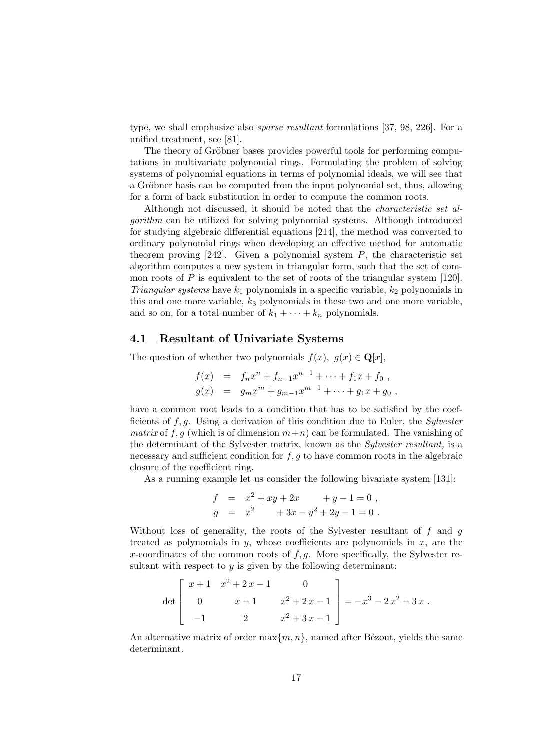type, we shall emphasize also *sparse resultant* formulations [37, 98, 226]. For a unified treatment, see [81].

The theory of Gröbner bases provides powerful tools for performing computations in multivariate polynomial rings. Formulating the problem of solving systems of polynomial equations in terms of polynomial ideals, we will see that a Gröbner basis can be computed from the input polynomial set, thus, allowing for a form of back substitution in order to compute the common roots.

Although not discussed, it should be noted that the *characteristic set algorithm* can be utilized for solving polynomial systems. Although introduced for studying algebraic differential equations [214], the method was converted to ordinary polynomial rings when developing an effective method for automatic theorem proving [242]. Given a polynomial system $P$, the characteristic set algorithm computes a new system in triangular form, such that the set of common roots of $P$ is equivalent to the set of roots of the triangular system [120]. *Triangular systems* have $k_1$ polynomials in a specific variable, $k_2$ polynomials in this and one more variable, $k_3$ polynomials in these two and one more variable, and so on, for a total number of $k_1 + \cdots + k_n$ polynomials.

## 4.1 Resultant of Univariate Systems

The question of whether two polynomials $f(x),\ g(x) \in \mathbf{Q}[x]$,

$$
\begin{aligned}
f(x) &= f_n x^n + f_{n-1} x^{n-1} + \cdots + f_1 x + f_0 \ , \\
g(x) &= g_m x^m + g_{m-1} x^{m-1} + \cdots + g_1 x + g_0 \ ,
\end{aligned}
$$

have a common root leads to a condition that has to be satisfied by the coefficients of $f, g$. Using a derivation of this condition due to Euler, the *Sylvester matrix* of $f, g$ (which is of dimension $m+n$) can be formulated. The vanishing of the determinant of the Sylvester matrix, known as the *Sylvester resultant,* is a necessary and sufficient condition for $f, g$ to have common roots in the algebraic closure of the coefficient ring.

As a running example let us consider the following bivariate system [131]:

$$
\begin{aligned}
f &= x^2 + xy + 2x \phantom{+ 3x - y^2} + y - 1 = 0 \ , \\
g &= x^2 \phantom{+ xy} + 3x - y^2 + 2y - 1 = 0 \ .
\end{aligned}
$$

Without loss of generality, the roots of the Sylvester resultant of $f$ and $g$ treated as polynomials in $y$, whose coefficients are polynomials in $x$, are the $x$-coordinates of the common roots of $f, g$. More specifically, the Sylvester resultant with respect to $y$ is given by the following determinant:

$$
\det \begin{bmatrix} x+1 & x^2+2\,x-1 & 0 \\ 0 & x+1 & x^2+2\,x-1 \\ -1 & 2 & x^2+3\,x-1 \end{bmatrix} = -x^3 - 2\,x^2 + 3\,x \ .
$$

An alternative matrix of order $\max\{m, n\}$, named after Bézout, yields the same determinant.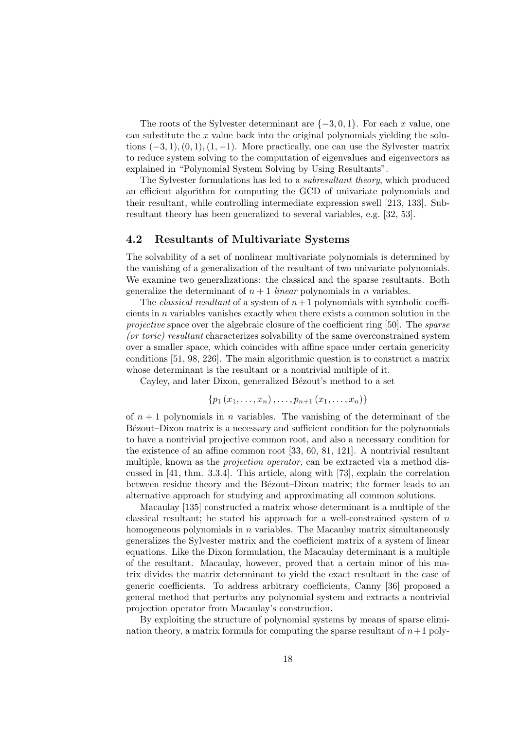The roots of the Sylvester determinant are $\{-3, 0, 1\}$. For each $x$ value, one can substitute the $x$ value back into the original polynomials yielding the solutions $(-3, 1), (0, 1), (1, -1)$. More practically, one can use the Sylvester matrix to reduce system solving to the computation of eigenvalues and eigenvectors as explained in "Polynomial System Solving by Using Resultants".

The Sylvester formulations has led to a *subresultant theory*, which produced an efficient algorithm for computing the GCD of univariate polynomials and their resultant, while controlling intermediate expression swell [213, 133]. Subresultant theory has been generalized to several variables, e.g. [32, 53].

## 4.2 Resultants of Multivariate Systems

The solvability of a set of nonlinear multivariate polynomials is determined by the vanishing of a generalization of the resultant of two univariate polynomials. We examine two generalizations: the classical and the sparse resultants. Both generalize the determinant of $n + 1$ *linear* polynomials in $n$ variables.

The *classical resultant* of a system of $n+1$ polynomials with symbolic coefficients in $n$ variables vanishes exactly when there exists a common solution in the *projective* space over the algebraic closure of the coefficient ring [50]. The *sparse (or toric) resultant* characterizes solvability of the same overconstrained system over a smaller space, which coincides with affine space under certain genericity conditions [51, 98, 226]. The main algorithmic question is to construct a matrix whose determinant is the resultant or a nontrivial multiple of it.

Cayley, and later Dixon, generalized Bézout's method to a set

$$\{p_1 (x_1, \ldots, x_n), \ldots, p_{n+1} (x_1, \ldots, x_n)\}$$

of $n + 1$ polynomials in $n$ variables. The vanishing of the determinant of the Bézout–Dixon matrix is a necessary and sufficient condition for the polynomials to have a nontrivial projective common root, and also a necessary condition for the existence of an affine common root [33, 60, 81, 121]. A nontrivial resultant multiple, known as the *projection operator,* can be extracted via a method discussed in [41, thm. 3.3.4]. This article, along with [73], explain the correlation between residue theory and the Bézout–Dixon matrix; the former leads to an alternative approach for studying and approximating all common solutions.

Macaulay [135] constructed a matrix whose determinant is a multiple of the classical resultant; he stated his approach for a well-constrained system of $n$ homogeneous polynomials in $n$ variables. The Macaulay matrix simultaneously generalizes the Sylvester matrix and the coefficient matrix of a system of linear equations. Like the Dixon formulation, the Macaulay determinant is a multiple of the resultant. Macaulay, however, proved that a certain minor of his matrix divides the matrix determinant to yield the exact resultant in the case of generic coefficients. To address arbitrary coefficients, Canny [36] proposed a general method that perturbs any polynomial system and extracts a nontrivial projection operator from Macaulay's construction.

By exploiting the structure of polynomial systems by means of sparse elimination theory, a matrix formula for computing the sparse resultant of $n+1$ poly-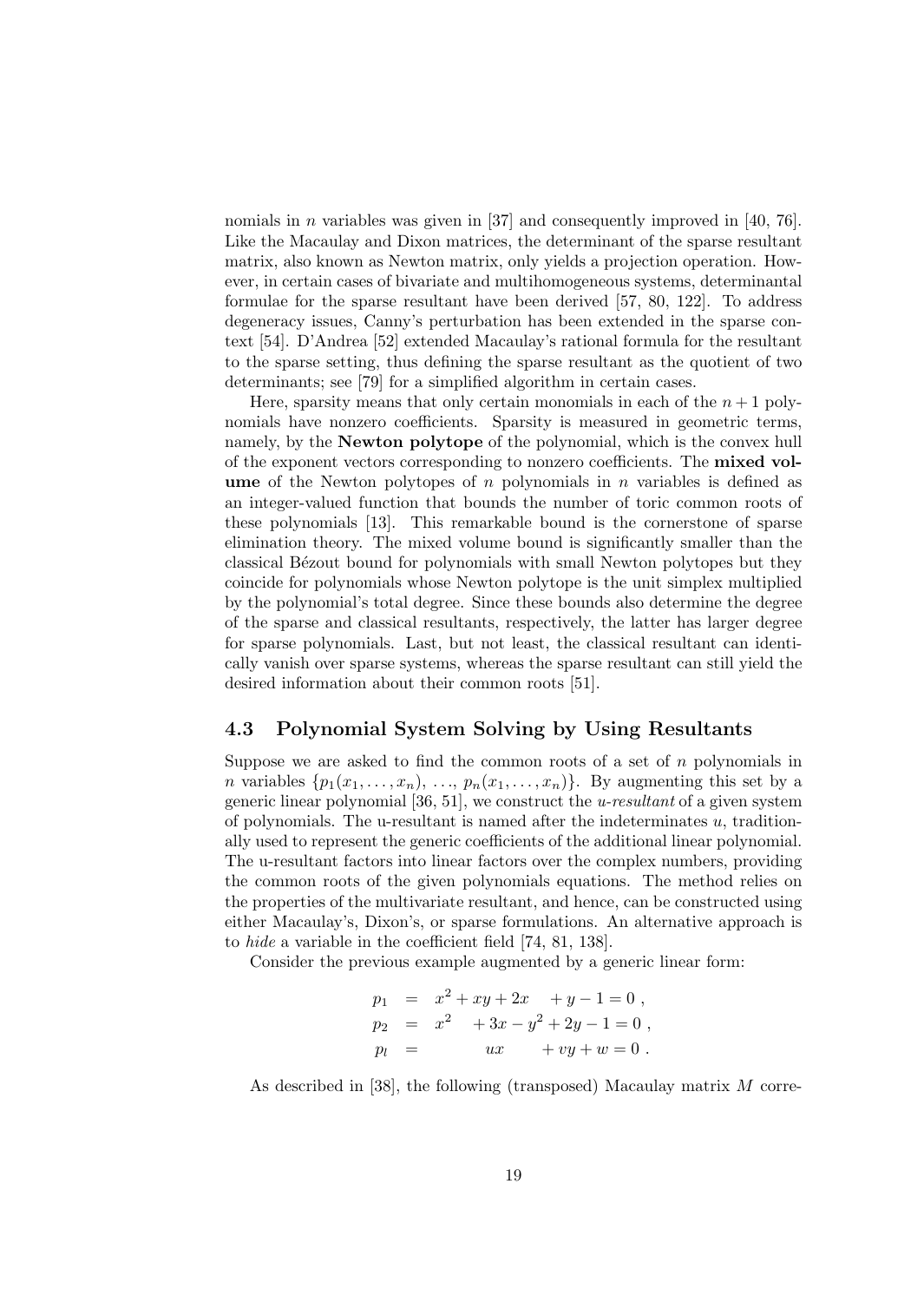nomials in $n$ variables was given in [37] and consequently improved in [40, 76]. Like the Macaulay and Dixon matrices, the determinant of the sparse resultant matrix, also known as Newton matrix, only yields a projection operation. However, in certain cases of bivariate and multihomogeneous systems, determinantal formulae for the sparse resultant have been derived [57, 80, 122]. To address degeneracy issues, Canny's perturbation has been extended in the sparse context [54]. D'Andrea [52] extended Macaulay's rational formula for the resultant to the sparse setting, thus defining the sparse resultant as the quotient of two determinants; see [79] for a simplified algorithm in certain cases.

Here, sparsity means that only certain monomials in each of the $n+1$ polynomials have nonzero coefficients. Sparsity is measured in geometric terms, namely, by the **Newton polytope** of the polynomial, which is the convex hull of the exponent vectors corresponding to nonzero coefficients. The **mixed volume** of the Newton polytopes of $n$ polynomials in $n$ variables is defined as an integer-valued function that bounds the number of toric common roots of these polynomials [13]. This remarkable bound is the cornerstone of sparse elimination theory. The mixed volume bound is significantly smaller than the classical Bézout bound for polynomials with small Newton polytopes but they coincide for polynomials whose Newton polytope is the unit simplex multiplied by the polynomial's total degree. Since these bounds also determine the degree of the sparse and classical resultants, respectively, the latter has larger degree for sparse polynomials. Last, but not least, the classical resultant can identically vanish over sparse systems, whereas the sparse resultant can still yield the desired information about their common roots [51].

### 4.3 Polynomial System Solving by Using Resultants

Suppose we are asked to find the common roots of a set of $n$ polynomials in $n$ variables $\{p_1(x_1,\ldots,x_n),\ \ldots,\ p_n(x_1,\ldots,x_n)\}$. By augmenting this set by a generic linear polynomial [36, 51], we construct the *u-resultant* of a given system of polynomials. The u-resultant is named after the indeterminates $u$, traditionally used to represent the generic coefficients of the additional linear polynomial. The u-resultant factors into linear factors over the complex numbers, providing the common roots of the given polynomials equations. The method relies on the properties of the multivariate resultant, and hence, can be constructed using either Macaulay's, Dixon's, or sparse formulations. An alternative approach is to *hide* a variable in the coefficient field [74, 81, 138].

Consider the previous example augmented by a generic linear form:

$$
\begin{aligned}
p_1 &= x^2 + xy + 2x + y - 1 = 0\ ,\\
p_2 &= x^2 + 3x - y^2 + 2y - 1 = 0\ ,\\
p_l &= ux + vy + w = 0\ .
\end{aligned}
$$

As described in [38], the following (transposed) Macaulay matrix $M$ corre-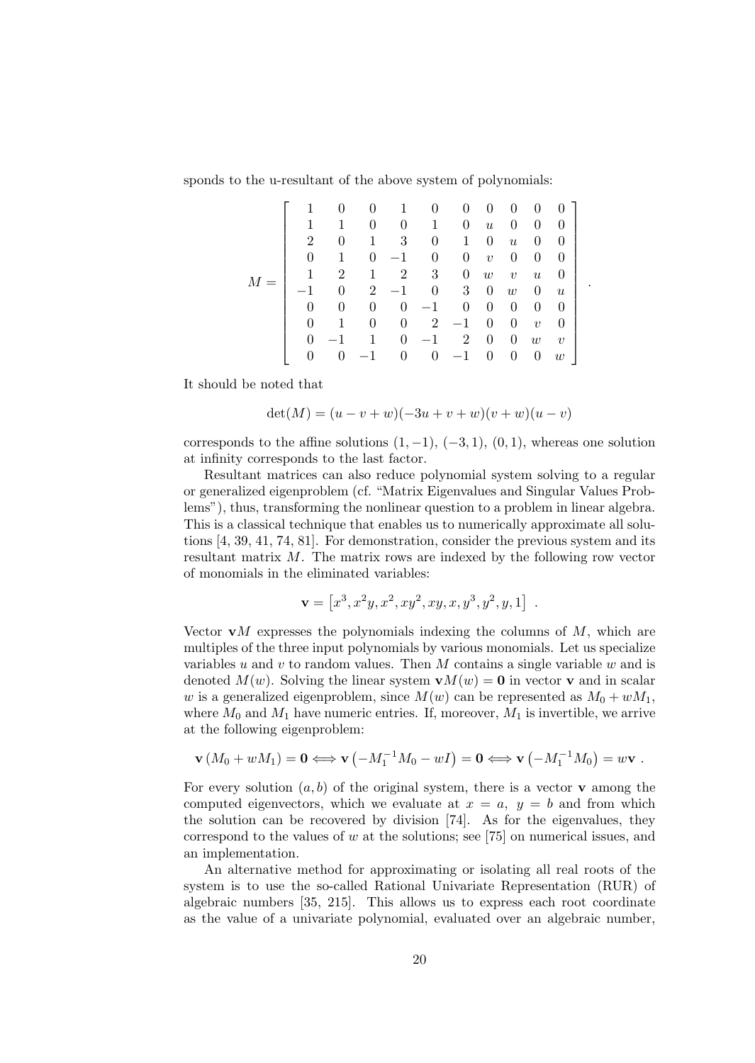sponds to the u-resultant of the above system of polynomials:

$$
M = \begin{bmatrix}
1 & 0 & 0 & 1 & 0 & 0 & 0 & 0 & 0 & 0 \\
1 & 1 & 0 & 0 & 1 & 0 & u & 0 & 0 & 0 \\
2 & 0 & 1 & 3 & 0 & 1 & 0 & u & 0 & 0 \\
0 & 1 & 0 & -1 & 0 & 0 & v & 0 & 0 & 0 \\
1 & 2 & 1 & 2 & 3 & 0 & w & v & u & 0 \\
-1 & 0 & 2 & -1 & 0 & 3 & 0 & w & 0 & u \\
0 & 0 & 0 & 0 & -1 & 0 & 0 & 0 & 0 & 0 \\
0 & 1 & 0 & 0 & 2 & -1 & 0 & 0 & v & 0 \\
0 & -1 & 1 & 0 & -1 & 2 & 0 & 0 & w & v \\
0 & 0 & -1 & 0 & 0 & -1 & 0 & 0 & 0 & w
\end{bmatrix} .
$$

It should be noted that

$$
\det(M) = (u - v + w)(-3u + v + w)(v + w)(u - v)
$$

corresponds to the affine solutions $(1, -1)$, $(-3, 1)$, $(0, 1)$, whereas one solution at infinity corresponds to the last factor.

Resultant matrices can also reduce polynomial system solving to a regular or generalized eigenproblem (cf. "Matrix Eigenvalues and Singular Values Problems"), thus, transforming the nonlinear question to a problem in linear algebra. This is a classical technique that enables us to numerically approximate all solutions [4, 39, 41, 74, 81]. For demonstration, consider the previous system and its resultant matrix $M$. The matrix rows are indexed by the following row vector of monomials in the eliminated variables:

$$
\mathbf{v} = \left[x^3, x^2y, x^2, xy^2, xy, x, y^3, y^2, y, 1\right] .
$$

Vector $\mathbf{v}M$ expresses the polynomials indexing the columns of $M$, which are multiples of the three input polynomials by various monomials. Let us specialize variables $u$ and $v$ to random values. Then $M$ contains a single variable $w$ and is denoted $M(w)$. Solving the linear system $\mathbf{v}M(w) = \mathbf{0}$ in vector $\mathbf{v}$ and in scalar $w$ is a generalized eigenproblem, since $M(w)$ can be represented as $M_0 + wM_1$, where $M_0$ and $M_1$ have numeric entries. If, moreover, $M_1$ is invertible, we arrive at the following eigenproblem:

$$
\mathbf{v}\left(M_0 + wM_1\right) = \mathbf{0} \iff \mathbf{v}\left(-M_1^{-1}M_0 - wI\right) = \mathbf{0} \iff \mathbf{v}\left(-M_1^{-1}M_0\right) = w\mathbf{v} .
$$

For every solution $(a, b)$ of the original system, there is a vector $\mathbf{v}$ among the computed eigenvectors, which we evaluate at $x = a$, $y = b$ and from which the solution can be recovered by division [74]. As for the eigenvalues, they correspond to the values of $w$ at the solutions; see [75] on numerical issues, and an implementation.

An alternative method for approximating or isolating all real roots of the system is to use the so-called Rational Univariate Representation (RUR) of algebraic numbers [35, 215]. This allows us to express each root coordinate as the value of a univariate polynomial, evaluated over an algebraic number,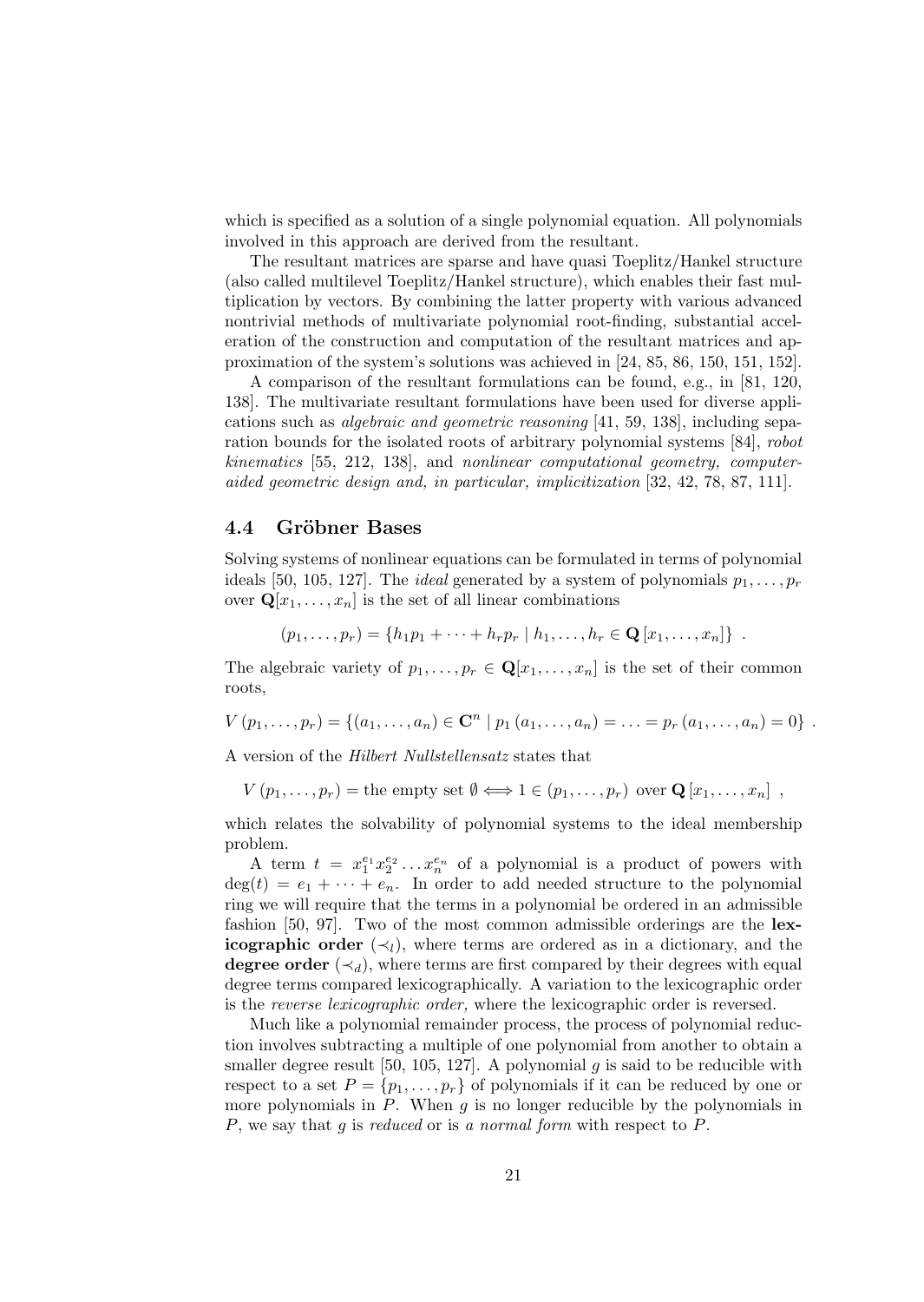which is specified as a solution of a single polynomial equation. All polynomials involved in this approach are derived from the resultant.

The resultant matrices are sparse and have quasi Toeplitz/Hankel structure (also called multilevel Toeplitz/Hankel structure), which enables their fast multiplication by vectors. By combining the latter property with various advanced nontrivial methods of multivariate polynomial root-finding, substantial acceleration of the construction and computation of the resultant matrices and approximation of the system's solutions was achieved in [24, 85, 86, 150, 151, 152].

A comparison of the resultant formulations can be found, e.g., in [81, 120, 138]. The multivariate resultant formulations have been used for diverse applications such as *algebraic and geometric reasoning* [41, 59, 138], including separation bounds for the isolated roots of arbitrary polynomial systems [84], *robot kinematics* [55, 212, 138], and *nonlinear computational geometry, computer-aided geometric design and, in particular, implicitization* [32, 42, 78, 87, 111].

## 4.4 Gröbner Bases

Solving systems of nonlinear equations can be formulated in terms of polynomial ideals [50, 105, 127]. The *ideal* generated by a system of polynomials $p_1, \ldots, p_r$ over $\mathbf{Q}[x_1, \ldots, x_n]$ is the set of all linear combinations

$$(p_1, \ldots, p_r) = \{h_1 p_1 + \cdots + h_r p_r \mid h_1, \ldots, h_r \in \mathbf{Q}\,[x_1, \ldots, x_n]\} \ .$$

The algebraic variety of $p_1, \ldots, p_r \in \mathbf{Q}[x_1, \ldots, x_n]$ is the set of their common roots,

$$V\,(p_1, \ldots, p_r) = \{(a_1, \ldots, a_n) \in \mathbf{C}^n \mid p_1\,(a_1, \ldots, a_n) = \ldots = p_r\,(a_1, \ldots, a_n) = 0\} \ .$$

A version of the *Hilbert Nullstellensatz* states that

$$V\,(p_1, \ldots, p_r) = \text{the empty set } \emptyset \Longleftrightarrow 1 \in (p_1, \ldots, p_r) \text{ over } \mathbf{Q}\,[x_1, \ldots, x_n] \ ,$$

which relates the solvability of polynomial systems to the ideal membership problem.

A term $t = x_1^{e_1} x_2^{e_2} \ldots x_n^{e_n}$ of a polynomial is a product of powers with $\deg(t) = e_1 + \cdots + e_n$. In order to add needed structure to the polynomial ring we will require that the terms in a polynomial be ordered in an admissible fashion [50, 97]. Two of the most common admissible orderings are the **lexicographic order** ($\prec_l$), where terms are ordered as in a dictionary, and the **degree order** ($\prec_d$), where terms are first compared by their degrees with equal degree terms compared lexicographically. A variation to the lexicographic order is the *reverse lexicographic order,* where the lexicographic order is reversed.

Much like a polynomial remainder process, the process of polynomial reduction involves subtracting a multiple of one polynomial from another to obtain a smaller degree result [50, 105, 127]. A polynomial $g$ is said to be reducible with respect to a set $P = \{p_1, \ldots, p_r\}$ of polynomials if it can be reduced by one or more polynomials in $P$. When $g$ is no longer reducible by the polynomials in $P$, we say that $g$ is *reduced* or is *a normal form* with respect to $P$.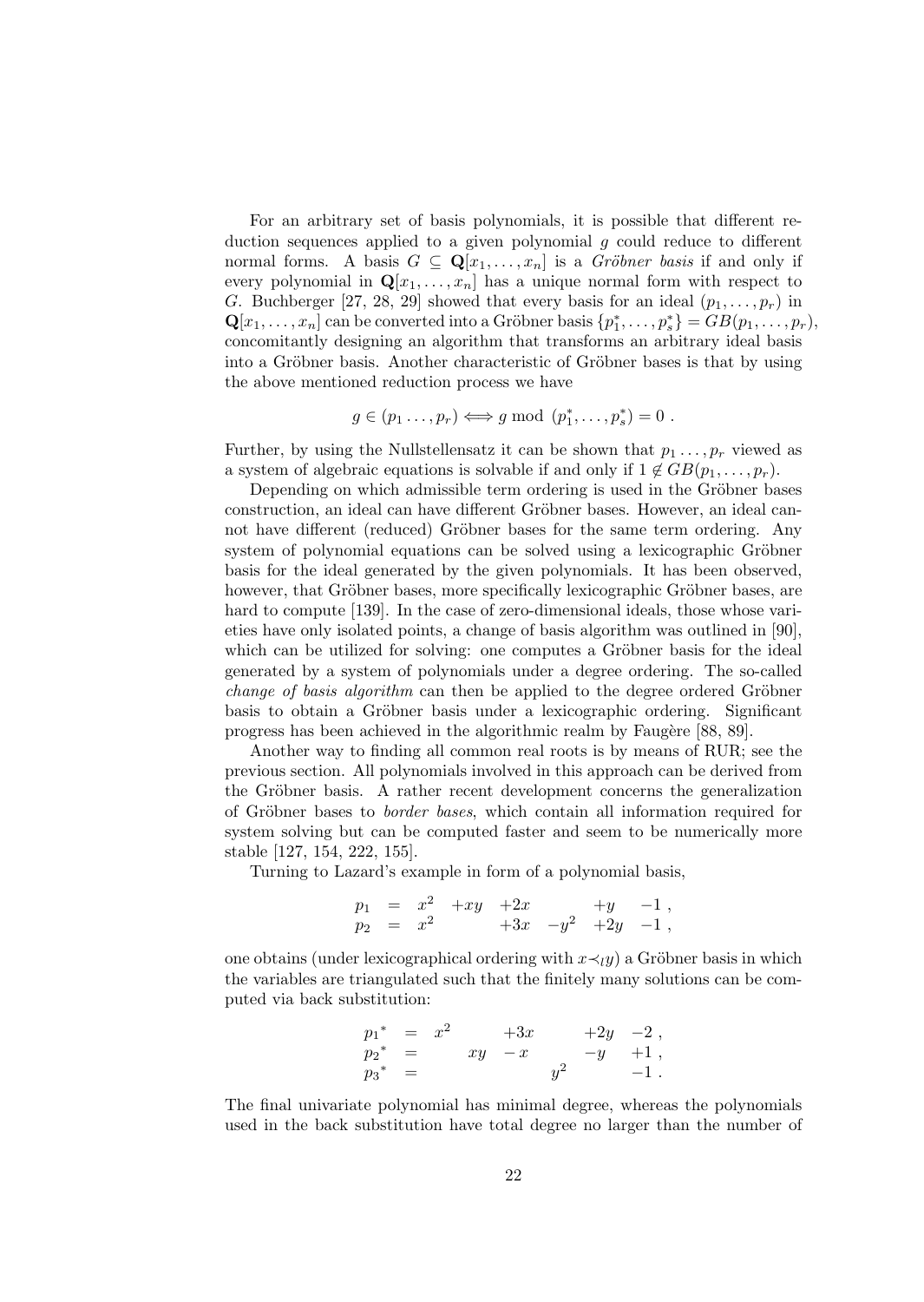For an arbitrary set of basis polynomials, it is possible that different reduction sequences applied to a given polynomial $g$ could reduce to different normal forms. A basis $G \subseteq \mathbf{Q}[x_1,\ldots,x_n]$ is a *Gröbner basis* if and only if every polynomial in $\mathbf{Q}[x_1,\ldots,x_n]$ has a unique normal form with respect to $G$. Buchberger [27, 28, 29] showed that every basis for an ideal $(p_1,\ldots,p_r)$ in $\mathbf{Q}[x_1,\ldots,x_n]$ can be converted into a Gröbner basis $\{p_1^*,\ldots,p_s^*\} = GB(p_1,\ldots,p_r)$, concomitantly designing an algorithm that transforms an arbitrary ideal basis into a Gröbner basis. Another characteristic of Gröbner bases is that by using the above mentioned reduction process we have

$$g \in (p_1 \ldots, p_r) \Longleftrightarrow g \bmod (p_1^*,\ldots,p_s^*) = 0 \; .$$

Further, by using the Nullstellensatz it can be shown that $p_1 \ldots, p_r$ viewed as a system of algebraic equations is solvable if and only if $1 \notin GB(p_1,\ldots,p_r)$.

Depending on which admissible term ordering is used in the Gröbner bases construction, an ideal can have different Gröbner bases. However, an ideal cannot have different (reduced) Gröbner bases for the same term ordering. Any system of polynomial equations can be solved using a lexicographic Gröbner basis for the ideal generated by the given polynomials. It has been observed, however, that Gröbner bases, more specifically lexicographic Gröbner bases, are hard to compute [139]. In the case of zero-dimensional ideals, those whose varieties have only isolated points, a change of basis algorithm was outlined in [90], which can be utilized for solving: one computes a Gröbner basis for the ideal generated by a system of polynomials under a degree ordering. The so-called *change of basis algorithm* can then be applied to the degree ordered Gröbner basis to obtain a Gröbner basis under a lexicographic ordering. Significant progress has been achieved in the algorithmic realm by Faugère [88, 89].

Another way to finding all common real roots is by means of RUR; see the previous section. All polynomials involved in this approach can be derived from the Gröbner basis. A rather recent development concerns the generalization of Gröbner bases to *border bases*, which contain all information required for system solving but can be computed faster and seem to be numerically more stable [127, 154, 222, 155].

Turning to Lazard's example in form of a polynomial basis,

$$\begin{array}{rcllllll} p_1 &=& x^2 & +xy & +2x & & +y & -1 \; , \\ p_2 &=& x^2 & & +3x & -y^2 & +2y & -1 \; , \end{array}$$

one obtains (under lexicographical ordering with $x \prec_l y$) a Gröbner basis in which the variables are triangulated such that the finitely many solutions can be computed via back substitution:

$$\begin{array}{rclllllll} {p_1}^* &=& x^2 & & +3x & & +2y & -2 \; , \\ {p_2}^* &=& & xy & -x & & -y & +1 \; , \\ {p_3}^* &=& & & & y^2 & & -1 \; . \end{array}$$

The final univariate polynomial has minimal degree, whereas the polynomials used in the back substitution have total degree no larger than the number of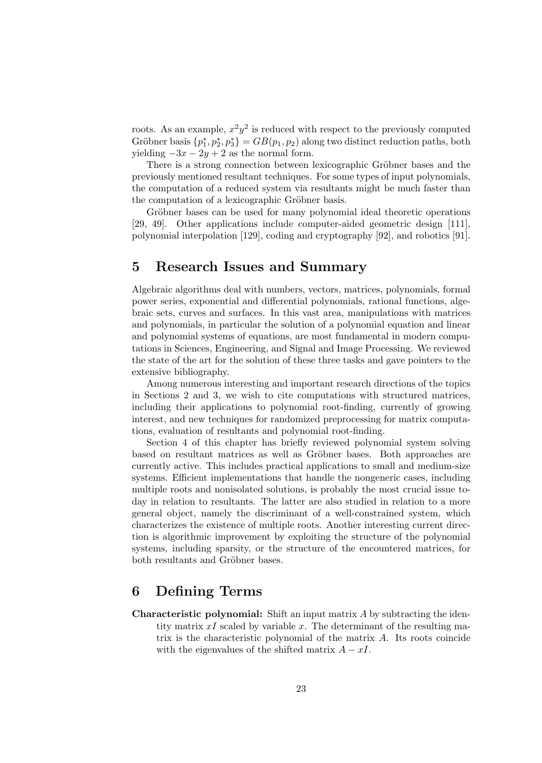roots. As an example, $x^2y^2$ is reduced with respect to the previously computed Gröbner basis $\{p_1^*, p_2^*, p_3^*\} = GB(p_1, p_2)$ along two distinct reduction paths, both yielding $-3x - 2y + 2$ as the normal form.

There is a strong connection between lexicographic Gröbner bases and the previously mentioned resultant techniques. For some types of input polynomials, the computation of a reduced system via resultants might be much faster than the computation of a lexicographic Gröbner basis.

Gröbner bases can be used for many polynomial ideal theoretic operations [29, 49]. Other applications include computer-aided geometric design [111], polynomial interpolation [129], coding and cryptography [92], and robotics [91].

# 5 Research Issues and Summary

Algebraic algorithms deal with numbers, vectors, matrices, polynomials, formal power series, exponential and differential polynomials, rational functions, algebraic sets, curves and surfaces. In this vast area, manipulations with matrices and polynomials, in particular the solution of a polynomial equation and linear and polynomial systems of equations, are most fundamental in modern computations in Sciences, Engineering, and Signal and Image Processing. We reviewed the state of the art for the solution of these three tasks and gave pointers to the extensive bibliography.

Among numerous interesting and important research directions of the topics in Sections 2 and 3, we wish to cite computations with structured matrices, including their applications to polynomial root-finding, currently of growing interest, and new techniques for randomized preprocessing for matrix computations, evaluation of resultants and polynomial root-finding.

Section 4 of this chapter has briefly reviewed polynomial system solving based on resultant matrices as well as Gröbner bases. Both approaches are currently active. This includes practical applications to small and medium-size systems. Efficient implementations that handle the nongeneric cases, including multiple roots and nonisolated solutions, is probably the most crucial issue today in relation to resultants. The latter are also studied in relation to a more general object, namely the discriminant of a well-constrained system, which characterizes the existence of multiple roots. Another interesting current direction is algorithmic improvement by exploiting the structure of the polynomial systems, including sparsity, or the structure of the encountered matrices, for both resultants and Gröbner bases.

# 6 Defining Terms

**Characteristic polynomial:** Shift an input matrix $A$ by subtracting the identity matrix $xI$ scaled by variable $x$. The determinant of the resulting matrix is the characteristic polynomial of the matrix $A$. Its roots coincide with the eigenvalues of the shifted matrix $A - xI$.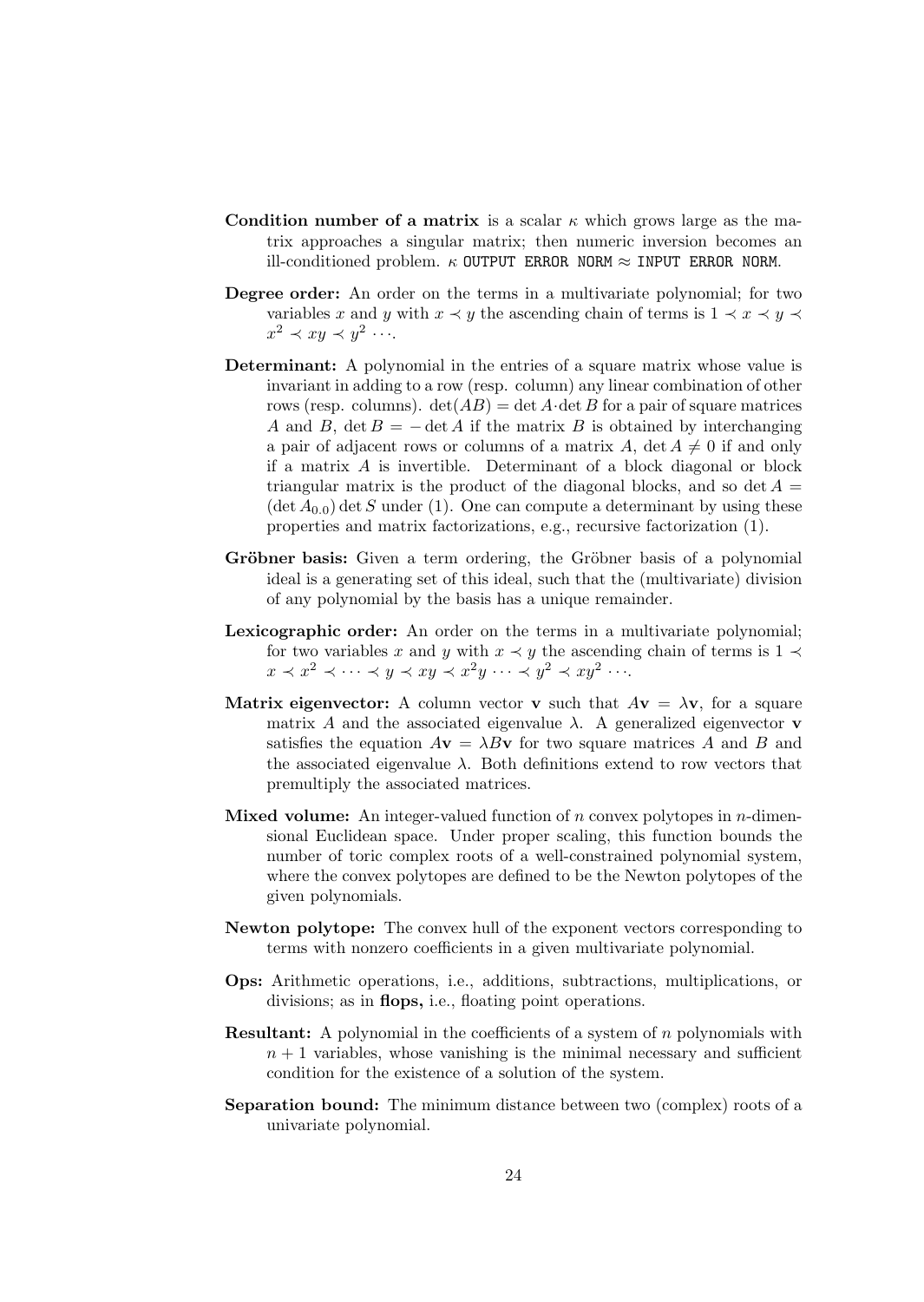**Condition number of a matrix** is a scalar $\kappa$ which grows large as the matrix approaches a singular matrix; then numeric inversion becomes an ill-conditioned problem. $\kappa$ `OUTPUT ERROR NORM` $\approx$ `INPUT ERROR NORM`.

**Degree order:** An order on the terms in a multivariate polynomial; for two variables $x$ and $y$ with $x \prec y$ the ascending chain of terms is $1 \prec x \prec y \prec x^2 \prec xy \prec y^2 \cdots$.

**Determinant:** A polynomial in the entries of a square matrix whose value is invariant in adding to a row (resp. column) any linear combination of other rows (resp. columns). $\det(AB) = \det A \cdot \det B$ for a pair of square matrices $A$ and $B$, $\det B = -\det A$ if the matrix $B$ is obtained by interchanging a pair of adjacent rows or columns of a matrix $A$, $\det A \neq 0$ if and only if a matrix $A$ is invertible. Determinant of a block diagonal or block triangular matrix is the product of the diagonal blocks, and so $\det A = (\det A_{0,0}) \det S$ under (1). One can compute a determinant by using these properties and matrix factorizations, e.g., recursive factorization (1).

**Gröbner basis:** Given a term ordering, the Gröbner basis of a polynomial ideal is a generating set of this ideal, such that the (multivariate) division of any polynomial by the basis has a unique remainder.

**Lexicographic order:** An order on the terms in a multivariate polynomial; for two variables $x$ and $y$ with $x \prec y$ the ascending chain of terms is $1 \prec x \prec x^2 \prec \cdots \prec y \prec xy \prec x^2y \cdots \prec y^2 \prec xy^2 \cdots$.

**Matrix eigenvector:** A column vector $\mathbf{v}$ such that $A\mathbf{v} = \lambda\mathbf{v}$, for a square matrix $A$ and the associated eigenvalue $\lambda$. A generalized eigenvector $\mathbf{v}$ satisfies the equation $A\mathbf{v} = \lambda B\mathbf{v}$ for two square matrices $A$ and $B$ and the associated eigenvalue $\lambda$. Both definitions extend to row vectors that premultiply the associated matrices.

**Mixed volume:** An integer-valued function of $n$ convex polytopes in $n$-dimensional Euclidean space. Under proper scaling, this function bounds the number of toric complex roots of a well-constrained polynomial system, where the convex polytopes are defined to be the Newton polytopes of the given polynomials.

**Newton polytope:** The convex hull of the exponent vectors corresponding to terms with nonzero coefficients in a given multivariate polynomial.

**Ops:** Arithmetic operations, i.e., additions, subtractions, multiplications, or divisions; as in **flops,** i.e., floating point operations.

**Resultant:** A polynomial in the coefficients of a system of $n$ polynomials with $n+1$ variables, whose vanishing is the minimal necessary and sufficient condition for the existence of a solution of the system.

**Separation bound:** The minimum distance between two (complex) roots of a univariate polynomial.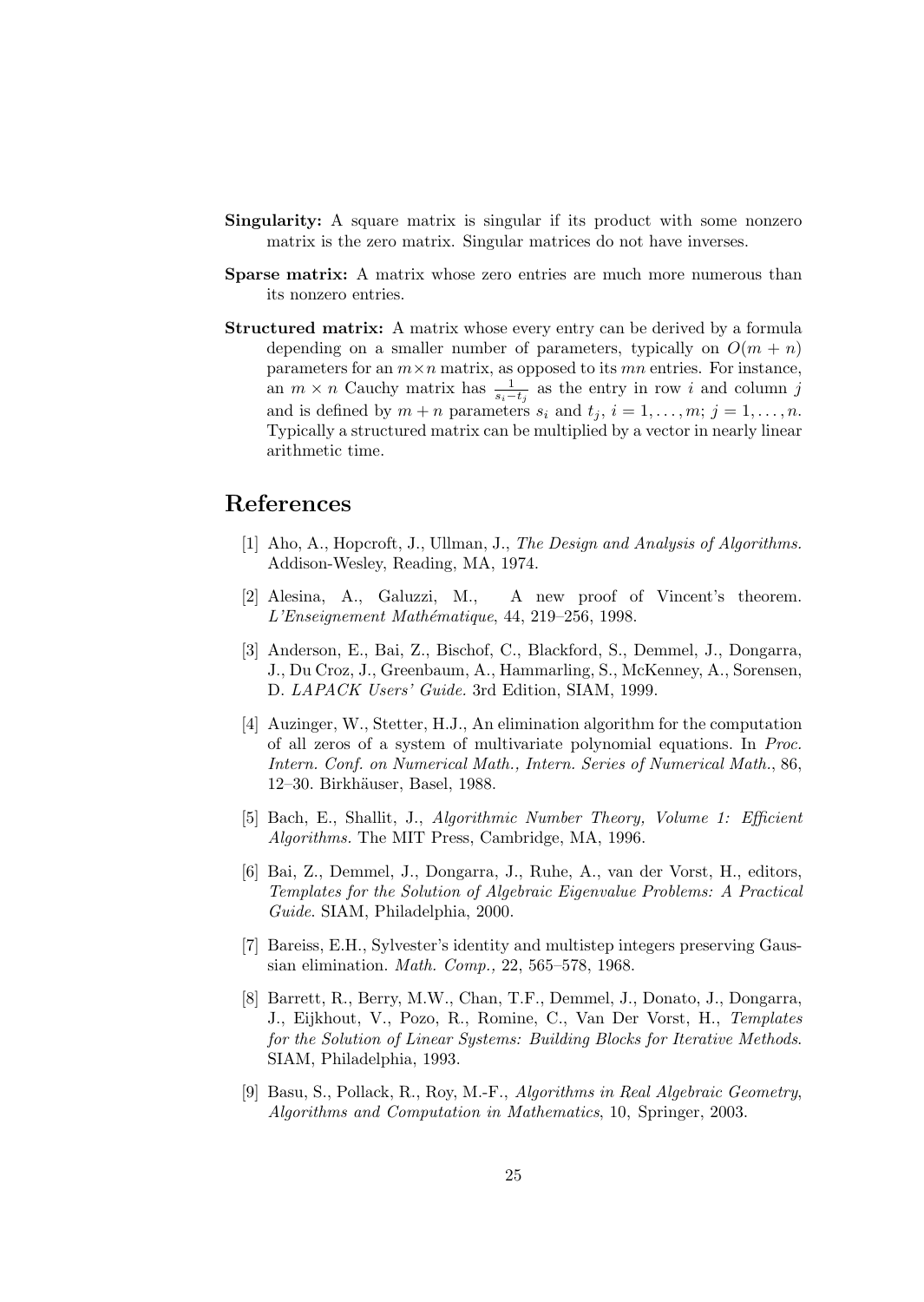**Singularity:** A square matrix is singular if its product with some nonzero matrix is the zero matrix. Singular matrices do not have inverses.

**Sparse matrix:** A matrix whose zero entries are much more numerous than its nonzero entries.

**Structured matrix:** A matrix whose every entry can be derived by a formula depending on a smaller number of parameters, typically on $O(m + n)$ parameters for an $m \times n$ matrix, as opposed to its $mn$ entries. For instance, an $m \times n$ Cauchy matrix has $\frac{1}{s_i - t_j}$ as the entry in row $i$ and column $j$ and is defined by $m + n$ parameters $s_i$ and $t_j$, $i = 1, \ldots, m$; $j = 1, \ldots, n$. Typically a structured matrix can be multiplied by a vector in nearly linear arithmetic time.

# References

[1] Aho, A., Hopcroft, J., Ullman, J., *The Design and Analysis of Algorithms.* Addison-Wesley, Reading, MA, 1974.

[2] Alesina, A., Galuzzi, M., A new proof of Vincent's theorem. *L'Enseignement Mathématique*, 44, 219–256, 1998.

[3] Anderson, E., Bai, Z., Bischof, C., Blackford, S., Demmel, J., Dongarra, J., Du Croz, J., Greenbaum, A., Hammarling, S., McKenney, A., Sorensen, D. *LAPACK Users' Guide.* 3rd Edition, SIAM, 1999.

[4] Auzinger, W., Stetter, H.J., An elimination algorithm for the computation of all zeros of a system of multivariate polynomial equations. In *Proc. Intern. Conf. on Numerical Math., Intern. Series of Numerical Math.*, 86, 12–30. Birkhäuser, Basel, 1988.

[5] Bach, E., Shallit, J., *Algorithmic Number Theory, Volume 1: Efficient Algorithms.* The MIT Press, Cambridge, MA, 1996.

[6] Bai, Z., Demmel, J., Dongarra, J., Ruhe, A., van der Vorst, H., editors, *Templates for the Solution of Algebraic Eigenvalue Problems: A Practical Guide*. SIAM, Philadelphia, 2000.

[7] Bareiss, E.H., Sylvester's identity and multistep integers preserving Gaussian elimination. *Math. Comp.,* 22, 565–578, 1968.

[8] Barrett, R., Berry, M.W., Chan, T.F., Demmel, J., Donato, J., Dongarra, J., Eijkhout, V., Pozo, R., Romine, C., Van Der Vorst, H., *Templates for the Solution of Linear Systems: Building Blocks for Iterative Methods.* SIAM, Philadelphia, 1993.

[9] Basu, S., Pollack, R., Roy, M.-F., *Algorithms in Real Algebraic Geometry, Algorithms and Computation in Mathematics*, 10, Springer, 2003.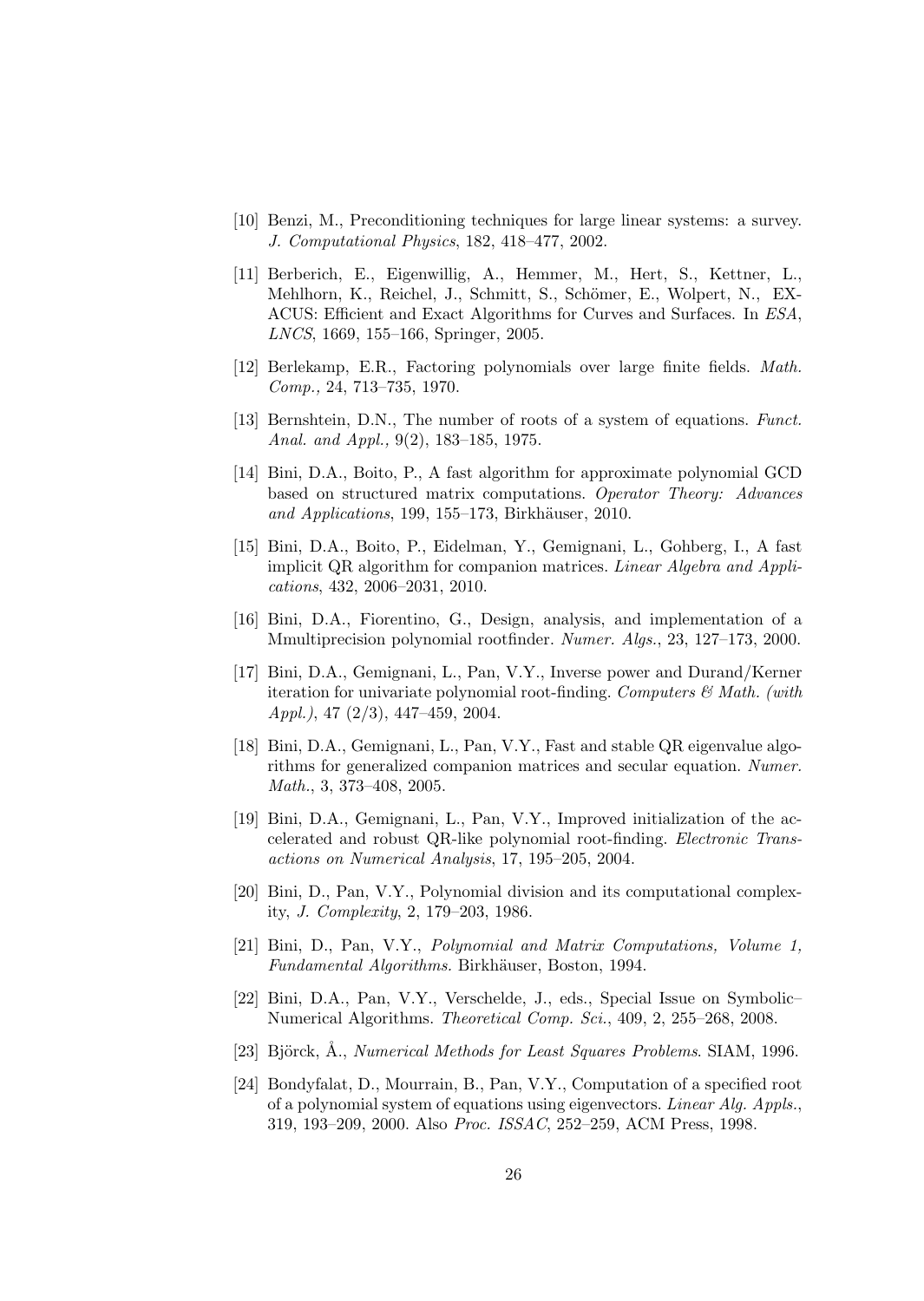[10] Benzi, M., Preconditioning techniques for large linear systems: a survey. *J. Computational Physics*, 182, 418–477, 2002.

[11] Berberich, E., Eigenwillig, A., Hemmer, M., Hert, S., Kettner, L., Mehlhorn, K., Reichel, J., Schmitt, S., Schömer, E., Wolpert, N., EXACUS: Efficient and Exact Algorithms for Curves and Surfaces. In *ESA*, *LNCS*, 1669, 155–166, Springer, 2005.

[12] Berlekamp, E.R., Factoring polynomials over large finite fields. *Math. Comp.,* 24, 713–735, 1970.

[13] Bernshtein, D.N., The number of roots of a system of equations. *Funct. Anal. and Appl.,* 9(2), 183–185, 1975.

[14] Bini, D.A., Boito, P., A fast algorithm for approximate polynomial GCD based on structured matrix computations. *Operator Theory: Advances and Applications*, 199, 155–173, Birkhäuser, 2010.

[15] Bini, D.A., Boito, P., Eidelman, Y., Gemignani, L., Gohberg, I., A fast implicit QR algorithm for companion matrices. *Linear Algebra and Applications*, 432, 2006–2031, 2010.

[16] Bini, D.A., Fiorentino, G., Design, analysis, and implementation of a Mmultiprecision polynomial rootfinder. *Numer. Algs.*, 23, 127–173, 2000.

[17] Bini, D.A., Gemignani, L., Pan, V.Y., Inverse power and Durand/Kerner iteration for univariate polynomial root-finding. *Computers & Math. (with Appl.)*, 47 (2/3), 447–459, 2004.

[18] Bini, D.A., Gemignani, L., Pan, V.Y., Fast and stable QR eigenvalue algorithms for generalized companion matrices and secular equation. *Numer. Math.*, 3, 373–408, 2005.

[19] Bini, D.A., Gemignani, L., Pan, V.Y., Improved initialization of the accelerated and robust QR-like polynomial root-finding. *Electronic Transactions on Numerical Analysis*, 17, 195–205, 2004.

[20] Bini, D., Pan, V.Y., Polynomial division and its computational complexity, *J. Complexity*, 2, 179–203, 1986.

[21] Bini, D., Pan, V.Y., *Polynomial and Matrix Computations, Volume 1, Fundamental Algorithms.* Birkhäuser, Boston, 1994.

[22] Bini, D.A., Pan, V.Y., Verschelde, J., eds., Special Issue on Symbolic–Numerical Algorithms. *Theoretical Comp. Sci.*, 409, 2, 255–268, 2008.

[23] Björck, Å., *Numerical Methods for Least Squares Problems*. SIAM, 1996.

[24] Bondyfalat, D., Mourrain, B., Pan, V.Y., Computation of a specified root of a polynomial system of equations using eigenvectors. *Linear Alg. Appls.*, 319, 193–209, 2000. Also *Proc. ISSAC*, 252–259, ACM Press, 1998.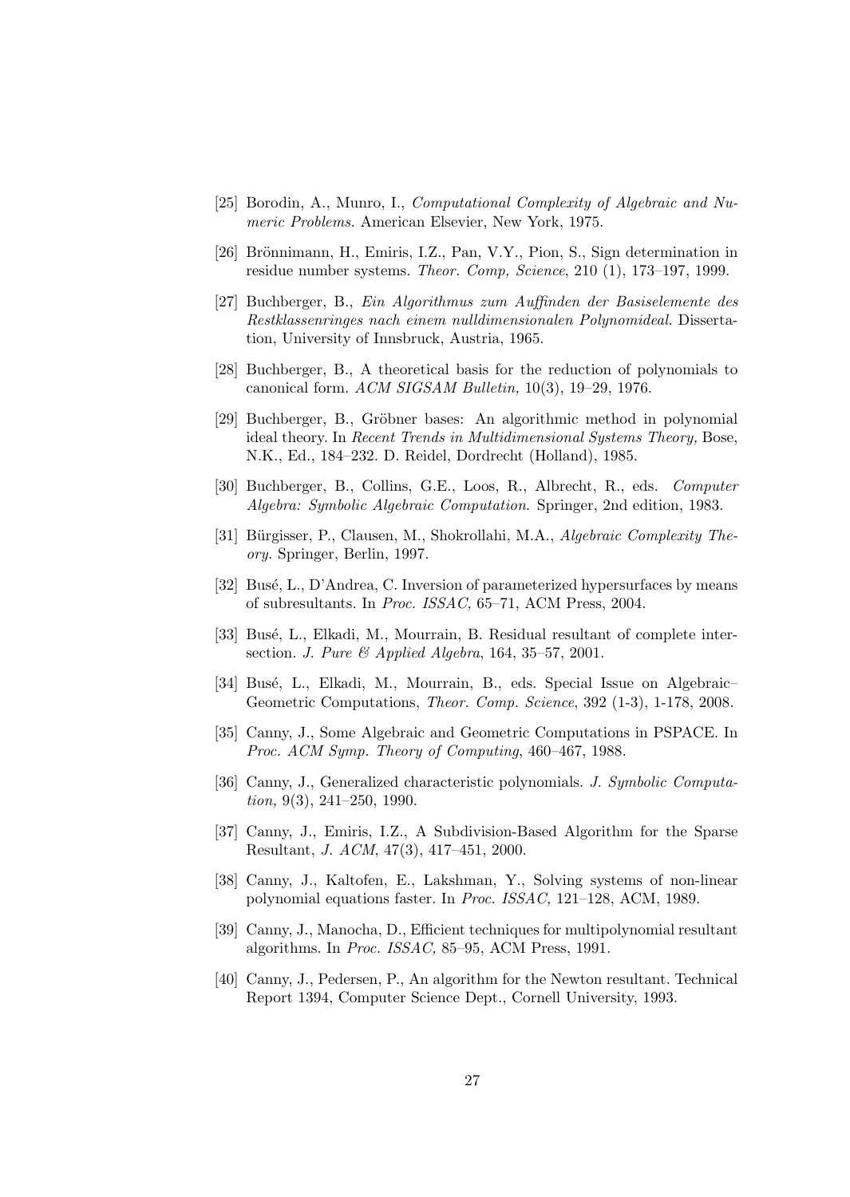[25] Borodin, A., Munro, I., *Computational Complexity of Algebraic and Numeric Problems*. American Elsevier, New York, 1975.

[26] Brönnimann, H., Emiris, I.Z., Pan, V.Y., Pion, S., Sign determination in residue number systems. *Theor. Comp, Science*, 210 (1), 173–197, 1999.

[27] Buchberger, B., *Ein Algorithmus zum Auffinden der Basiselemente des Restklassenringes nach einem nulldimensionalen Polynomideal*. Dissertation, University of Innsbruck, Austria, 1965.

[28] Buchberger, B., A theoretical basis for the reduction of polynomials to canonical form. *ACM SIGSAM Bulletin,* 10(3), 19–29, 1976.

[29] Buchberger, B., Gröbner bases: An algorithmic method in polynomial ideal theory. In *Recent Trends in Multidimensional Systems Theory,* Bose, N.K., Ed., 184–232. D. Reidel, Dordrecht (Holland), 1985.

[30] Buchberger, B., Collins, G.E., Loos, R., Albrecht, R., eds. *Computer Algebra: Symbolic Algebraic Computation*. Springer, 2nd edition, 1983.

[31] Bürgisser, P., Clausen, M., Shokrollahi, M.A., *Algebraic Complexity Theory*. Springer, Berlin, 1997.

[32] Busé, L., D'Andrea, C. Inversion of parameterized hypersurfaces by means of subresultants. In *Proc. ISSAC,* 65–71, ACM Press, 2004.

[33] Busé, L., Elkadi, M., Mourrain, B. Residual resultant of complete intersection. *J. Pure & Applied Algebra*, 164, 35–57, 2001.

[34] Busé, L., Elkadi, M., Mourrain, B., eds. Special Issue on Algebraic–Geometric Computations, *Theor. Comp. Science*, 392 (1-3), 1-178, 2008.

[35] Canny, J., Some Algebraic and Geometric Computations in PSPACE. In *Proc. ACM Symp. Theory of Computing*, 460–467, 1988.

[36] Canny, J., Generalized characteristic polynomials. *J. Symbolic Computation,* 9(3), 241–250, 1990.

[37] Canny, J., Emiris, I.Z., A Subdivision-Based Algorithm for the Sparse Resultant, *J. ACM*, 47(3), 417–451, 2000.

[38] Canny, J., Kaltofen, E., Lakshman, Y., Solving systems of non-linear polynomial equations faster. In *Proc. ISSAC,* 121–128, ACM, 1989.

[39] Canny, J., Manocha, D., Efficient techniques for multipolynomial resultant algorithms. In *Proc. ISSAC,* 85–95, ACM Press, 1991.

[40] Canny, J., Pedersen, P., An algorithm for the Newton resultant. Technical Report 1394, Computer Science Dept., Cornell University, 1993.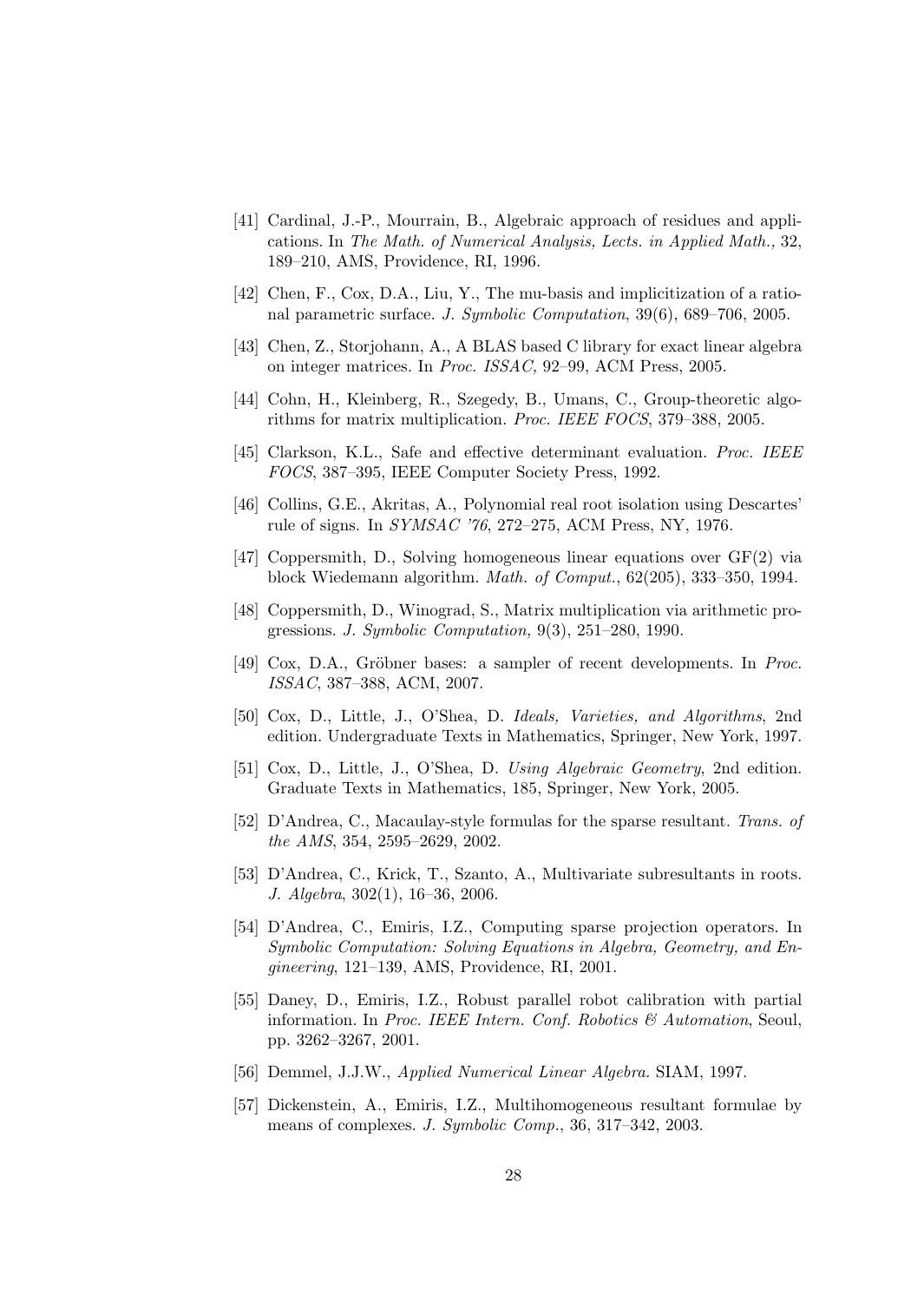[41] Cardinal, J.-P., Mourrain, B., Algebraic approach of residues and applications. In *The Math. of Numerical Analysis, Lects. in Applied Math.,* 32, 189–210, AMS, Providence, RI, 1996.

[42] Chen, F., Cox, D.A., Liu, Y., The mu-basis and implicitization of a rational parametric surface. *J. Symbolic Computation*, 39(6), 689–706, 2005.

[43] Chen, Z., Storjohann, A., A BLAS based C library for exact linear algebra on integer matrices. In *Proc. ISSAC,* 92–99, ACM Press, 2005.

[44] Cohn, H., Kleinberg, R., Szegedy, B., Umans, C., Group-theoretic algorithms for matrix multiplication. *Proc. IEEE FOCS*, 379–388, 2005.

[45] Clarkson, K.L., Safe and effective determinant evaluation. *Proc. IEEE FOCS*, 387–395, IEEE Computer Society Press, 1992.

[46] Collins, G.E., Akritas, A., Polynomial real root isolation using Descartes' rule of signs. In *SYMSAC '76*, 272–275, ACM Press, NY, 1976.

[47] Coppersmith, D., Solving homogeneous linear equations over GF(2) via block Wiedemann algorithm. *Math. of Comput.*, 62(205), 333–350, 1994.

[48] Coppersmith, D., Winograd, S., Matrix multiplication via arithmetic progressions. *J. Symbolic Computation,* 9(3), 251–280, 1990.

[49] Cox, D.A., Gröbner bases: a sampler of recent developments. In *Proc. ISSAC*, 387–388, ACM, 2007.

[50] Cox, D., Little, J., O'Shea, D. *Ideals, Varieties, and Algorithms*, 2nd edition. Undergraduate Texts in Mathematics, Springer, New York, 1997.

[51] Cox, D., Little, J., O'Shea, D. *Using Algebraic Geometry*, 2nd edition. Graduate Texts in Mathematics, 185, Springer, New York, 2005.

[52] D'Andrea, C., Macaulay-style formulas for the sparse resultant. *Trans. of the AMS*, 354, 2595–2629, 2002.

[53] D'Andrea, C., Krick, T., Szanto, A., Multivariate subresultants in roots. *J. Algebra*, 302(1), 16–36, 2006.

[54] D'Andrea, C., Emiris, I.Z., Computing sparse projection operators. In *Symbolic Computation: Solving Equations in Algebra, Geometry, and Engineering*, 121–139, AMS, Providence, RI, 2001.

[55] Daney, D., Emiris, I.Z., Robust parallel robot calibration with partial information. In *Proc. IEEE Intern. Conf. Robotics & Automation*, Seoul, pp. 3262–3267, 2001.

[56] Demmel, J.J.W., *Applied Numerical Linear Algebra.* SIAM, 1997.

[57] Dickenstein, A., Emiris, I.Z., Multihomogeneous resultant formulae by means of complexes. *J. Symbolic Comp.*, 36, 317–342, 2003.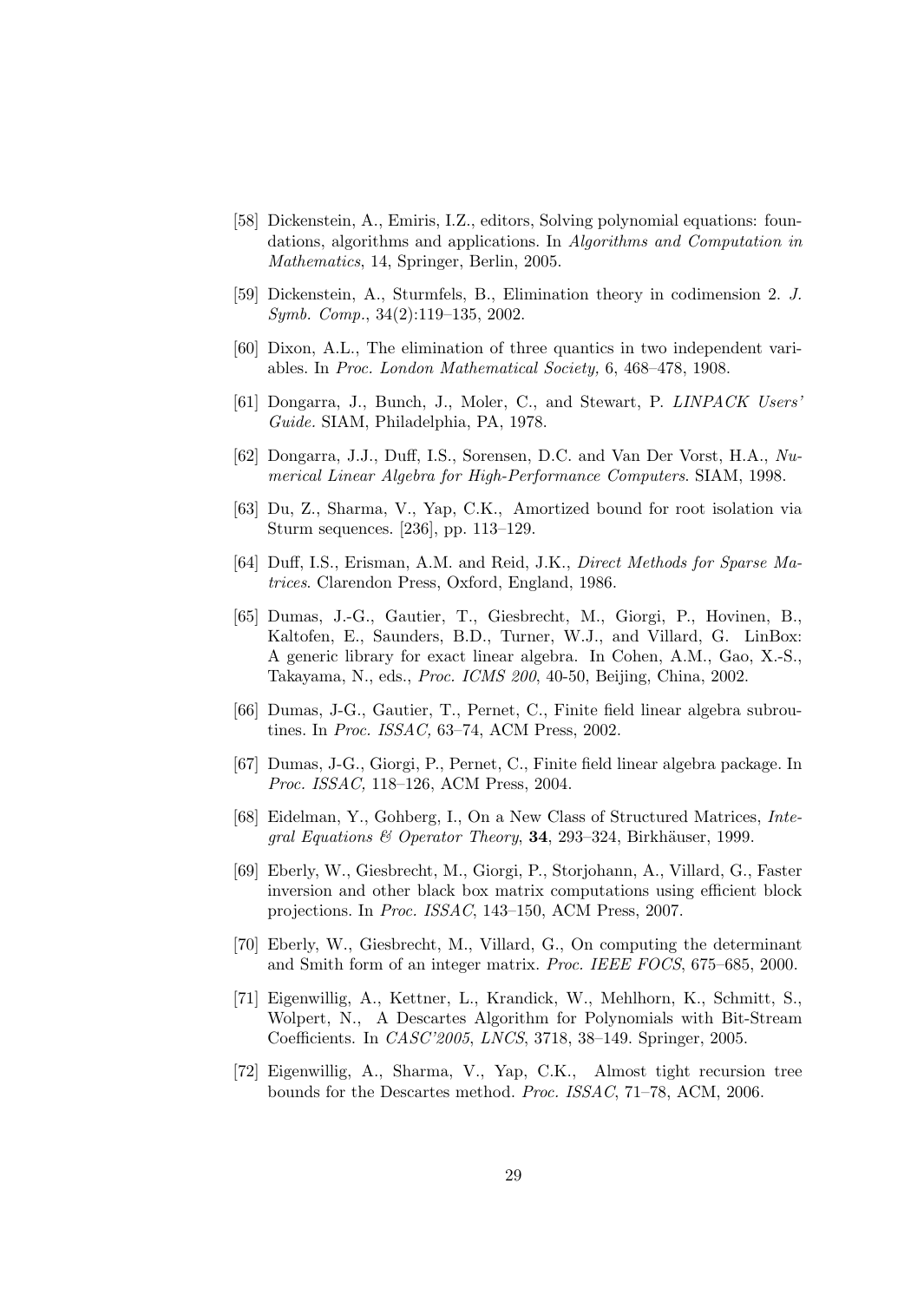[58] Dickenstein, A., Emiris, I.Z., editors, Solving polynomial equations: foundations, algorithms and applications. In *Algorithms and Computation in Mathematics*, 14, Springer, Berlin, 2005.

[59] Dickenstein, A., Sturmfels, B., Elimination theory in codimension 2. *J. Symb. Comp.*, 34(2):119–135, 2002.

[60] Dixon, A.L., The elimination of three quantics in two independent variables. In *Proc. London Mathematical Society,* 6, 468–478, 1908.

[61] Dongarra, J., Bunch, J., Moler, C., and Stewart, P. *LINPACK Users' Guide.* SIAM, Philadelphia, PA, 1978.

[62] Dongarra, J.J., Duff, I.S., Sorensen, D.C. and Van Der Vorst, H.A., *Numerical Linear Algebra for High-Performance Computers*. SIAM, 1998.

[63] Du, Z., Sharma, V., Yap, C.K., Amortized bound for root isolation via Sturm sequences. [236], pp. 113–129.

[64] Duff, I.S., Erisman, A.M. and Reid, J.K., *Direct Methods for Sparse Matrices*. Clarendon Press, Oxford, England, 1986.

[65] Dumas, J.-G., Gautier, T., Giesbrecht, M., Giorgi, P., Hovinen, B., Kaltofen, E., Saunders, B.D., Turner, W.J., and Villard, G. LinBox: A generic library for exact linear algebra. In Cohen, A.M., Gao, X.-S., Takayama, N., eds., *Proc. ICMS 200*, 40-50, Beijing, China, 2002.

[66] Dumas, J-G., Gautier, T., Pernet, C., Finite field linear algebra subroutines. In *Proc. ISSAC,* 63–74, ACM Press, 2002.

[67] Dumas, J-G., Giorgi, P., Pernet, C., Finite field linear algebra package. In *Proc. ISSAC*, 118–126, ACM Press, 2004.

[68] Eidelman, Y., Gohberg, I., On a New Class of Structured Matrices, *Integral Equations & Operator Theory*, **34**, 293–324, Birkhäuser, 1999.

[69] Eberly, W., Giesbrecht, M., Giorgi, P., Storjohann, A., Villard, G., Faster inversion and other black box matrix computations using efficient block projections. In *Proc. ISSAC*, 143–150, ACM Press, 2007.

[70] Eberly, W., Giesbrecht, M., Villard, G., On computing the determinant and Smith form of an integer matrix. *Proc. IEEE FOCS*, 675–685, 2000.

[71] Eigenwillig, A., Kettner, L., Krandick, W., Mehlhorn, K., Schmitt, S., Wolpert, N., A Descartes Algorithm for Polynomials with Bit-Stream Coefficients. In *CASC'2005*, *LNCS*, 3718, 38–149. Springer, 2005.

[72] Eigenwillig, A., Sharma, V., Yap, C.K., Almost tight recursion tree bounds for the Descartes method. *Proc. ISSAC*, 71–78, ACM, 2006.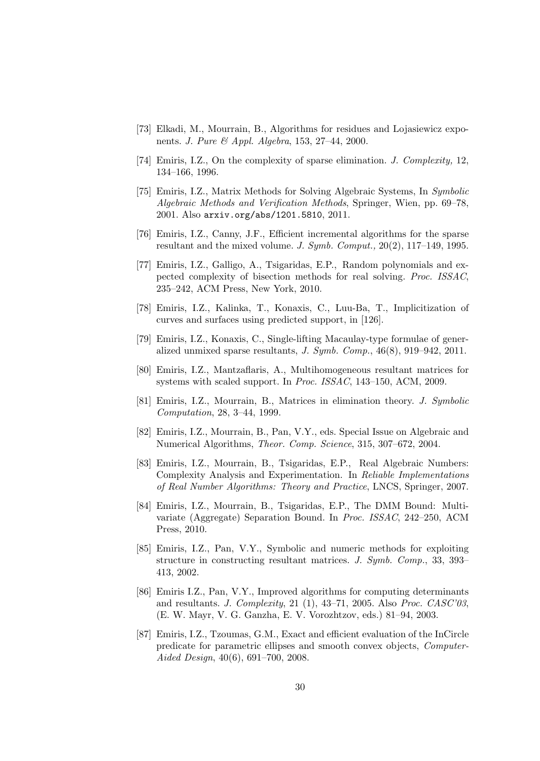[73] Elkadi, M., Mourrain, B., Algorithms for residues and Lojasiewicz exponents. *J. Pure & Appl. Algebra*, 153, 27–44, 2000.

[74] Emiris, I.Z., On the complexity of sparse elimination. *J. Complexity,* 12, 134–166, 1996.

[75] Emiris, I.Z., Matrix Methods for Solving Algebraic Systems, In *Symbolic Algebraic Methods and Verification Methods*, Springer, Wien, pp. 69–78, 2001. Also `arxiv.org/abs/1201.5810`, 2011.

[76] Emiris, I.Z., Canny, J.F., Efficient incremental algorithms for the sparse resultant and the mixed volume. *J. Symb. Comput.,* 20(2), 117–149, 1995.

[77] Emiris, I.Z., Galligo, A., Tsigaridas, E.P., Random polynomials and expected complexity of bisection methods for real solving. *Proc. ISSAC*, 235–242, ACM Press, New York, 2010.

[78] Emiris, I.Z., Kalinka, T., Konaxis, C., Luu-Ba, T., Implicitization of curves and surfaces using predicted support, in [126].

[79] Emiris, I.Z., Konaxis, C., Single-lifting Macaulay-type formulae of generalized unmixed sparse resultants, *J. Symb. Comp.*, 46(8), 919–942, 2011.

[80] Emiris, I.Z., Mantzaflaris, A., Multihomogeneous resultant matrices for systems with scaled support. In *Proc. ISSAC*, 143–150, ACM, 2009.

[81] Emiris, I.Z., Mourrain, B., Matrices in elimination theory. *J. Symbolic Computation*, 28, 3–44, 1999.

[82] Emiris, I.Z., Mourrain, B., Pan, V.Y., eds. Special Issue on Algebraic and Numerical Algorithms, *Theor. Comp. Science*, 315, 307–672, 2004.

[83] Emiris, I.Z., Mourrain, B., Tsigaridas, E.P., Real Algebraic Numbers: Complexity Analysis and Experimentation. In *Reliable Implementations of Real Number Algorithms: Theory and Practice*, LNCS, Springer, 2007.

[84] Emiris, I.Z., Mourrain, B., Tsigaridas, E.P., The DMM Bound: Multivariate (Aggregate) Separation Bound. In *Proc. ISSAC*, 242–250, ACM Press, 2010.

[85] Emiris, I.Z., Pan, V.Y., Symbolic and numeric methods for exploiting structure in constructing resultant matrices. *J. Symb. Comp.*, 33, 393–413, 2002.

[86] Emiris I.Z., Pan, V.Y., Improved algorithms for computing determinants and resultants. *J. Complexity*, 21 (1), 43–71, 2005. Also *Proc. CASC'03*, (E. W. Mayr, V. G. Ganzha, E. V. Vorozhtzov, eds.) 81–94, 2003.

[87] Emiris, I.Z., Tzoumas, G.M., Exact and efficient evaluation of the InCircle predicate for parametric ellipses and smooth convex objects, *Computer-Aided Design*, 40(6), 691–700, 2008.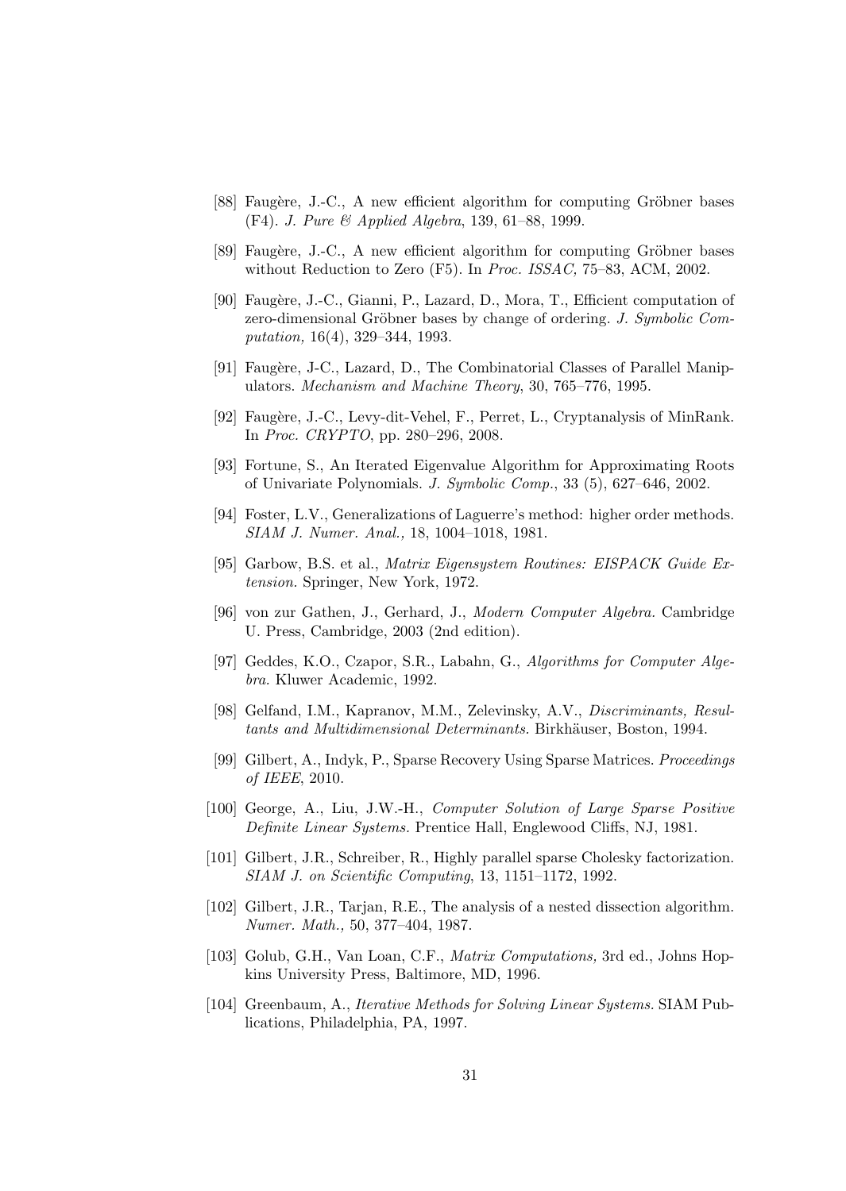[88] Faugère, J.-C., A new efficient algorithm for computing Gröbner bases (F4). *J. Pure & Applied Algebra*, 139, 61–88, 1999.

[89] Faugère, J.-C., A new efficient algorithm for computing Gröbner bases without Reduction to Zero (F5). In *Proc. ISSAC,* 75–83, ACM, 2002.

[90] Faugère, J.-C., Gianni, P., Lazard, D., Mora, T., Efficient computation of zero-dimensional Gröbner bases by change of ordering. *J. Symbolic Computation,* 16(4), 329–344, 1993.

[91] Faugère, J-C., Lazard, D., The Combinatorial Classes of Parallel Manipulators. *Mechanism and Machine Theory*, 30, 765–776, 1995.

[92] Faugère, J.-C., Levy-dit-Vehel, F., Perret, L., Cryptanalysis of MinRank. In *Proc. CRYPTO*, pp. 280–296, 2008.

[93] Fortune, S., An Iterated Eigenvalue Algorithm for Approximating Roots of Univariate Polynomials. *J. Symbolic Comp.*, 33 (5), 627–646, 2002.

[94] Foster, L.V., Generalizations of Laguerre's method: higher order methods. *SIAM J. Numer. Anal.,* 18, 1004–1018, 1981.

[95] Garbow, B.S. et al., *Matrix Eigensystem Routines: EISPACK Guide Extension.* Springer, New York, 1972.

[96] von zur Gathen, J., Gerhard, J., *Modern Computer Algebra.* Cambridge U. Press, Cambridge, 2003 (2nd edition).

[97] Geddes, K.O., Czapor, S.R., Labahn, G., *Algorithms for Computer Algebra.* Kluwer Academic, 1992.

[98] Gelfand, I.M., Kapranov, M.M., Zelevinsky, A.V., *Discriminants, Resultants and Multidimensional Determinants.* Birkhäuser, Boston, 1994.

[99] Gilbert, A., Indyk, P., Sparse Recovery Using Sparse Matrices. *Proceedings of IEEE*, 2010.

[100] George, A., Liu, J.W.-H., *Computer Solution of Large Sparse Positive Definite Linear Systems.* Prentice Hall, Englewood Cliffs, NJ, 1981.

[101] Gilbert, J.R., Schreiber, R., Highly parallel sparse Cholesky factorization. *SIAM J. on Scientific Computing*, 13, 1151–1172, 1992.

[102] Gilbert, J.R., Tarjan, R.E., The analysis of a nested dissection algorithm. *Numer. Math.,* 50, 377–404, 1987.

[103] Golub, G.H., Van Loan, C.F., *Matrix Computations,* 3rd ed., Johns Hopkins University Press, Baltimore, MD, 1996.

[104] Greenbaum, A., *Iterative Methods for Solving Linear Systems.* SIAM Publications, Philadelphia, PA, 1997.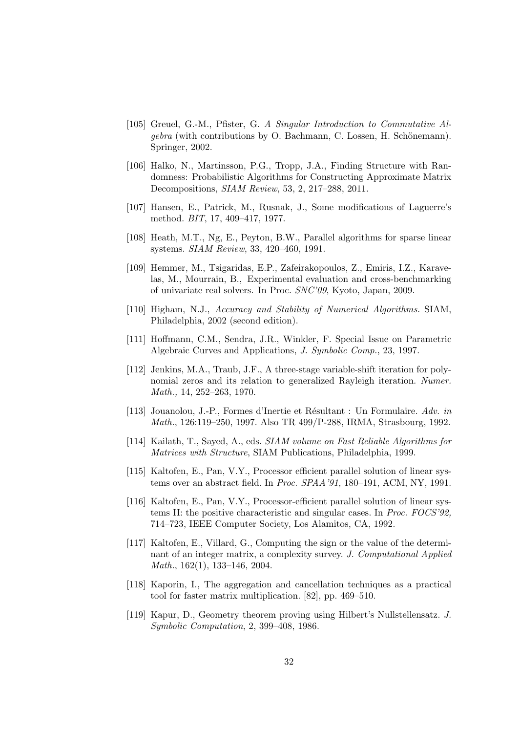[105] Greuel, G.-M., Pfister, G. *A Singular Introduction to Commutative Algebra* (with contributions by O. Bachmann, C. Lossen, H. Schönemann). Springer, 2002.

[106] Halko, N., Martinsson, P.G., Tropp, J.A., Finding Structure with Randomness: Probabilistic Algorithms for Constructing Approximate Matrix Decompositions, *SIAM Review*, 53, 2, 217–288, 2011.

[107] Hansen, E., Patrick, M., Rusnak, J., Some modifications of Laguerre's method. *BIT*, 17, 409–417, 1977.

[108] Heath, M.T., Ng, E., Peyton, B.W., Parallel algorithms for sparse linear systems. *SIAM Review*, 33, 420–460, 1991.

[109] Hemmer, M., Tsigaridas, E.P., Zafeirakopoulos, Z., Emiris, I.Z., Karavelas, M., Mourrain, B., Experimental evaluation and cross-benchmarking of univariate real solvers. In Proc. *SNC'09*, Kyoto, Japan, 2009.

[110] Higham, N.J., *Accuracy and Stability of Numerical Algorithms.* SIAM, Philadelphia, 2002 (second edition).

[111] Hoffmann, C.M., Sendra, J.R., Winkler, F. Special Issue on Parametric Algebraic Curves and Applications, *J. Symbolic Comp.*, 23, 1997.

[112] Jenkins, M.A., Traub, J.F., A three-stage variable-shift iteration for polynomial zeros and its relation to generalized Rayleigh iteration. *Numer. Math.,* 14, 252–263, 1970.

[113] Jouanolou, J.-P., Formes d'Inertie et Résultant : Un Formulaire. *Adv. in Math.*, 126:119–250, 1997. Also TR 499/P-288, IRMA, Strasbourg, 1992.

[114] Kailath, T., Sayed, A., eds. *SIAM volume on Fast Reliable Algorithms for Matrices with Structure*, SIAM Publications, Philadelphia, 1999.

[115] Kaltofen, E., Pan, V.Y., Processor efficient parallel solution of linear systems over an abstract field. In *Proc. SPAA'91,* 180–191, ACM, NY, 1991.

[116] Kaltofen, E., Pan, V.Y., Processor-efficient parallel solution of linear systems II: the positive characteristic and singular cases. In *Proc. FOCS'92,* 714–723, IEEE Computer Society, Los Alamitos, CA, 1992.

[117] Kaltofen, E., Villard, G., Computing the sign or the value of the determinant of an integer matrix, a complexity survey. *J. Computational Applied Math.*, 162(1), 133–146, 2004.

[118] Kaporin, I., The aggregation and cancellation techniques as a practical tool for faster matrix multiplication. [82], pp. 469–510.

[119] Kapur, D., Geometry theorem proving using Hilbert's Nullstellensatz. *J. Symbolic Computation*, 2, 399–408, 1986.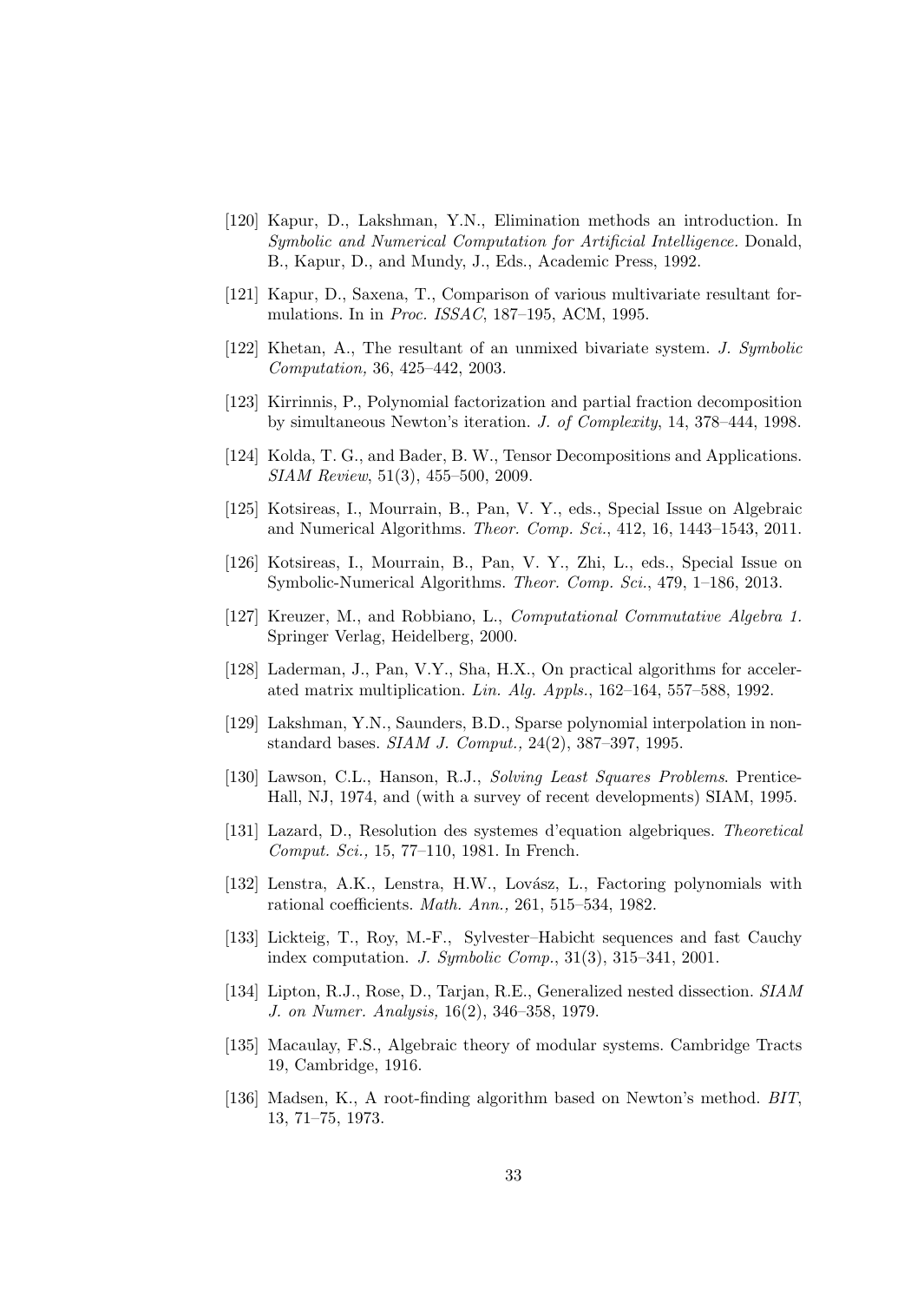[120] Kapur, D., Lakshman, Y.N., Elimination methods an introduction. In *Symbolic and Numerical Computation for Artificial Intelligence.* Donald, B., Kapur, D., and Mundy, J., Eds., Academic Press, 1992.

[121] Kapur, D., Saxena, T., Comparison of various multivariate resultant formulations. In in *Proc. ISSAC*, 187–195, ACM, 1995.

[122] Khetan, A., The resultant of an unmixed bivariate system. *J. Symbolic Computation,* 36, 425–442, 2003.

[123] Kirrinnis, P., Polynomial factorization and partial fraction decomposition by simultaneous Newton's iteration. *J. of Complexity*, 14, 378–444, 1998.

[124] Kolda, T. G., and Bader, B. W., Tensor Decompositions and Applications. *SIAM Review*, 51(3), 455–500, 2009.

[125] Kotsireas, I., Mourrain, B., Pan, V. Y., eds., Special Issue on Algebraic and Numerical Algorithms. *Theor. Comp. Sci.*, 412, 16, 1443–1543, 2011.

[126] Kotsireas, I., Mourrain, B., Pan, V. Y., Zhi, L., eds., Special Issue on Symbolic-Numerical Algorithms. *Theor. Comp. Sci.*, 479, 1–186, 2013.

[127] Kreuzer, M., and Robbiano, L., *Computational Commutative Algebra 1.* Springer Verlag, Heidelberg, 2000.

[128] Laderman, J., Pan, V.Y., Sha, H.X., On practical algorithms for accelerated matrix multiplication. *Lin. Alg. Appls.*, 162–164, 557–588, 1992.

[129] Lakshman, Y.N., Saunders, B.D., Sparse polynomial interpolation in nonstandard bases. *SIAM J. Comput.,* 24(2), 387–397, 1995.

[130] Lawson, C.L., Hanson, R.J., *Solving Least Squares Problems*. Prentice-Hall, NJ, 1974, and (with a survey of recent developments) SIAM, 1995.

[131] Lazard, D., Resolution des systemes d'equation algebriques. *Theoretical Comput. Sci.,* 15, 77–110, 1981. In French.

[132] Lenstra, A.K., Lenstra, H.W., Lovász, L., Factoring polynomials with rational coefficients. *Math. Ann.,* 261, 515–534, 1982.

[133] Lickteig, T., Roy, M.-F., Sylvester–Habicht sequences and fast Cauchy index computation. *J. Symbolic Comp.*, 31(3), 315–341, 2001.

[134] Lipton, R.J., Rose, D., Tarjan, R.E., Generalized nested dissection. *SIAM J. on Numer. Analysis,* 16(2), 346–358, 1979.

[135] Macaulay, F.S., Algebraic theory of modular systems. Cambridge Tracts 19, Cambridge, 1916.

[136] Madsen, K., A root-finding algorithm based on Newton's method. *BIT*, 13, 71–75, 1973.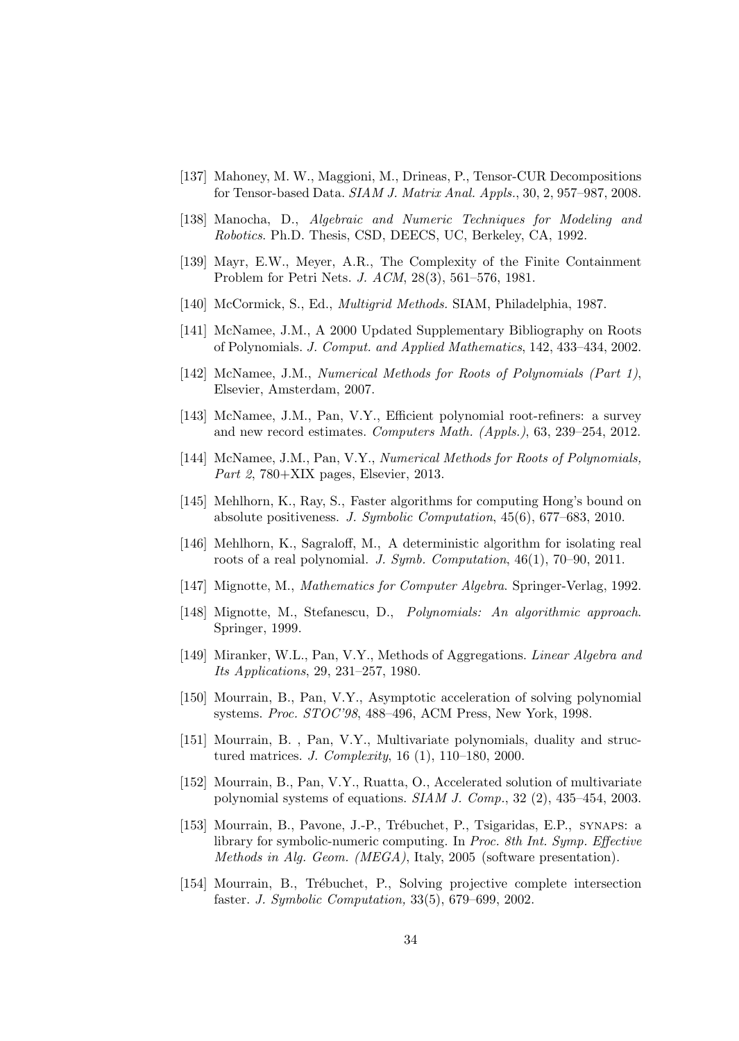[137] Mahoney, M. W., Maggioni, M., Drineas, P., Tensor-CUR Decompositions for Tensor-based Data. *SIAM J. Matrix Anal. Appls.*, 30, 2, 957–987, 2008.

[138] Manocha, D., *Algebraic and Numeric Techniques for Modeling and Robotics*. Ph.D. Thesis, CSD, DEECS, UC, Berkeley, CA, 1992.

[139] Mayr, E.W., Meyer, A.R., The Complexity of the Finite Containment Problem for Petri Nets. *J. ACM*, 28(3), 561–576, 1981.

[140] McCormick, S., Ed., *Multigrid Methods*. SIAM, Philadelphia, 1987.

[141] McNamee, J.M., A 2000 Updated Supplementary Bibliography on Roots of Polynomials. *J. Comput. and Applied Mathematics*, 142, 433–434, 2002.

[142] McNamee, J.M., *Numerical Methods for Roots of Polynomials (Part 1)*, Elsevier, Amsterdam, 2007.

[143] McNamee, J.M., Pan, V.Y., Efficient polynomial root-refiners: a survey and new record estimates. *Computers Math. (Appls.)*, 63, 239–254, 2012.

[144] McNamee, J.M., Pan, V.Y., *Numerical Methods for Roots of Polynomials, Part 2*, 780+XIX pages, Elsevier, 2013.

[145] Mehlhorn, K., Ray, S., Faster algorithms for computing Hong's bound on absolute positiveness. *J. Symbolic Computation*, 45(6), 677–683, 2010.

[146] Mehlhorn, K., Sagraloff, M., A deterministic algorithm for isolating real roots of a real polynomial. *J. Symb. Computation*, 46(1), 70–90, 2011.

[147] Mignotte, M., *Mathematics for Computer Algebra*. Springer-Verlag, 1992.

[148] Mignotte, M., Stefanescu, D., *Polynomials: An algorithmic approach*. Springer, 1999.

[149] Miranker, W.L., Pan, V.Y., Methods of Aggregations. *Linear Algebra and Its Applications*, 29, 231–257, 1980.

[150] Mourrain, B., Pan, V.Y., Asymptotic acceleration of solving polynomial systems. *Proc. STOC'98*, 488–496, ACM Press, New York, 1998.

[151] Mourrain, B. , Pan, V.Y., Multivariate polynomials, duality and structured matrices. *J. Complexity*, 16 (1), 110–180, 2000.

[152] Mourrain, B., Pan, V.Y., Ruatta, O., Accelerated solution of multivariate polynomial systems of equations. *SIAM J. Comp.*, 32 (2), 435–454, 2003.

[153] Mourrain, B., Pavone, J.-P., Trébuchet, P., Tsigaridas, E.P., SYNAPS: a library for symbolic-numeric computing. In *Proc. 8th Int. Symp. Effective Methods in Alg. Geom. (MEGA)*, Italy, 2005 (software presentation).

[154] Mourrain, B., Trébuchet, P., Solving projective complete intersection faster. *J. Symbolic Computation,* 33(5), 679–699, 2002.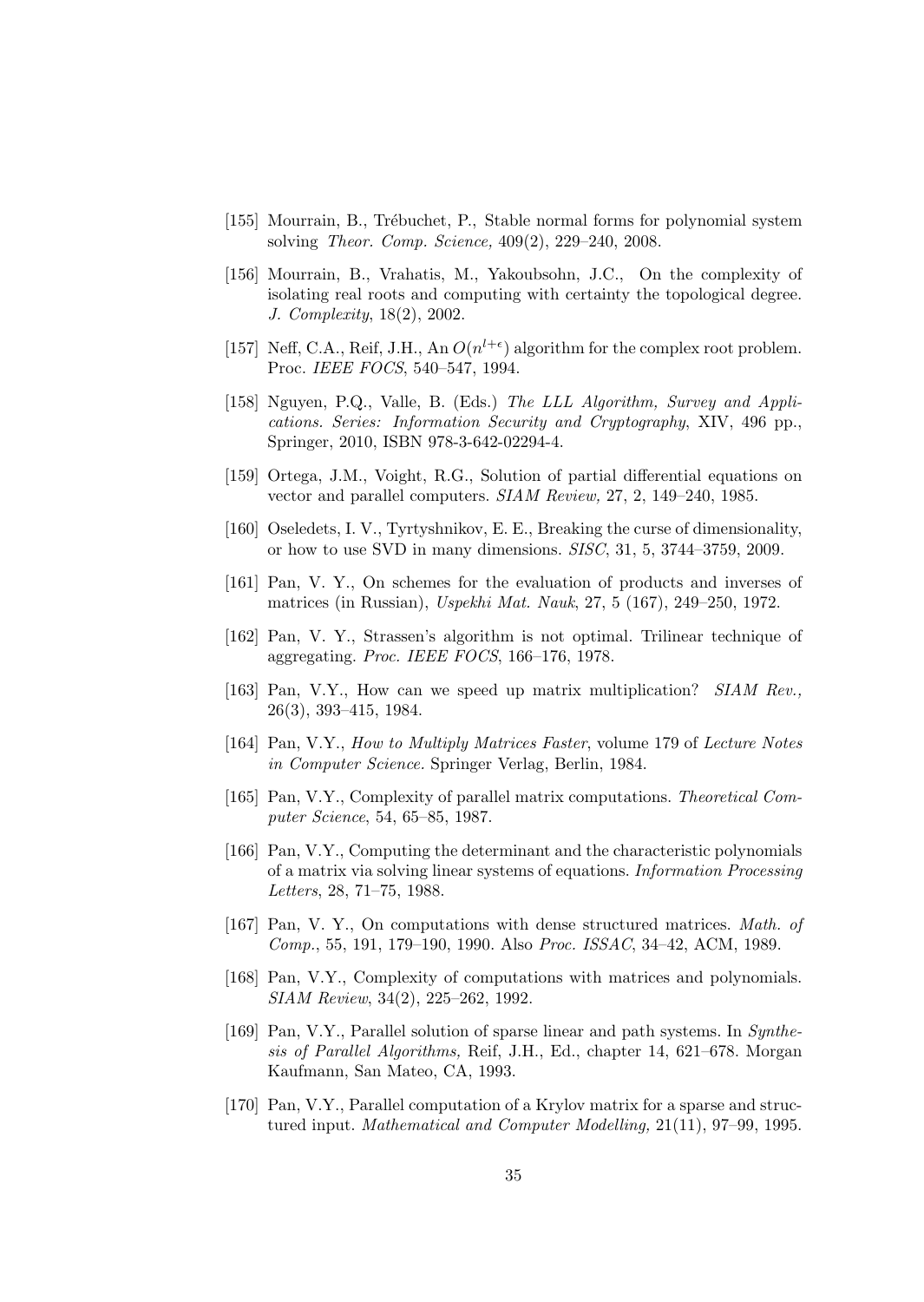[155] Mourrain, B., Trébuchet, P., Stable normal forms for polynomial system solving *Theor. Comp. Science,* 409(2), 229–240, 2008.

[156] Mourrain, B., Vrahatis, M., Yakoubsohn, J.C., On the complexity of isolating real roots and computing with certainty the topological degree. *J. Complexity*, 18(2), 2002.

[157] Neff, C.A., Reif, J.H., An $O(n^{l+\epsilon})$ algorithm for the complex root problem. Proc. *IEEE FOCS*, 540–547, 1994.

[158] Nguyen, P.Q., Valle, B. (Eds.) *The LLL Algorithm, Survey and Applications. Series: Information Security and Cryptography*, XIV, 496 pp., Springer, 2010, ISBN 978-3-642-02294-4.

[159] Ortega, J.M., Voight, R.G., Solution of partial differential equations on vector and parallel computers. *SIAM Review,* 27, 2, 149–240, 1985.

[160] Oseledets, I. V., Tyrtyshnikov, E. E., Breaking the curse of dimensionality, or how to use SVD in many dimensions. *SISC*, 31, 5, 3744–3759, 2009.

[161] Pan, V. Y., On schemes for the evaluation of products and inverses of matrices (in Russian), *Uspekhi Mat. Nauk*, 27, 5 (167), 249–250, 1972.

[162] Pan, V. Y., Strassen's algorithm is not optimal. Trilinear technique of aggregating. *Proc. IEEE FOCS*, 166–176, 1978.

[163] Pan, V.Y., How can we speed up matrix multiplication? *SIAM Rev.,* 26(3), 393–415, 1984.

[164] Pan, V.Y., *How to Multiply Matrices Faster*, volume 179 of *Lecture Notes in Computer Science.* Springer Verlag, Berlin, 1984.

[165] Pan, V.Y., Complexity of parallel matrix computations. *Theoretical Computer Science*, 54, 65–85, 1987.

[166] Pan, V.Y., Computing the determinant and the characteristic polynomials of a matrix via solving linear systems of equations. *Information Processing Letters*, 28, 71–75, 1988.

[167] Pan, V. Y., On computations with dense structured matrices. *Math. of Comp.*, 55, 191, 179–190, 1990. Also *Proc. ISSAC*, 34–42, ACM, 1989.

[168] Pan, V.Y., Complexity of computations with matrices and polynomials. *SIAM Review*, 34(2), 225–262, 1992.

[169] Pan, V.Y., Parallel solution of sparse linear and path systems. In *Synthesis of Parallel Algorithms,* Reif, J.H., Ed., chapter 14, 621–678. Morgan Kaufmann, San Mateo, CA, 1993.

[170] Pan, V.Y., Parallel computation of a Krylov matrix for a sparse and structured input. *Mathematical and Computer Modelling,* 21(11), 97–99, 1995.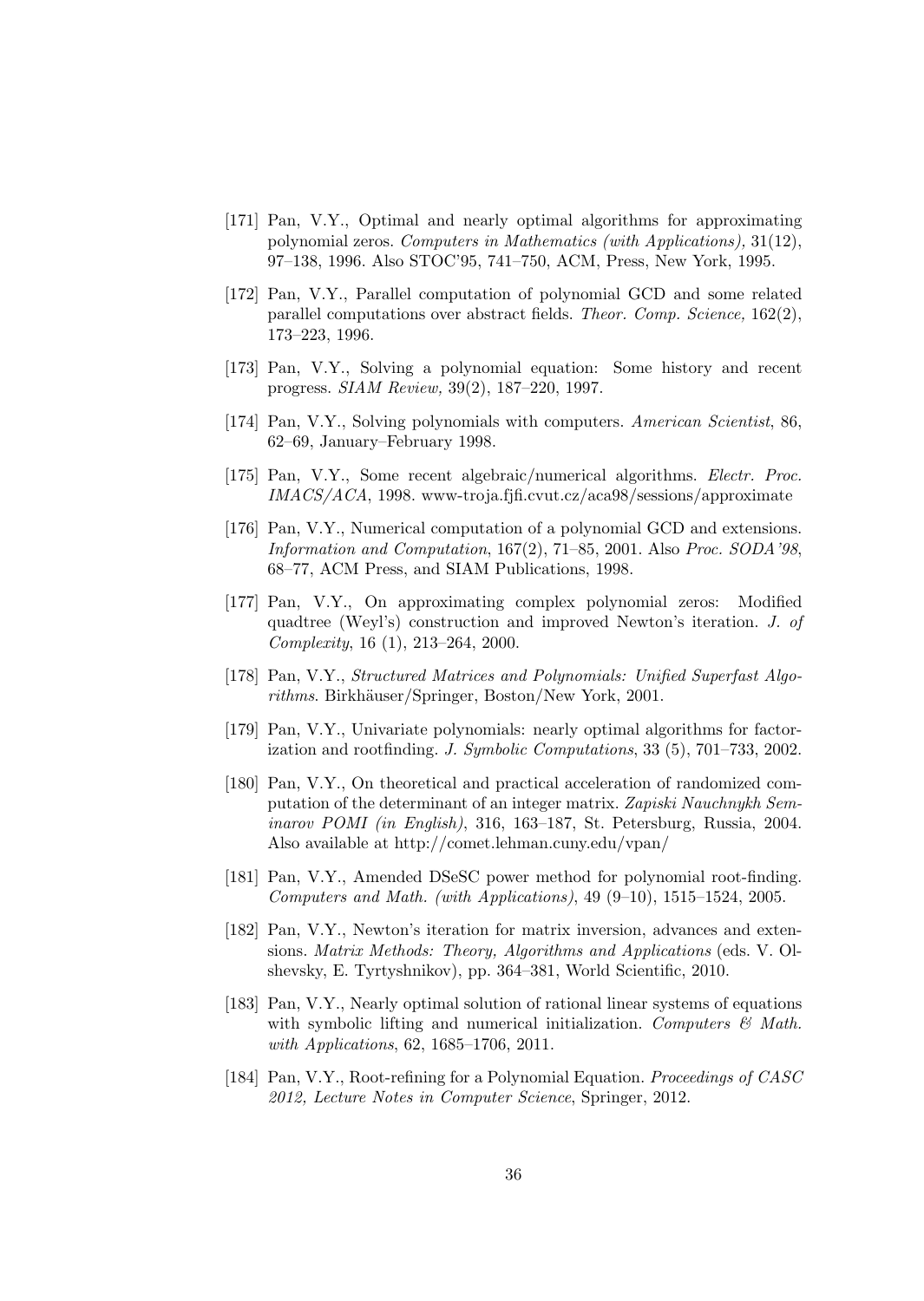- [171] Pan, V.Y., Optimal and nearly optimal algorithms for approximating polynomial zeros. *Computers in Mathematics (with Applications),* 31(12), 97–138, 1996. Also STOC'95, 741–750, ACM, Press, New York, 1995.
- [172] Pan, V.Y., Parallel computation of polynomial GCD and some related parallel computations over abstract fields. *Theor. Comp. Science,* 162(2), 173–223, 1996.
- [173] Pan, V.Y., Solving a polynomial equation: Some history and recent progress. *SIAM Review,* 39(2), 187–220, 1997.
- [174] Pan, V.Y., Solving polynomials with computers. *American Scientist*, 86, 62–69, January–February 1998.
- [175] Pan, V.Y., Some recent algebraic/numerical algorithms. *Electr. Proc. IMACS/ACA*, 1998. www-troja.fjfi.cvut.cz/aca98/sessions/approximate
- [176] Pan, V.Y., Numerical computation of a polynomial GCD and extensions. *Information and Computation*, 167(2), 71–85, 2001. Also *Proc. SODA'98*, 68–77, ACM Press, and SIAM Publications, 1998.
- [177] Pan, V.Y., On approximating complex polynomial zeros: Modified quadtree (Weyl's) construction and improved Newton's iteration. *J. of Complexity*, 16 (1), 213–264, 2000.
- [178] Pan, V.Y., *Structured Matrices and Polynomials: Unified Superfast Algorithms*. Birkhäuser/Springer, Boston/New York, 2001.
- [179] Pan, V.Y., Univariate polynomials: nearly optimal algorithms for factorization and rootfinding. *J. Symbolic Computations*, 33 (5), 701–733, 2002.
- [180] Pan, V.Y., On theoretical and practical acceleration of randomized computation of the determinant of an integer matrix. *Zapiski Nauchnykh Seminarov POMI (in English)*, 316, 163–187, St. Petersburg, Russia, 2004. Also available at http://comet.lehman.cuny.edu/vpan/
- [181] Pan, V.Y., Amended DSeSC power method for polynomial root-finding. *Computers and Math. (with Applications)*, 49 (9–10), 1515–1524, 2005.
- [182] Pan, V.Y., Newton's iteration for matrix inversion, advances and extensions. *Matrix Methods: Theory, Algorithms and Applications* (eds. V. Olshevsky, E. Tyrtyshnikov), pp. 364–381, World Scientific, 2010.
- [183] Pan, V.Y., Nearly optimal solution of rational linear systems of equations with symbolic lifting and numerical initialization. *Computers & Math. with Applications*, 62, 1685–1706, 2011.
- [184] Pan, V.Y., Root-refining for a Polynomial Equation. *Proceedings of CASC 2012, Lecture Notes in Computer Science*, Springer, 2012.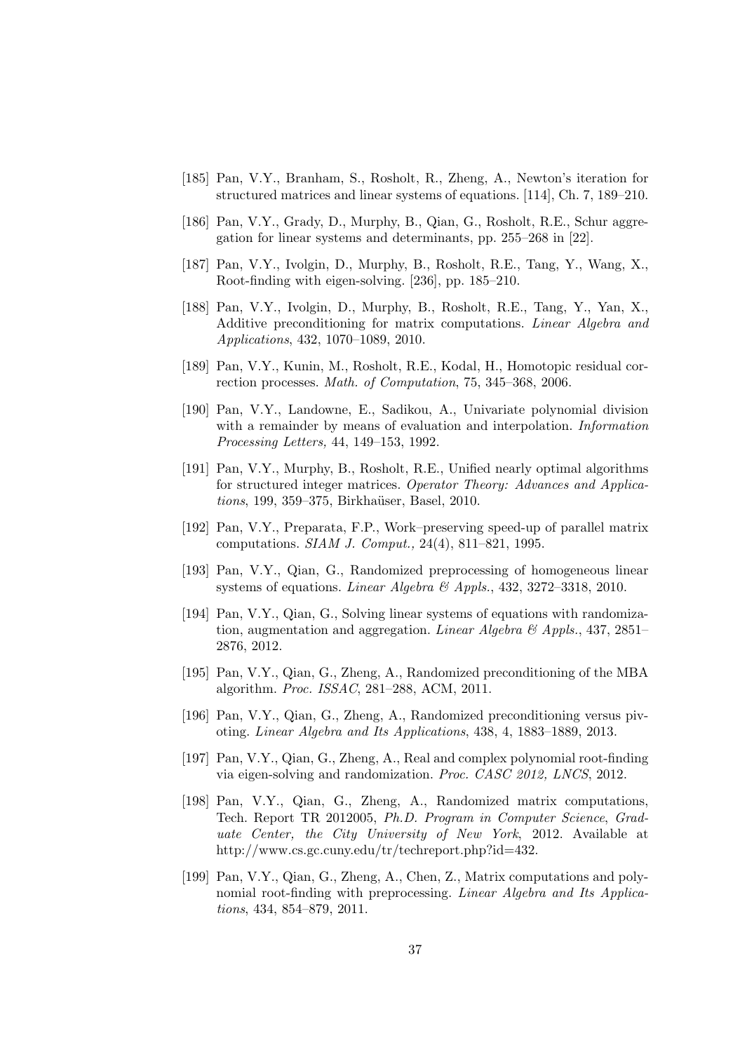[185] Pan, V.Y., Branham, S., Rosholt, R., Zheng, A., Newton's iteration for structured matrices and linear systems of equations. [114], Ch. 7, 189–210.

[186] Pan, V.Y., Grady, D., Murphy, B., Qian, G., Rosholt, R.E., Schur aggregation for linear systems and determinants, pp. 255–268 in [22].

[187] Pan, V.Y., Ivolgin, D., Murphy, B., Rosholt, R.E., Tang, Y., Wang, X., Root-finding with eigen-solving. [236], pp. 185–210.

[188] Pan, V.Y., Ivolgin, D., Murphy, B., Rosholt, R.E., Tang, Y., Yan, X., Additive preconditioning for matrix computations. *Linear Algebra and Applications*, 432, 1070–1089, 2010.

[189] Pan, V.Y., Kunin, M., Rosholt, R.E., Kodal, H., Homotopic residual correction processes. *Math. of Computation*, 75, 345–368, 2006.

[190] Pan, V.Y., Landowne, E., Sadikou, A., Univariate polynomial division with a remainder by means of evaluation and interpolation. *Information Processing Letters,* 44, 149–153, 1992.

[191] Pan, V.Y., Murphy, B., Rosholt, R.E., Unified nearly optimal algorithms for structured integer matrices. *Operator Theory: Advances and Applications*, 199, 359–375, Birkhaüser, Basel, 2010.

[192] Pan, V.Y., Preparata, F.P., Work–preserving speed-up of parallel matrix computations. *SIAM J. Comput.,* 24(4), 811–821, 1995.

[193] Pan, V.Y., Qian, G., Randomized preprocessing of homogeneous linear systems of equations. *Linear Algebra & Appls.*, 432, 3272–3318, 2010.

[194] Pan, V.Y., Qian, G., Solving linear systems of equations with randomization, augmentation and aggregation. *Linear Algebra & Appls.*, 437, 2851–2876, 2012.

[195] Pan, V.Y., Qian, G., Zheng, A., Randomized preconditioning of the MBA algorithm. *Proc. ISSAC*, 281–288, ACM, 2011.

[196] Pan, V.Y., Qian, G., Zheng, A., Randomized preconditioning versus pivoting. *Linear Algebra and Its Applications*, 438, 4, 1883–1889, 2013.

[197] Pan, V.Y., Qian, G., Zheng, A., Real and complex polynomial root-finding via eigen-solving and randomization. *Proc. CASC 2012, LNCS*, 2012.

[198] Pan, V.Y., Qian, G., Zheng, A., Randomized matrix computations, Tech. Report TR 2012005, *Ph.D. Program in Computer Science, Graduate Center, the City University of New York*, 2012. Available at http://www.cs.gc.cuny.edu/tr/techreport.php?id=432.

[199] Pan, V.Y., Qian, G., Zheng, A., Chen, Z., Matrix computations and polynomial root-finding with preprocessing. *Linear Algebra and Its Applications*, 434, 854–879, 2011.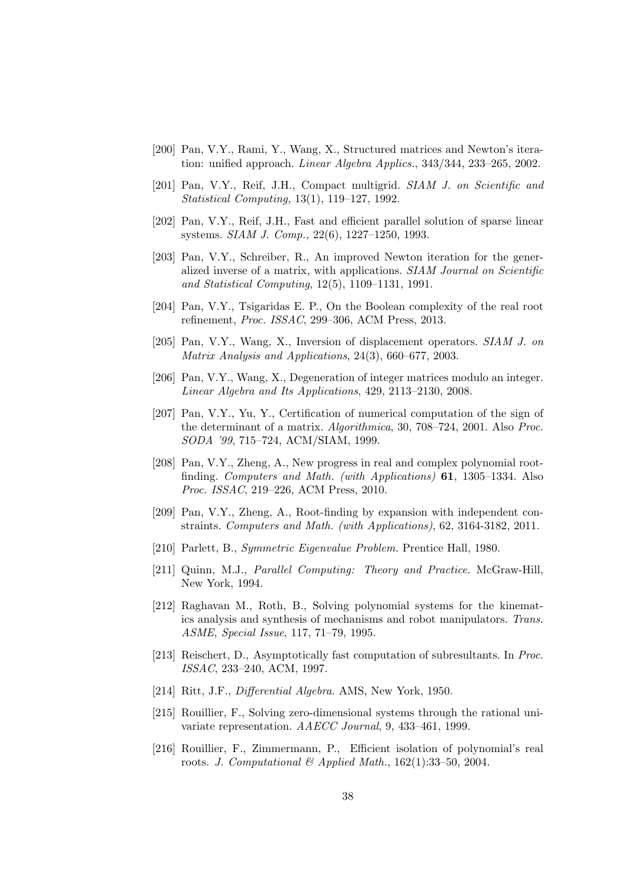[200] Pan, V.Y., Rami, Y., Wang, X., Structured matrices and Newton's iteration: unified approach. *Linear Algebra Applics.*, 343/344, 233–265, 2002.

[201] Pan, V.Y., Reif, J.H., Compact multigrid. *SIAM J. on Scientific and Statistical Computing,* 13(1), 119–127, 1992.

[202] Pan, V.Y., Reif, J.H., Fast and efficient parallel solution of sparse linear systems. *SIAM J. Comp.,* 22(6), 1227–1250, 1993.

[203] Pan, V.Y., Schreiber, R., An improved Newton iteration for the generalized inverse of a matrix, with applications. *SIAM Journal on Scientific and Statistical Computing*, 12(5), 1109–1131, 1991.

[204] Pan, V.Y., Tsigaridas E. P., On the Boolean complexity of the real root refinement, *Proc. ISSAC*, 299–306, ACM Press, 2013.

[205] Pan, V.Y., Wang, X., Inversion of displacement operators. *SIAM J. on Matrix Analysis and Applications*, 24(3), 660–677, 2003.

[206] Pan, V.Y., Wang, X., Degeneration of integer matrices modulo an integer. *Linear Algebra and Its Applications*, 429, 2113–2130, 2008.

[207] Pan, V.Y., Yu, Y., Certification of numerical computation of the sign of the determinant of a matrix. *Algorithmica*, 30, 708–724, 2001. Also *Proc. SODA '99*, 715–724, ACM/SIAM, 1999.

[208] Pan, V.Y., Zheng, A., New progress in real and complex polynomial root-finding. *Computers and Math. (with Applications)* **61**, 1305–1334. Also *Proc. ISSAC*, 219–226, ACM Press, 2010.

[209] Pan, V.Y., Zheng, A., Root-finding by expansion with independent constraints. *Computers and Math. (with Applications)*, 62, 3164-3182, 2011.

[210] Parlett, B., *Symmetric Eigenvalue Problem.* Prentice Hall, 1980.

[211] Quinn, M.J., *Parallel Computing: Theory and Practice.* McGraw-Hill, New York, 1994.

[212] Raghavan M., Roth, B., Solving polynomial systems for the kinematics analysis and synthesis of mechanisms and robot manipulators. *Trans. ASME, Special Issue*, 117, 71–79, 1995.

[213] Reischert, D., Asymptotically fast computation of subresultants. In *Proc. ISSAC*, 233–240, ACM, 1997.

[214] Ritt, J.F., *Differential Algebra.* AMS, New York, 1950.

[215] Rouillier, F., Solving zero-dimensional systems through the rational univariate representation. *AAECC Journal*, 9, 433–461, 1999.

[216] Rouillier, F., Zimmermann, P., Efficient isolation of polynomial's real roots. *J. Computational & Applied Math.*, 162(1):33–50, 2004.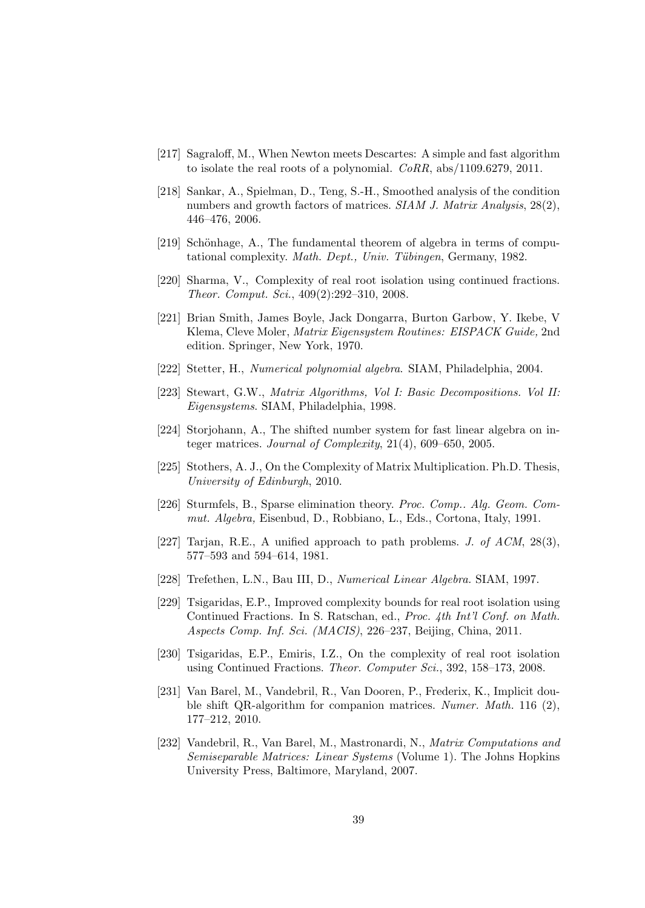[217] Sagraloff, M., When Newton meets Descartes: A simple and fast algorithm to isolate the real roots of a polynomial. *CoRR*, abs/1109.6279, 2011.

[218] Sankar, A., Spielman, D., Teng, S.-H., Smoothed analysis of the condition numbers and growth factors of matrices. *SIAM J. Matrix Analysis*, 28(2), 446–476, 2006.

[219] Schönhage, A., The fundamental theorem of algebra in terms of computational complexity. *Math. Dept., Univ. Tübingen*, Germany, 1982.

[220] Sharma, V., Complexity of real root isolation using continued fractions. *Theor. Comput. Sci.*, 409(2):292–310, 2008.

[221] Brian Smith, James Boyle, Jack Dongarra, Burton Garbow, Y. Ikebe, V Klema, Cleve Moler, *Matrix Eigensystem Routines: EISPACK Guide,* 2nd edition. Springer, New York, 1970.

[222] Stetter, H., *Numerical polynomial algebra*. SIAM, Philadelphia, 2004.

[223] Stewart, G.W., *Matrix Algorithms, Vol I: Basic Decompositions. Vol II: Eigensystems*. SIAM, Philadelphia, 1998.

[224] Storjohann, A., The shifted number system for fast linear algebra on integer matrices. *Journal of Complexity*, 21(4), 609–650, 2005.

[225] Stothers, A. J., On the Complexity of Matrix Multiplication. Ph.D. Thesis, *University of Edinburgh*, 2010.

[226] Sturmfels, B., Sparse elimination theory. *Proc. Comp.. Alg. Geom. Commut. Algebra,* Eisenbud, D., Robbiano, L., Eds., Cortona, Italy, 1991.

[227] Tarjan, R.E., A unified approach to path problems. *J. of ACM*, 28(3), 577–593 and 594–614, 1981.

[228] Trefethen, L.N., Bau III, D., *Numerical Linear Algebra.* SIAM, 1997.

[229] Tsigaridas, E.P., Improved complexity bounds for real root isolation using Continued Fractions. In S. Ratschan, ed., *Proc. 4th Int'l Conf. on Math. Aspects Comp. Inf. Sci. (MACIS)*, 226–237, Beijing, China, 2011.

[230] Tsigaridas, E.P., Emiris, I.Z., On the complexity of real root isolation using Continued Fractions. *Theor. Computer Sci.*, 392, 158–173, 2008.

[231] Van Barel, M., Vandebril, R., Van Dooren, P., Frederix, K., Implicit double shift QR-algorithm for companion matrices. *Numer. Math.* 116 (2), 177–212, 2010.

[232] Vandebril, R., Van Barel, M., Mastronardi, N., *Matrix Computations and Semiseparable Matrices: Linear Systems* (Volume 1). The Johns Hopkins University Press, Baltimore, Maryland, 2007.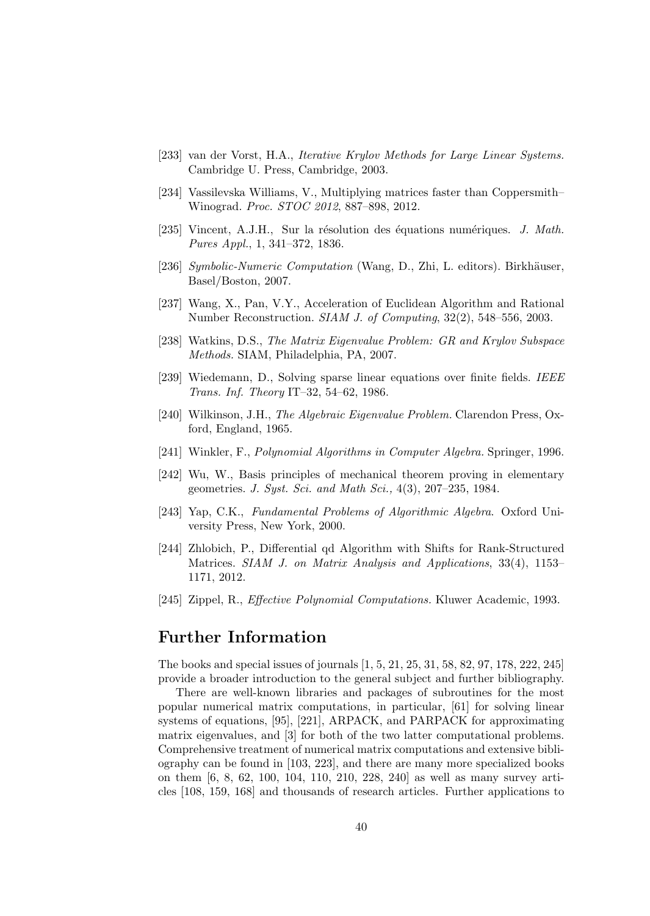[233] van der Vorst, H.A., *Iterative Krylov Methods for Large Linear Systems.* Cambridge U. Press, Cambridge, 2003.

[234] Vassilevska Williams, V., Multiplying matrices faster than Coppersmith–Winograd. *Proc. STOC 2012*, 887–898, 2012.

[235] Vincent, A.J.H., Sur la résolution des équations numériques. *J. Math. Pures Appl.*, 1, 341–372, 1836.

[236] *Symbolic-Numeric Computation* (Wang, D., Zhi, L. editors). Birkhäuser, Basel/Boston, 2007.

[237] Wang, X., Pan, V.Y., Acceleration of Euclidean Algorithm and Rational Number Reconstruction. *SIAM J. of Computing*, 32(2), 548–556, 2003.

[238] Watkins, D.S., *The Matrix Eigenvalue Problem: GR and Krylov Subspace Methods.* SIAM, Philadelphia, PA, 2007.

[239] Wiedemann, D., Solving sparse linear equations over finite fields. *IEEE Trans. Inf. Theory* IT–32, 54–62, 1986.

[240] Wilkinson, J.H., *The Algebraic Eigenvalue Problem.* Clarendon Press, Oxford, England, 1965.

[241] Winkler, F., *Polynomial Algorithms in Computer Algebra.* Springer, 1996.

[242] Wu, W., Basis principles of mechanical theorem proving in elementary geometries. *J. Syst. Sci. and Math Sci.,* 4(3), 207–235, 1984.

[243] Yap, C.K., *Fundamental Problems of Algorithmic Algebra*. Oxford University Press, New York, 2000.

[244] Zhlobich, P., Differential qd Algorithm with Shifts for Rank-Structured Matrices. *SIAM J. on Matrix Analysis and Applications*, 33(4), 1153–1171, 2012.

[245] Zippel, R., *Effective Polynomial Computations.* Kluwer Academic, 1993.

## Further Information

The books and special issues of journals [1, 5, 21, 25, 31, 58, 82, 97, 178, 222, 245] provide a broader introduction to the general subject and further bibliography.

There are well-known libraries and packages of subroutines for the most popular numerical matrix computations, in particular, [61] for solving linear systems of equations, [95], [221], ARPACK, and PARPACK for approximating matrix eigenvalues, and [3] for both of the two latter computational problems. Comprehensive treatment of numerical matrix computations and extensive bibliography can be found in [103, 223], and there are many more specialized books on them [6, 8, 62, 100, 104, 110, 210, 228, 240] as well as many survey articles [108, 159, 168] and thousands of research articles. Further applications to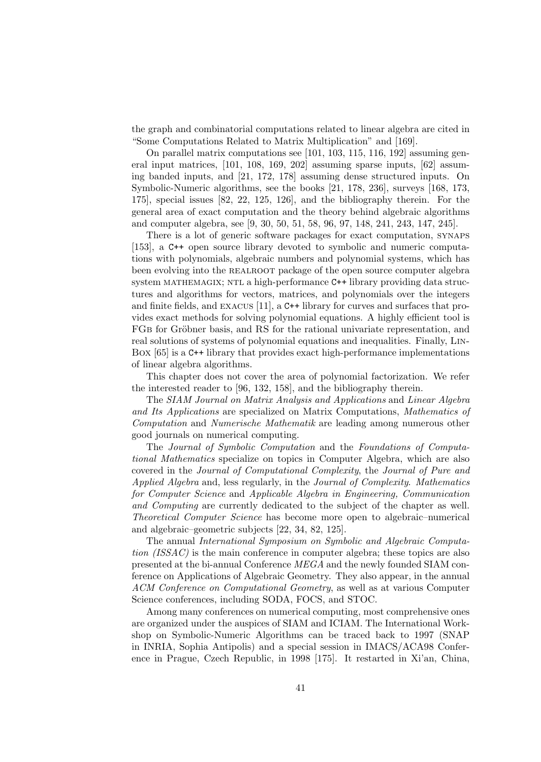the graph and combinatorial computations related to linear algebra are cited in "Some Computations Related to Matrix Multiplication" and [169].

On parallel matrix computations see [101, 103, 115, 116, 192] assuming general input matrices, [101, 108, 169, 202] assuming sparse inputs, [62] assuming banded inputs, and [21, 172, 178] assuming dense structured inputs. On Symbolic-Numeric algorithms, see the books [21, 178, 236], surveys [168, 173, 175], special issues [82, 22, 125, 126], and the bibliography therein. For the general area of exact computation and the theory behind algebraic algorithms and computer algebra, see [9, 30, 50, 51, 58, 96, 97, 148, 241, 243, 147, 245].

There is a lot of generic software packages for exact computation, SYNAPS [153], a `C++` open source library devoted to symbolic and numeric computations with polynomials, algebraic numbers and polynomial systems, which has been evolving into the REALROOT package of the open source computer algebra system MATHEMAGIX; NTL a high-performance `C++` library providing data structures and algorithms for vectors, matrices, and polynomials over the integers and finite fields, and EXACUS [11], a `C++` library for curves and surfaces that provides exact methods for solving polynomial equations. A highly efficient tool is FGB for Gröbner basis, and RS for the rational univariate representation, and real solutions of systems of polynomial equations and inequalities. Finally, LINBOX [65] is a `C++` library that provides exact high-performance implementations of linear algebra algorithms.

This chapter does not cover the area of polynomial factorization. We refer the interested reader to [96, 132, 158], and the bibliography therein.

The *SIAM Journal on Matrix Analysis and Applications* and *Linear Algebra and Its Applications* are specialized on Matrix Computations, *Mathematics of Computation* and *Numerische Mathematik* are leading among numerous other good journals on numerical computing.

The *Journal of Symbolic Computation* and the *Foundations of Computational Mathematics* specialize on topics in Computer Algebra, which are also covered in the *Journal of Computational Complexity*, the *Journal of Pure and Applied Algebra* and, less regularly, in the *Journal of Complexity*. *Mathematics for Computer Science* and *Applicable Algebra in Engineering, Communication and Computing* are currently dedicated to the subject of the chapter as well. *Theoretical Computer Science* has become more open to algebraic–numerical and algebraic–geometric subjects [22, 34, 82, 125].

The annual *International Symposium on Symbolic and Algebraic Computation (ISSAC)* is the main conference in computer algebra; these topics are also presented at the bi-annual Conference *MEGA* and the newly founded SIAM conference on Applications of Algebraic Geometry. They also appear, in the annual *ACM Conference on Computational Geometry*, as well as at various Computer Science conferences, including SODA, FOCS, and STOC.

Among many conferences on numerical computing, most comprehensive ones are organized under the auspices of SIAM and ICIAM. The International Workshop on Symbolic-Numeric Algorithms can be traced back to 1997 (SNAP in INRIA, Sophia Antipolis) and a special session in IMACS/ACA98 Conference in Prague, Czech Republic, in 1998 [175]. It restarted in Xi'an, China,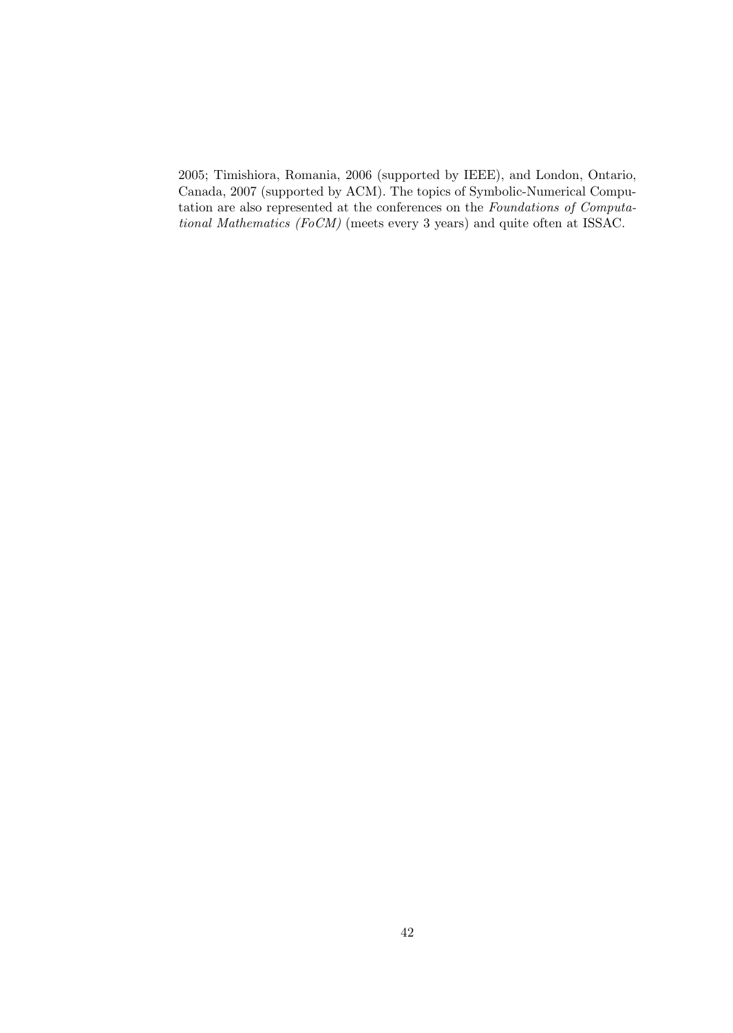2005; Timishiora, Romania, 2006 (supported by IEEE), and London, Ontario, Canada, 2007 (supported by ACM). The topics of Symbolic-Numerical Computation are also represented at the conferences on the *Foundations of Computational Mathematics (FoCM)* (meets every 3 years) and quite often at ISSAC.